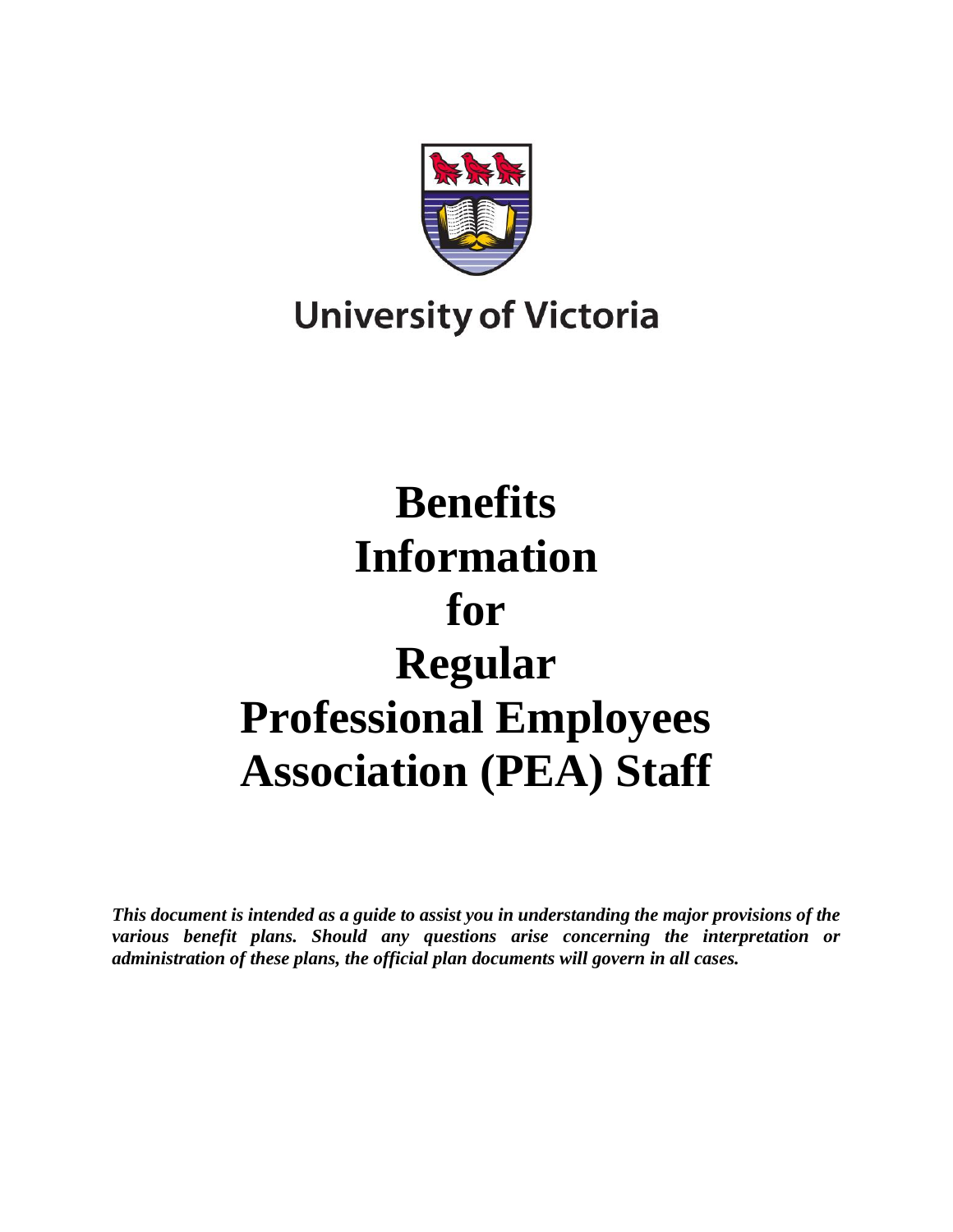University of Victoria

# Benefits Information for Regular Professional Employees Association (PEA) Staff

***This document is intended as a guide to assist you in understanding the major provisions of the various benefit plans. Should any questions arise concerning the interpretation or administration of these plans, the official plan documents will govern in all cases.***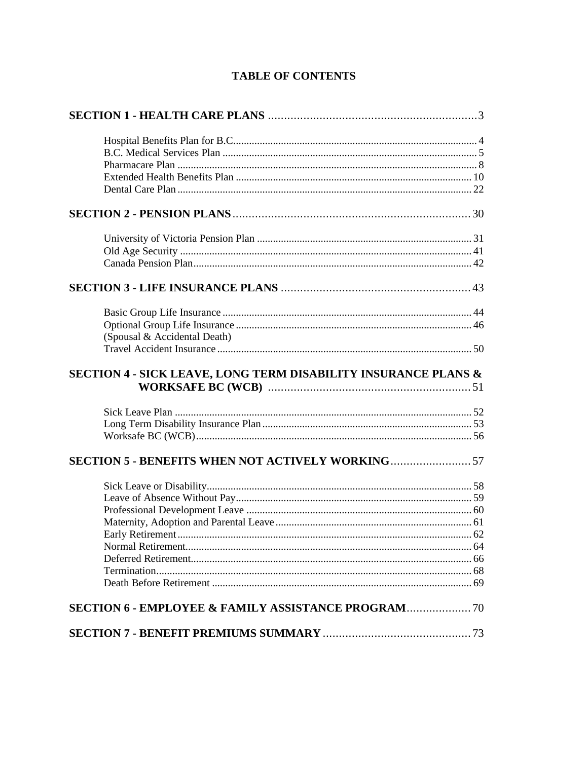# TABLE OF CONTENTS

**SECTION 1 - HEALTH CARE PLANS** .......... 3

- Hospital Benefits Plan for B.C. .......... 4
- B.C. Medical Services Plan .......... 5
- Pharmacare Plan .......... 8
- Extended Health Benefits Plan .......... 10
- Dental Care Plan .......... 22

**SECTION 2 - PENSION PLANS** .......... 30

- University of Victoria Pension Plan .......... 31
- Old Age Security .......... 41
- Canada Pension Plan .......... 42

**SECTION 3 - LIFE INSURANCE PLANS** .......... 43

- Basic Group Life Insurance .......... 44
- Optional Group Life Insurance .......... 46
  (Spousal & Accidental Death)
- Travel Accident Insurance .......... 50

**SECTION 4 - SICK LEAVE, LONG TERM DISABILITY INSURANCE PLANS & WORKSAFE BC (WCB)** .......... 51

- Sick Leave Plan .......... 52
- Long Term Disability Insurance Plan .......... 53
- Worksafe BC (WCB) .......... 56

**SECTION 5 - BENEFITS WHEN NOT ACTIVELY WORKING** .......... 57

- Sick Leave or Disability .......... 58
- Leave of Absence Without Pay .......... 59
- Professional Development Leave .......... 60
- Maternity, Adoption and Parental Leave .......... 61
- Early Retirement .......... 62
- Normal Retirement .......... 64
- Deferred Retirement .......... 66
- Termination .......... 68
- Death Before Retirement .......... 69

**SECTION 6 - EMPLOYEE & FAMILY ASSISTANCE PROGRAM** .......... 70

**SECTION 7 - BENEFIT PREMIUMS SUMMARY** .......... 73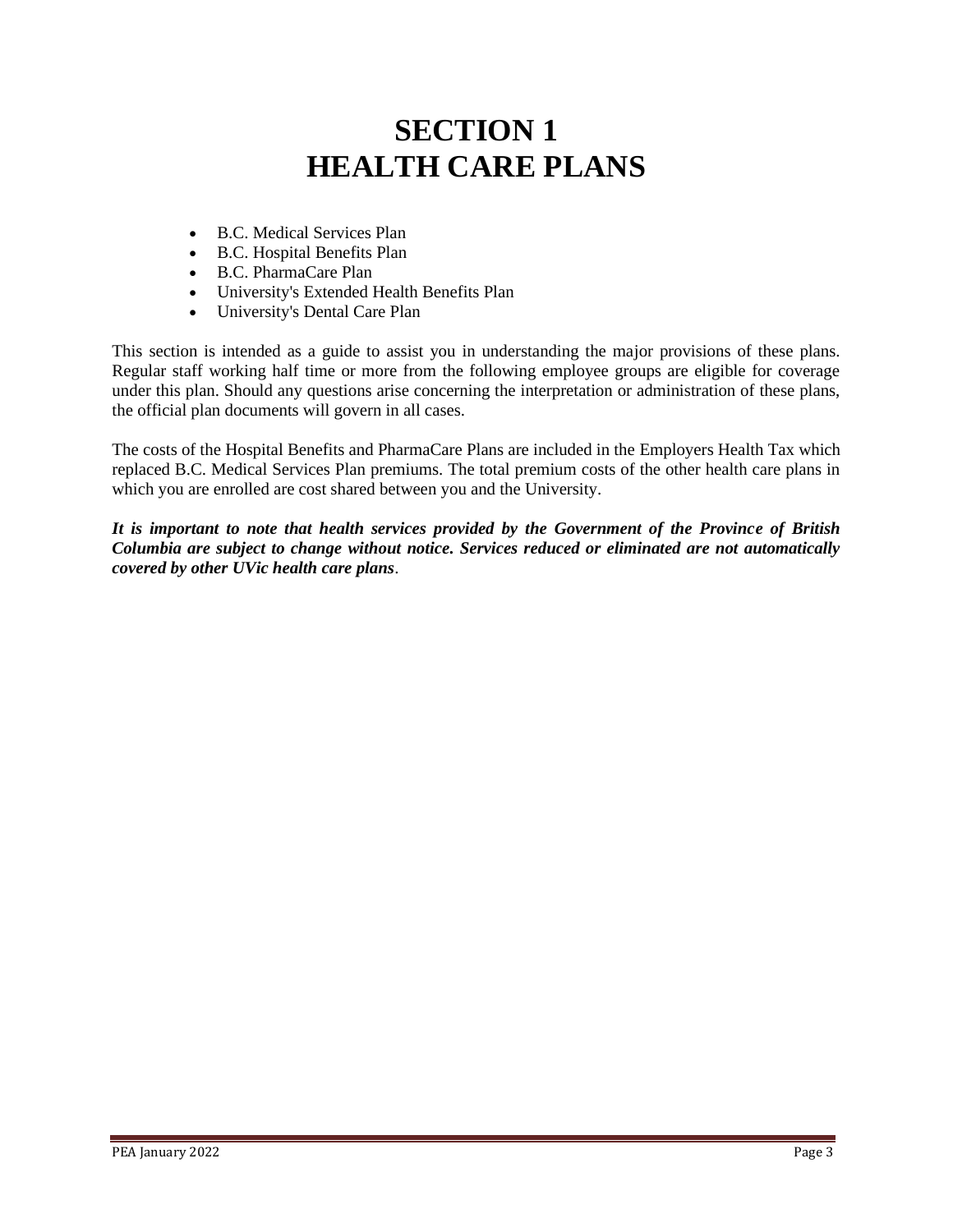# SECTION 1
# HEALTH CARE PLANS

- B.C. Medical Services Plan
- B.C. Hospital Benefits Plan
- B.C. PharmaCare Plan
- University's Extended Health Benefits Plan
- University's Dental Care Plan

This section is intended as a guide to assist you in understanding the major provisions of these plans. Regular staff working half time or more from the following employee groups are eligible for coverage under this plan. Should any questions arise concerning the interpretation or administration of these plans, the official plan documents will govern in all cases.

The costs of the Hospital Benefits and PharmaCare Plans are included in the Employers Health Tax which replaced B.C. Medical Services Plan premiums. The total premium costs of the other health care plans in which you are enrolled are cost shared between you and the University.

***It is important to note that health services provided by the Government of the Province of British Columbia are subject to change without notice. Services reduced or eliminated are not automatically covered by other UVic health care plans***.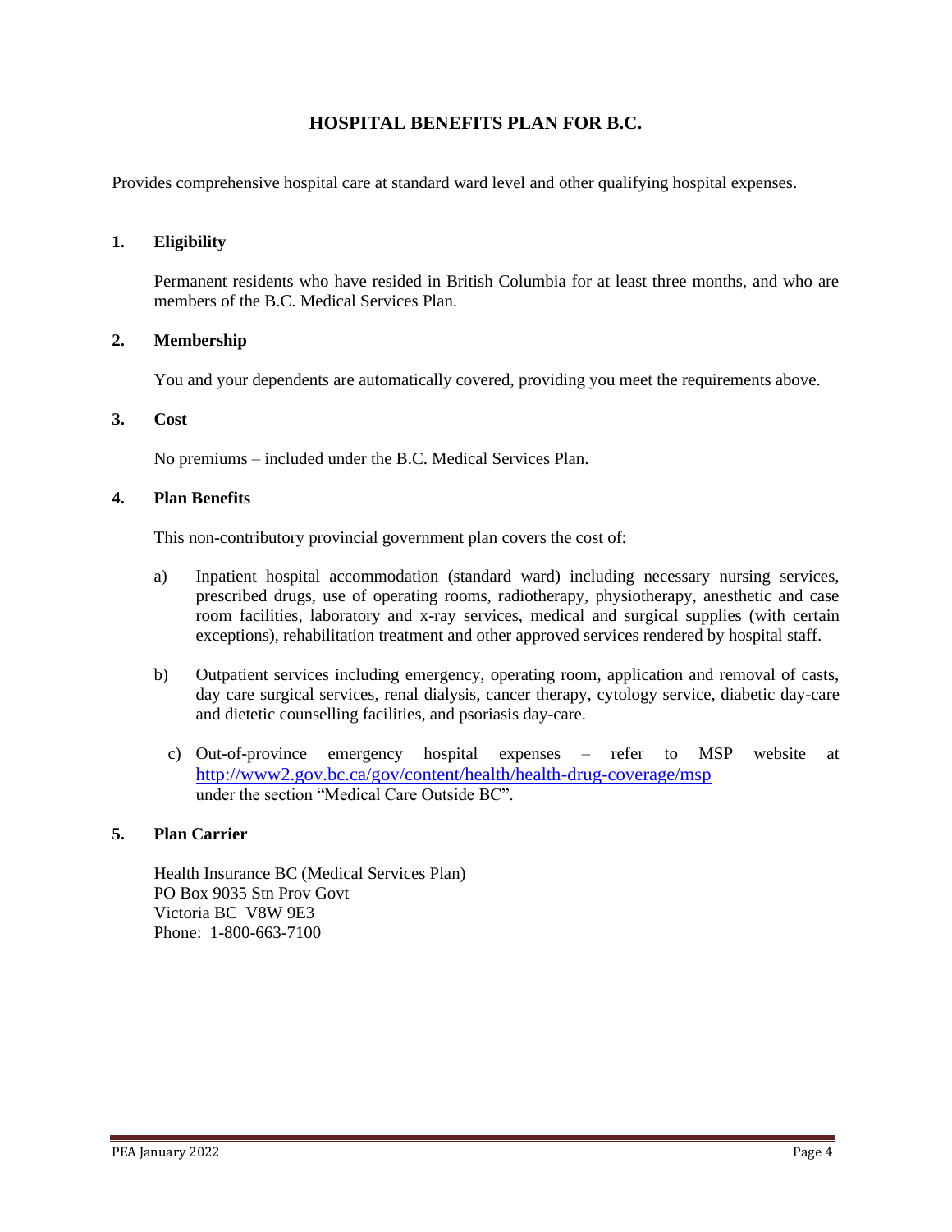# HOSPITAL BENEFITS PLAN FOR B.C.

Provides comprehensive hospital care at standard ward level and other qualifying hospital expenses.

## 1. Eligibility

Permanent residents who have resided in British Columbia for at least three months, and who are members of the B.C. Medical Services Plan.

## 2. Membership

You and your dependents are automatically covered, providing you meet the requirements above.

## 3. Cost

No premiums – included under the B.C. Medical Services Plan.

## 4. Plan Benefits

This non-contributory provincial government plan covers the cost of:

a) Inpatient hospital accommodation (standard ward) including necessary nursing services, prescribed drugs, use of operating rooms, radiotherapy, physiotherapy, anesthetic and case room facilities, laboratory and x-ray services, medical and surgical supplies (with certain exceptions), rehabilitation treatment and other approved services rendered by hospital staff.

b) Outpatient services including emergency, operating room, application and removal of casts, day care surgical services, renal dialysis, cancer therapy, cytology service, diabetic day-care and dietetic counselling facilities, and psoriasis day-care.

c) Out-of-province emergency hospital expenses – refer to MSP website at http://www2.gov.bc.ca/gov/content/health/health-drug-coverage/msp under the section "Medical Care Outside BC".

## 5. Plan Carrier

Health Insurance BC (Medical Services Plan)
PO Box 9035 Stn Prov Govt
Victoria BC V8W 9E3
Phone: 1-800-663-7100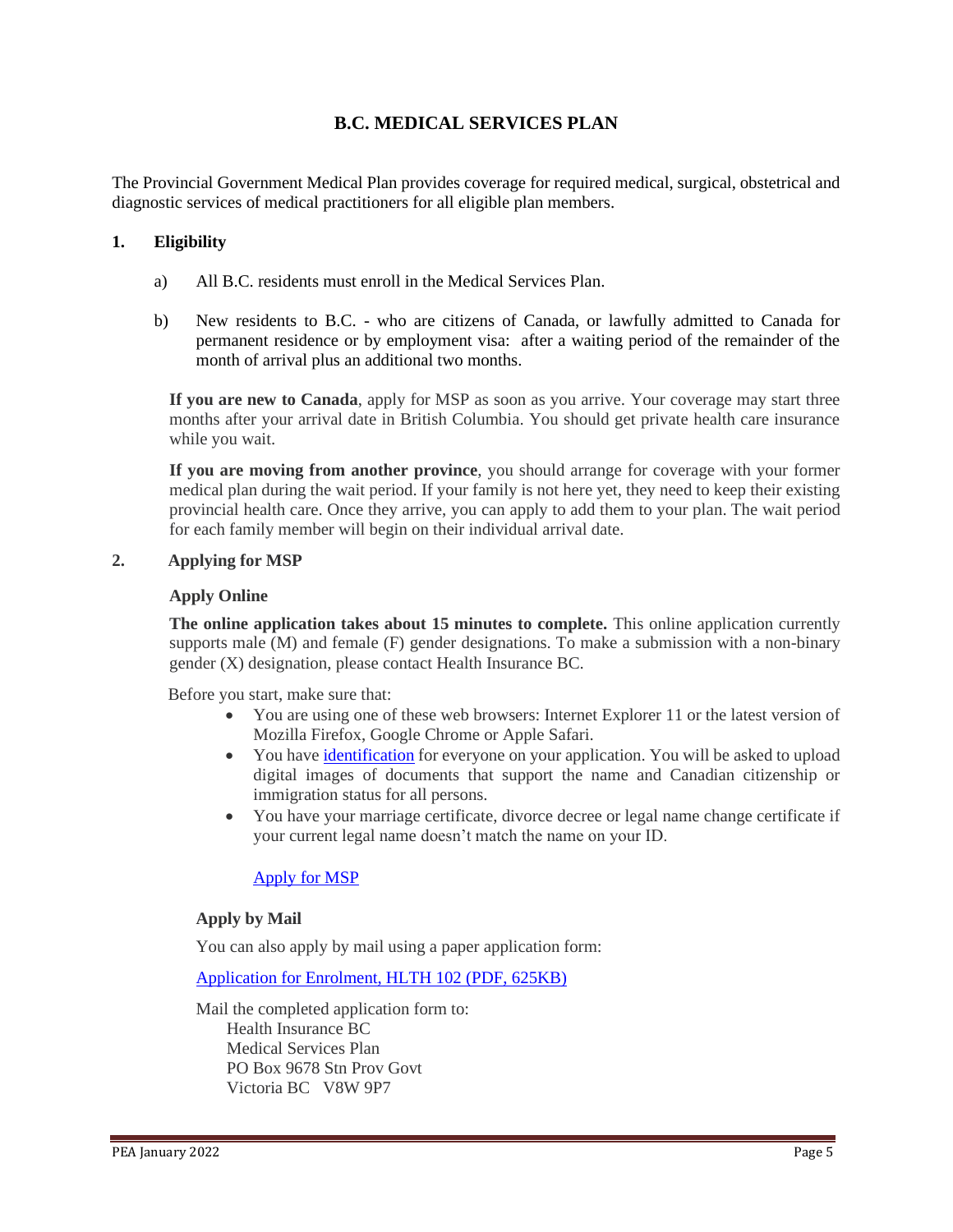# B.C. MEDICAL SERVICES PLAN

The Provincial Government Medical Plan provides coverage for required medical, surgical, obstetrical and diagnostic services of medical practitioners for all eligible plan members.

## 1. Eligibility

a) All B.C. residents must enroll in the Medical Services Plan.

b) New residents to B.C. - who are citizens of Canada, or lawfully admitted to Canada for permanent residence or by employment visa: after a waiting period of the remainder of the month of arrival plus an additional two months.

**If you are new to Canada**, apply for MSP as soon as you arrive. Your coverage may start three months after your arrival date in British Columbia. You should get private health care insurance while you wait.

**If you are moving from another province**, you should arrange for coverage with your former medical plan during the wait period. If your family is not here yet, they need to keep their existing provincial health care. Once they arrive, you can apply to add them to your plan. The wait period for each family member will begin on their individual arrival date.

## 2. Applying for MSP

### Apply Online

**The online application takes about 15 minutes to complete.** This online application currently supports male (M) and female (F) gender designations. To make a submission with a non-binary gender (X) designation, please contact Health Insurance BC.

Before you start, make sure that:

- You are using one of these web browsers: Internet Explorer 11 or the latest version of Mozilla Firefox, Google Chrome or Apple Safari.
- You have identification for everyone on your application. You will be asked to upload digital images of documents that support the name and Canadian citizenship or immigration status for all persons.
- You have your marriage certificate, divorce decree or legal name change certificate if your current legal name doesn't match the name on your ID.

Apply for MSP

### Apply by Mail

You can also apply by mail using a paper application form:

Application for Enrolment, HLTH 102 (PDF, 625KB)

Mail the completed application form to:

Health Insurance BC
Medical Services Plan
PO Box 9678 Stn Prov Govt
Victoria BC V8W 9P7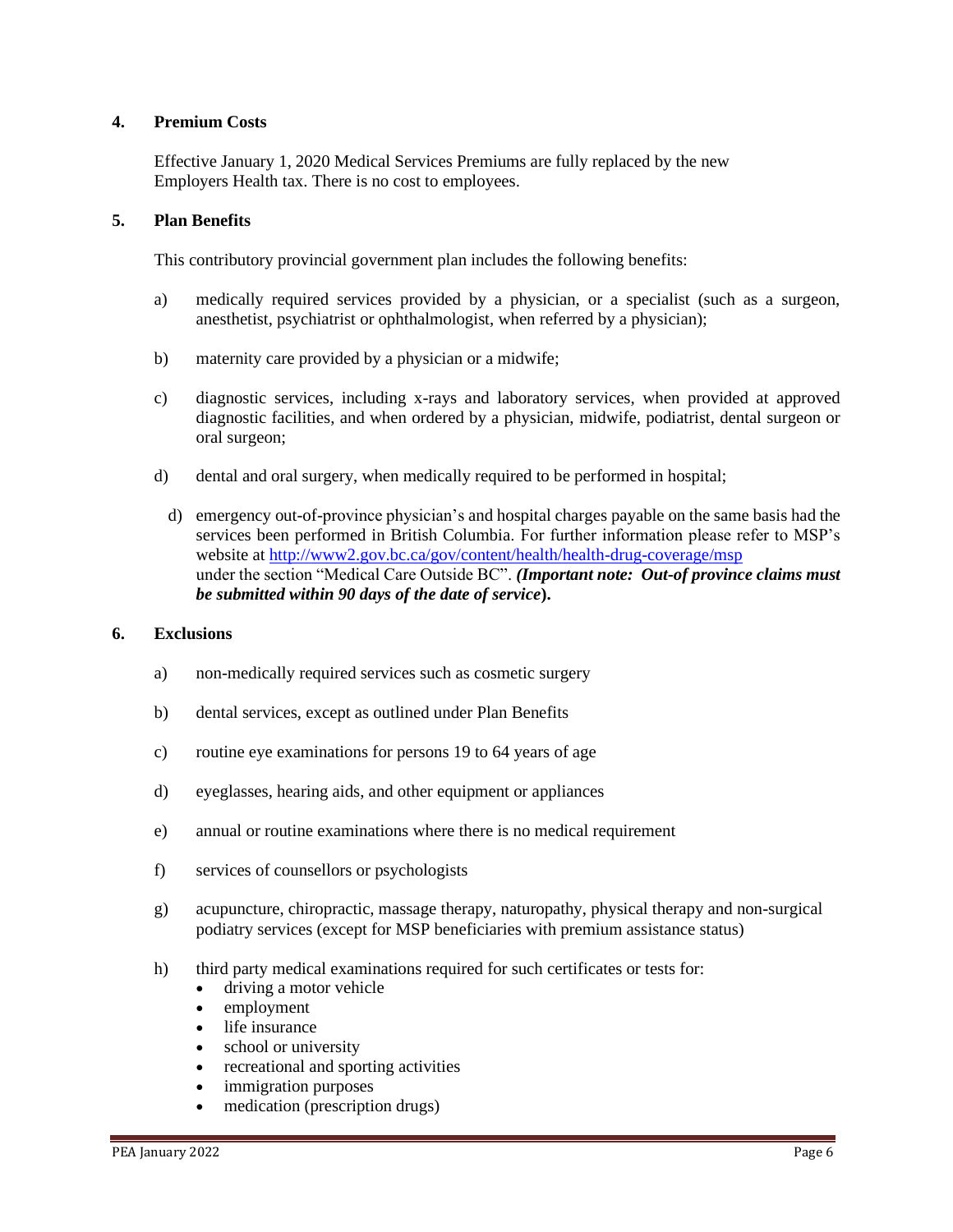## 4. Premium Costs

Effective January 1, 2020 Medical Services Premiums are fully replaced by the new Employers Health tax. There is no cost to employees.

## 5. Plan Benefits

This contributory provincial government plan includes the following benefits:

a) medically required services provided by a physician, or a specialist (such as a surgeon, anesthetist, psychiatrist or ophthalmologist, when referred by a physician);

b) maternity care provided by a physician or a midwife;

c) diagnostic services, including x-rays and laboratory services, when provided at approved diagnostic facilities, and when ordered by a physician, midwife, podiatrist, dental surgeon or oral surgeon;

d) dental and oral surgery, when medically required to be performed in hospital;

d) emergency out-of-province physician's and hospital charges payable on the same basis had the services been performed in British Columbia. For further information please refer to MSP's website at [http://www2.gov.bc.ca/gov/content/health/health-drug-coverage/msp](http://www2.gov.bc.ca/gov/content/health/health-drug-coverage/msp) under the section "Medical Care Outside BC". ***(Important note: Out-of province claims must be submitted within 90 days of the date of service*).**

## 6. Exclusions

a) non-medically required services such as cosmetic surgery

b) dental services, except as outlined under Plan Benefits

c) routine eye examinations for persons 19 to 64 years of age

d) eyeglasses, hearing aids, and other equipment or appliances

e) annual or routine examinations where there is no medical requirement

f) services of counsellors or psychologists

g) acupuncture, chiropractic, massage therapy, naturopathy, physical therapy and non-surgical podiatry services (except for MSP beneficiaries with premium assistance status)

h) third party medical examinations required for such certificates or tests for:
   - driving a motor vehicle
   - employment
   - life insurance
   - school or university
   - recreational and sporting activities
   - immigration purposes
   - medication (prescription drugs)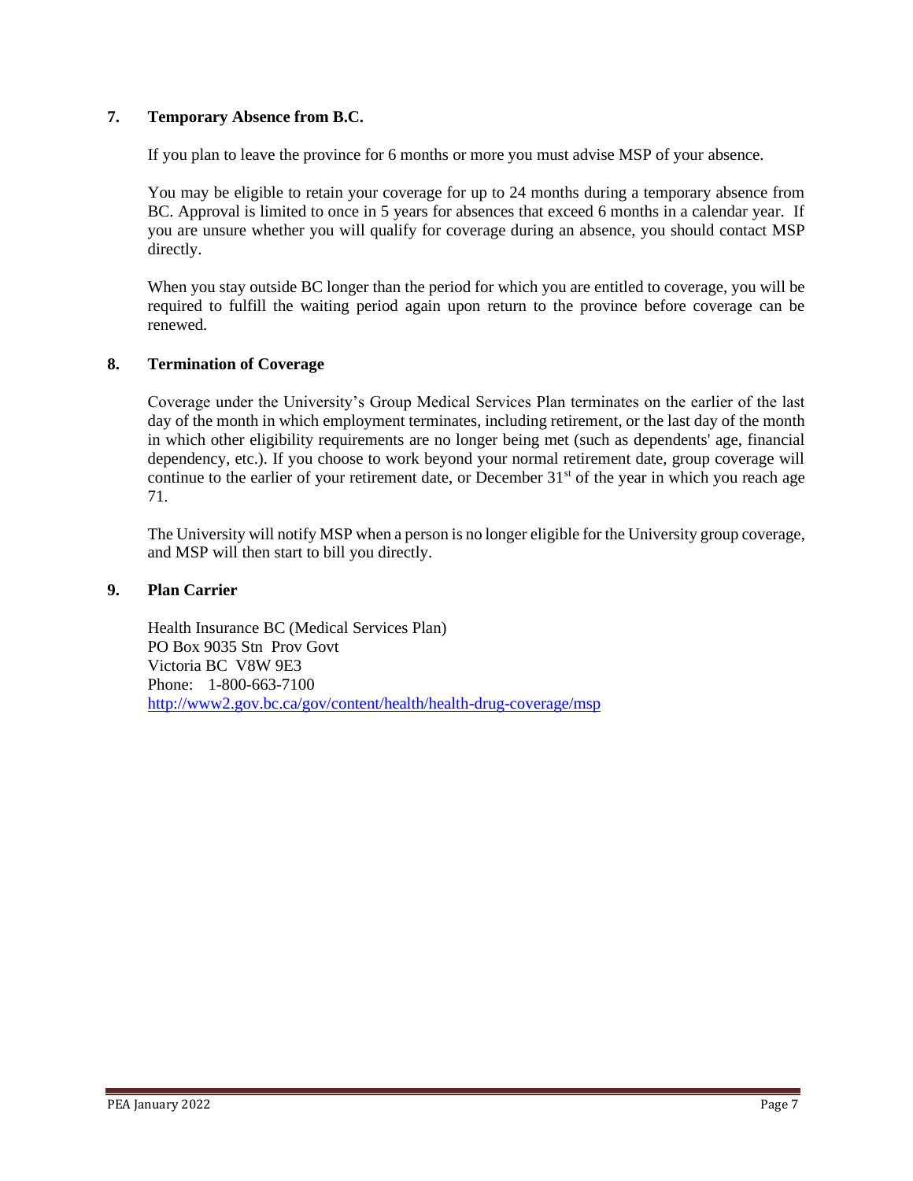## 7. Temporary Absence from B.C.

If you plan to leave the province for 6 months or more you must advise MSP of your absence.

You may be eligible to retain your coverage for up to 24 months during a temporary absence from BC. Approval is limited to once in 5 years for absences that exceed 6 months in a calendar year. If you are unsure whether you will qualify for coverage during an absence, you should contact MSP directly.

When you stay outside BC longer than the period for which you are entitled to coverage, you will be required to fulfill the waiting period again upon return to the province before coverage can be renewed.

## 8. Termination of Coverage

Coverage under the University's Group Medical Services Plan terminates on the earlier of the last day of the month in which employment terminates, including retirement, or the last day of the month in which other eligibility requirements are no longer being met (such as dependents' age, financial dependency, etc.). If you choose to work beyond your normal retirement date, group coverage will continue to the earlier of your retirement date, or December 31st of the year in which you reach age 71.

The University will notify MSP when a person is no longer eligible for the University group coverage, and MSP will then start to bill you directly.

## 9. Plan Carrier

Health Insurance BC (Medical Services Plan)
PO Box 9035 Stn Prov Govt
Victoria BC V8W 9E3
Phone: 1-800-663-7100
http://www2.gov.bc.ca/gov/content/health/health-drug-coverage/msp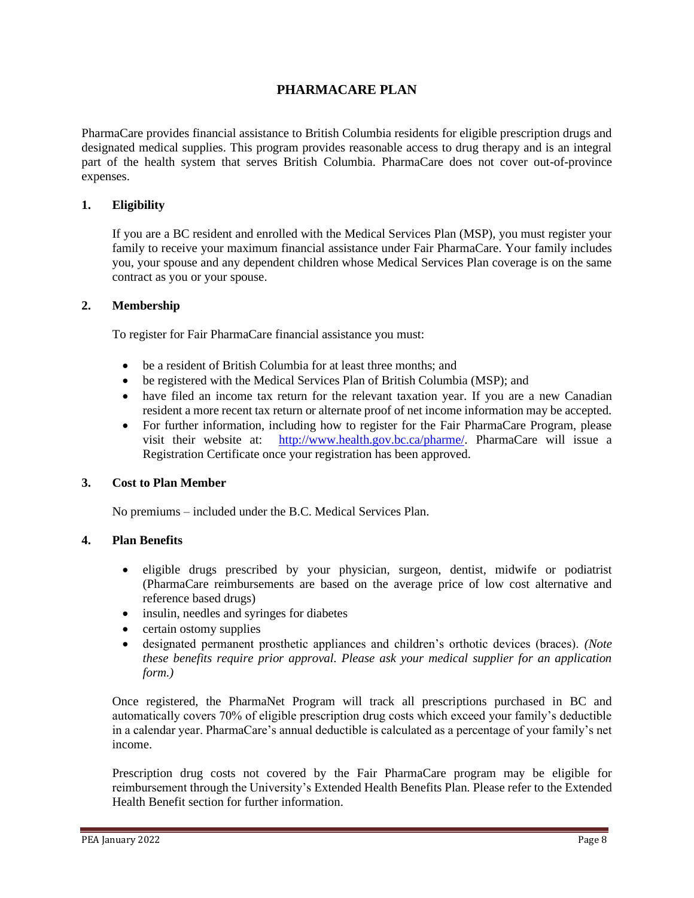# PHARMACARE PLAN

PharmaCare provides financial assistance to British Columbia residents for eligible prescription drugs and designated medical supplies. This program provides reasonable access to drug therapy and is an integral part of the health system that serves British Columbia. PharmaCare does not cover out-of-province expenses.

## 1. Eligibility

If you are a BC resident and enrolled with the Medical Services Plan (MSP), you must register your family to receive your maximum financial assistance under Fair PharmaCare. Your family includes you, your spouse and any dependent children whose Medical Services Plan coverage is on the same contract as you or your spouse.

## 2. Membership

To register for Fair PharmaCare financial assistance you must:

- be a resident of British Columbia for at least three months; and
- be registered with the Medical Services Plan of British Columbia (MSP); and
- have filed an income tax return for the relevant taxation year. If you are a new Canadian resident a more recent tax return or alternate proof of net income information may be accepted.
- For further information, including how to register for the Fair PharmaCare Program, please visit their website at: [http://www.health.gov.bc.ca/pharme/](http://www.health.gov.bc.ca/pharme/). PharmaCare will issue a Registration Certificate once your registration has been approved.

## 3. Cost to Plan Member

No premiums – included under the B.C. Medical Services Plan.

## 4. Plan Benefits

- eligible drugs prescribed by your physician, surgeon, dentist, midwife or podiatrist (PharmaCare reimbursements are based on the average price of low cost alternative and reference based drugs)
- insulin, needles and syringes for diabetes
- certain ostomy supplies
- designated permanent prosthetic appliances and children's orthotic devices (braces). *(Note these benefits require prior approval. Please ask your medical supplier for an application form.)*

Once registered, the PharmaNet Program will track all prescriptions purchased in BC and automatically covers 70% of eligible prescription drug costs which exceed your family's deductible in a calendar year. PharmaCare's annual deductible is calculated as a percentage of your family's net income.

Prescription drug costs not covered by the Fair PharmaCare program may be eligible for reimbursement through the University's Extended Health Benefits Plan. Please refer to the Extended Health Benefit section for further information.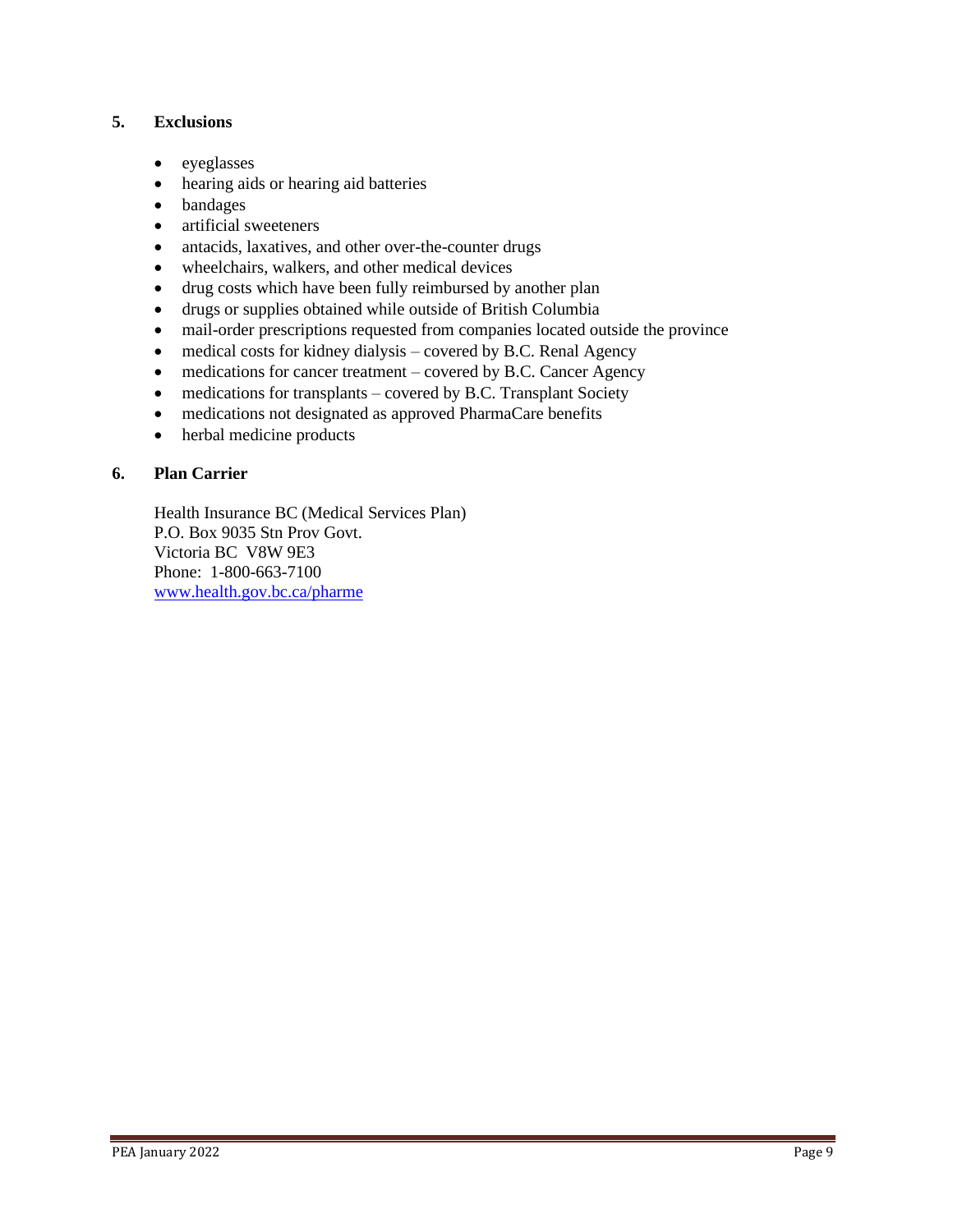## 5. Exclusions

- eyeglasses
- hearing aids or hearing aid batteries
- bandages
- artificial sweeteners
- antacids, laxatives, and other over-the-counter drugs
- wheelchairs, walkers, and other medical devices
- drug costs which have been fully reimbursed by another plan
- drugs or supplies obtained while outside of British Columbia
- mail-order prescriptions requested from companies located outside the province
- medical costs for kidney dialysis – covered by B.C. Renal Agency
- medications for cancer treatment – covered by B.C. Cancer Agency
- medications for transplants – covered by B.C. Transplant Society
- medications not designated as approved PharmaCare benefits
- herbal medicine products

## 6. Plan Carrier

Health Insurance BC (Medical Services Plan)
P.O. Box 9035 Stn Prov Govt.
Victoria BC V8W 9E3
Phone: 1-800-663-7100
[www.health.gov.bc.ca/pharme](http://www.health.gov.bc.ca/pharme)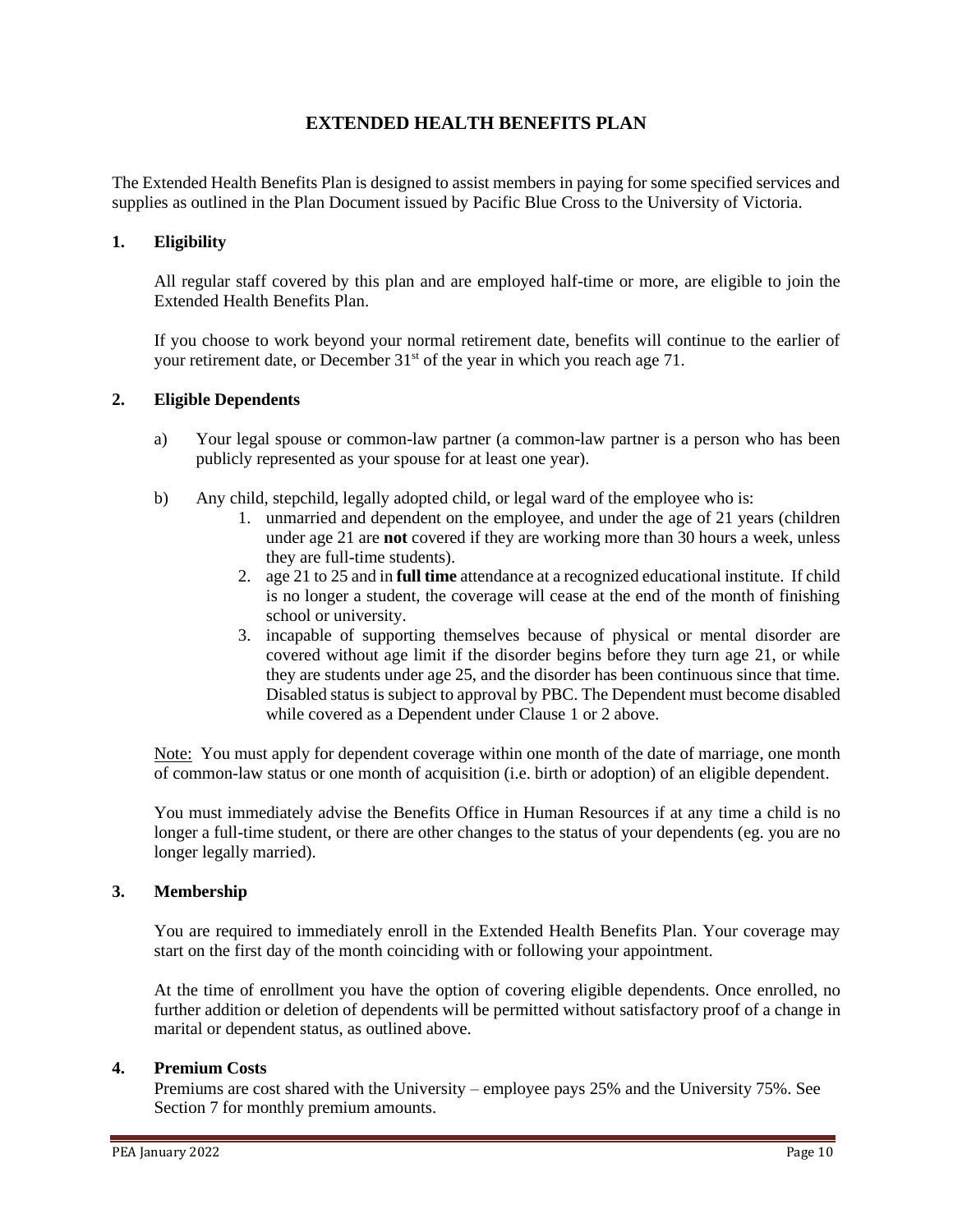# EXTENDED HEALTH BENEFITS PLAN

The Extended Health Benefits Plan is designed to assist members in paying for some specified services and supplies as outlined in the Plan Document issued by Pacific Blue Cross to the University of Victoria.

## 1. Eligibility

All regular staff covered by this plan and are employed half-time or more, are eligible to join the Extended Health Benefits Plan.

If you choose to work beyond your normal retirement date, benefits will continue to the earlier of your retirement date, or December 31st of the year in which you reach age 71.

## 2. Eligible Dependents

a) Your legal spouse or common-law partner (a common-law partner is a person who has been publicly represented as your spouse for at least one year).

b) Any child, stepchild, legally adopted child, or legal ward of the employee who is:

1. unmarried and dependent on the employee, and under the age of 21 years (children under age 21 are **not** covered if they are working more than 30 hours a week, unless they are full-time students).
2. age 21 to 25 and in **full time** attendance at a recognized educational institute. If child is no longer a student, the coverage will cease at the end of the month of finishing school or university.
3. incapable of supporting themselves because of physical or mental disorder are covered without age limit if the disorder begins before they turn age 21, or while they are students under age 25, and the disorder has been continuous since that time. Disabled status is subject to approval by PBC. The Dependent must become disabled while covered as a Dependent under Clause 1 or 2 above.

Note: You must apply for dependent coverage within one month of the date of marriage, one month of common-law status or one month of acquisition (i.e. birth or adoption) of an eligible dependent.

You must immediately advise the Benefits Office in Human Resources if at any time a child is no longer a full-time student, or there are other changes to the status of your dependents (eg. you are no longer legally married).

## 3. Membership

You are required to immediately enroll in the Extended Health Benefits Plan. Your coverage may start on the first day of the month coinciding with or following your appointment.

At the time of enrollment you have the option of covering eligible dependents. Once enrolled, no further addition or deletion of dependents will be permitted without satisfactory proof of a change in marital or dependent status, as outlined above.

## 4. Premium Costs

Premiums are cost shared with the University – employee pays 25% and the University 75%. See Section 7 for monthly premium amounts.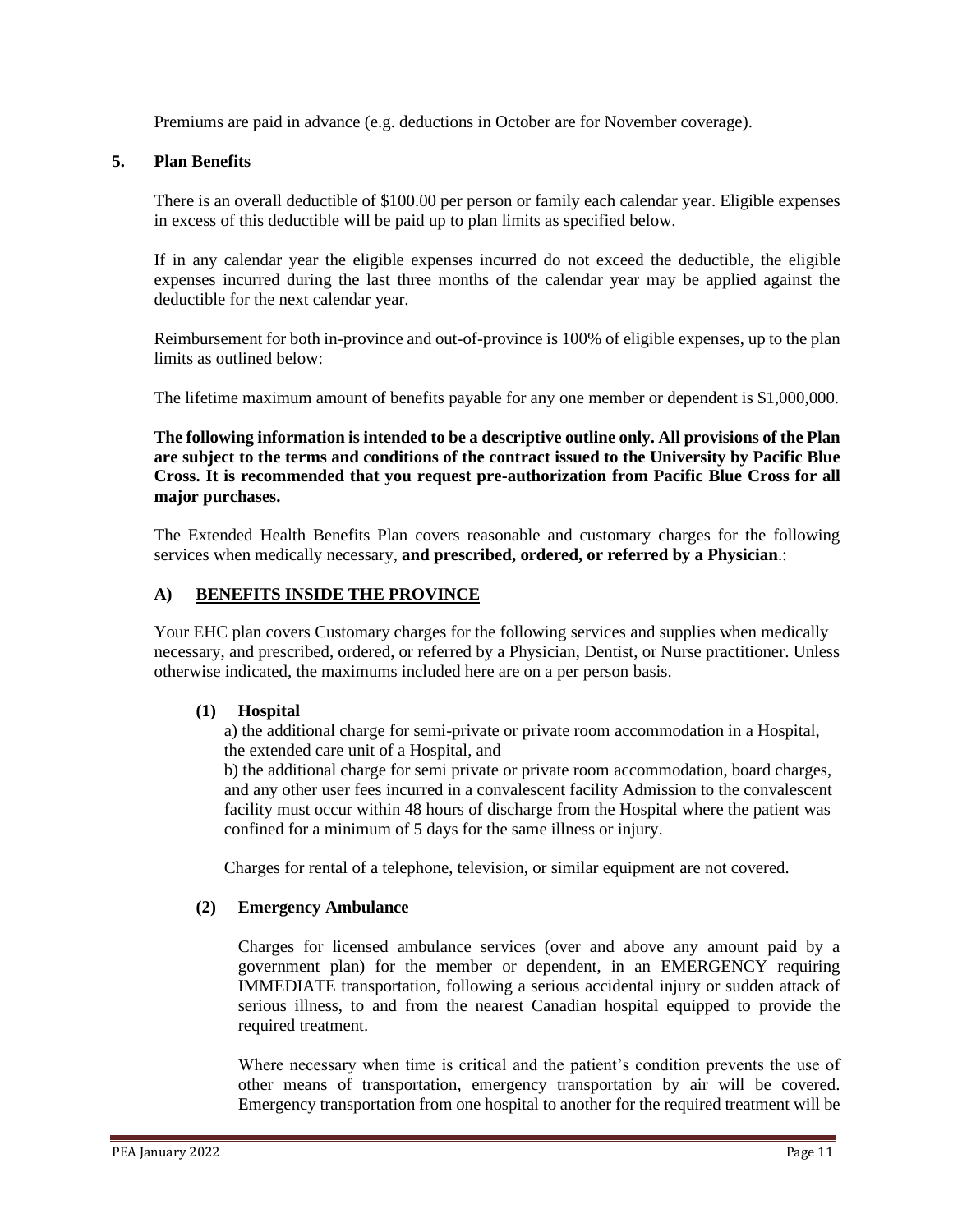Premiums are paid in advance (e.g. deductions in October are for November coverage).

## 5. Plan Benefits

There is an overall deductible of $100.00 per person or family each calendar year. Eligible expenses in excess of this deductible will be paid up to plan limits as specified below.

If in any calendar year the eligible expenses incurred do not exceed the deductible, the eligible expenses incurred during the last three months of the calendar year may be applied against the deductible for the next calendar year.

Reimbursement for both in-province and out-of-province is 100% of eligible expenses, up to the plan limits as outlined below:

The lifetime maximum amount of benefits payable for any one member or dependent is $1,000,000.

**The following information is intended to be a descriptive outline only. All provisions of the Plan are subject to the terms and conditions of the contract issued to the University by Pacific Blue Cross. It is recommended that you request pre-authorization from Pacific Blue Cross for all major purchases.**

The Extended Health Benefits Plan covers reasonable and customary charges for the following services when medically necessary, **and prescribed, ordered, or referred by a Physician**.:

### A) BENEFITS INSIDE THE PROVINCE

Your EHC plan covers Customary charges for the following services and supplies when medically necessary, and prescribed, ordered, or referred by a Physician, Dentist, or Nurse practitioner. Unless otherwise indicated, the maximums included here are on a per person basis.

#### (1) Hospital

a) the additional charge for semi-private or private room accommodation in a Hospital, the extended care unit of a Hospital, and

b) the additional charge for semi private or private room accommodation, board charges, and any other user fees incurred in a convalescent facility Admission to the convalescent facility must occur within 48 hours of discharge from the Hospital where the patient was confined for a minimum of 5 days for the same illness or injury.

Charges for rental of a telephone, television, or similar equipment are not covered.

#### (2) Emergency Ambulance

Charges for licensed ambulance services (over and above any amount paid by a government plan) for the member or dependent, in an EMERGENCY requiring IMMEDIATE transportation, following a serious accidental injury or sudden attack of serious illness, to and from the nearest Canadian hospital equipped to provide the required treatment.

Where necessary when time is critical and the patient's condition prevents the use of other means of transportation, emergency transportation by air will be covered. Emergency transportation from one hospital to another for the required treatment will be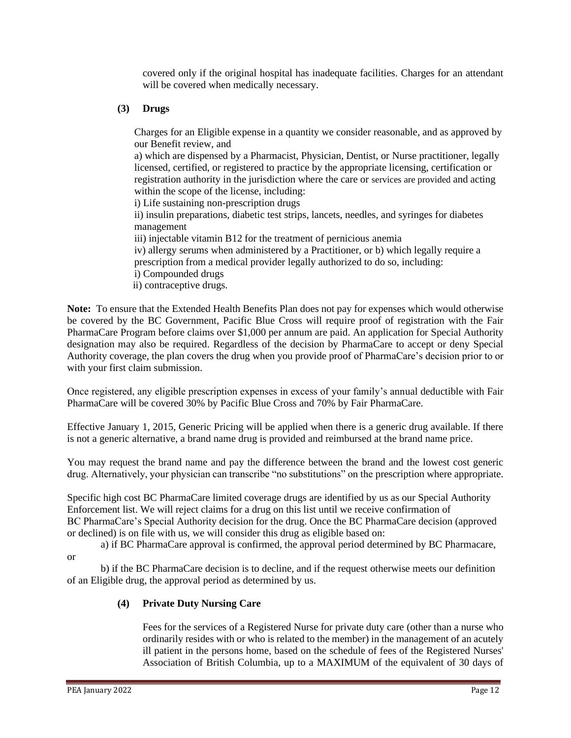covered only if the original hospital has inadequate facilities. Charges for an attendant will be covered when medically necessary.

### (3) Drugs

Charges for an Eligible expense in a quantity we consider reasonable, and as approved by our Benefit review, and

a) which are dispensed by a Pharmacist, Physician, Dentist, or Nurse practitioner, legally licensed, certified, or registered to practice by the appropriate licensing, certification or registration authority in the jurisdiction where the care or services are provided and acting within the scope of the license, including:

i) Life sustaining non-prescription drugs

ii) insulin preparations, diabetic test strips, lancets, needles, and syringes for diabetes management

iii) injectable vitamin B12 for the treatment of pernicious anemia

iv) allergy serums when administered by a Practitioner, or b) which legally require a prescription from a medical provider legally authorized to do so, including:

i) Compounded drugs

ii) contraceptive drugs.

**Note:** To ensure that the Extended Health Benefits Plan does not pay for expenses which would otherwise be covered by the BC Government, Pacific Blue Cross will require proof of registration with the Fair PharmaCare Program before claims over $1,000 per annum are paid. An application for Special Authority designation may also be required. Regardless of the decision by PharmaCare to accept or deny Special Authority coverage, the plan covers the drug when you provide proof of PharmaCare's decision prior to or with your first claim submission.

Once registered, any eligible prescription expenses in excess of your family's annual deductible with Fair PharmaCare will be covered 30% by Pacific Blue Cross and 70% by Fair PharmaCare.

Effective January 1, 2015, Generic Pricing will be applied when there is a generic drug available. If there is not a generic alternative, a brand name drug is provided and reimbursed at the brand name price.

You may request the brand name and pay the difference between the brand and the lowest cost generic drug. Alternatively, your physician can transcribe "no substitutions" on the prescription where appropriate.

Specific high cost BC PharmaCare limited coverage drugs are identified by us as our Special Authority Enforcement list. We will reject claims for a drug on this list until we receive confirmation of BC PharmaCare's Special Authority decision for the drug. Once the BC PharmaCare decision (approved or declined) is on file with us, we will consider this drug as eligible based on:

a) if BC PharmaCare approval is confirmed, the approval period determined by BC Pharmacare, or

b) if the BC PharmaCare decision is to decline, and if the request otherwise meets our definition of an Eligible drug, the approval period as determined by us.

### (4) Private Duty Nursing Care

Fees for the services of a Registered Nurse for private duty care (other than a nurse who ordinarily resides with or who is related to the member) in the management of an acutely ill patient in the persons home, based on the schedule of fees of the Registered Nurses' Association of British Columbia, up to a MAXIMUM of the equivalent of 30 days of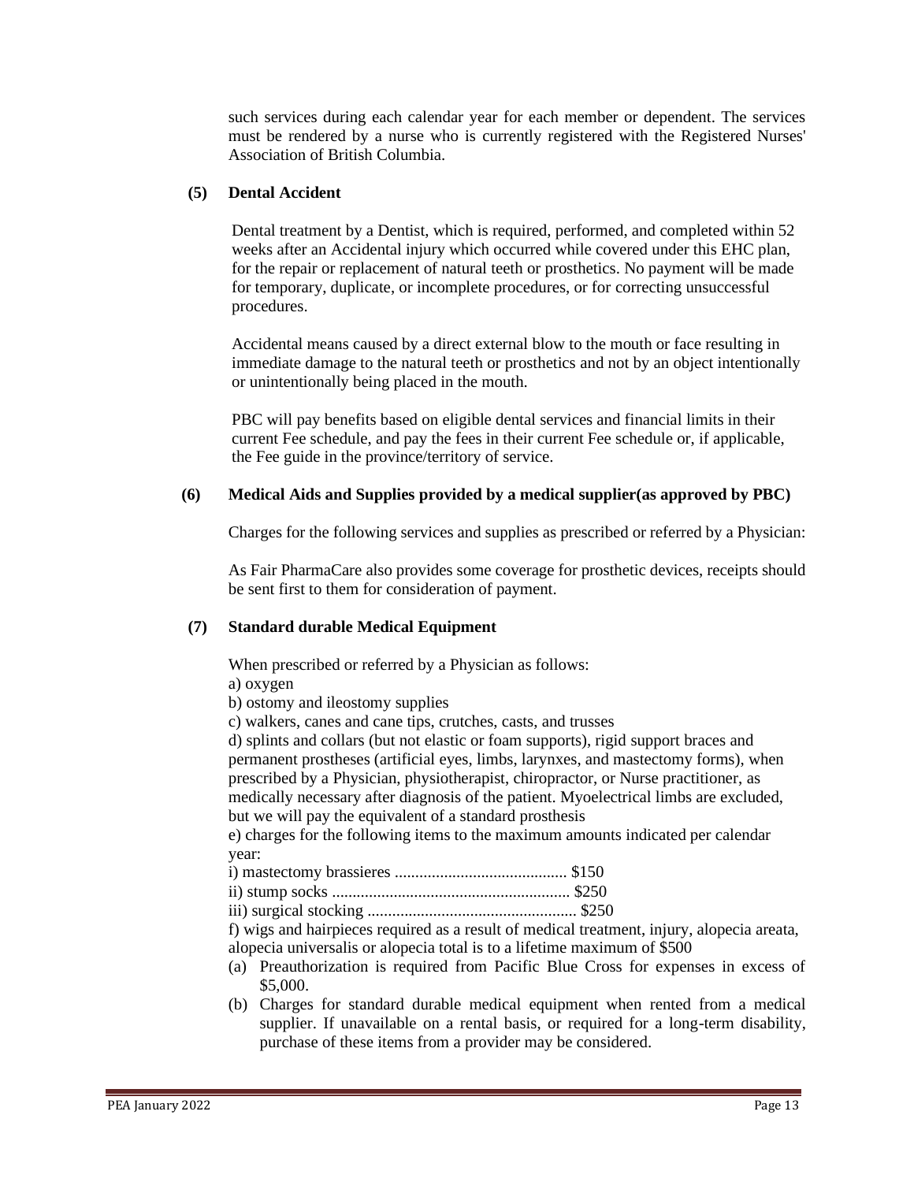such services during each calendar year for each member or dependent. The services must be rendered by a nurse who is currently registered with the Registered Nurses' Association of British Columbia.

### (5) Dental Accident

Dental treatment by a Dentist, which is required, performed, and completed within 52 weeks after an Accidental injury which occurred while covered under this EHC plan, for the repair or replacement of natural teeth or prosthetics. No payment will be made for temporary, duplicate, or incomplete procedures, or for correcting unsuccessful procedures.

Accidental means caused by a direct external blow to the mouth or face resulting in immediate damage to the natural teeth or prosthetics and not by an object intentionally or unintentionally being placed in the mouth.

PBC will pay benefits based on eligible dental services and financial limits in their current Fee schedule, and pay the fees in their current Fee schedule or, if applicable, the Fee guide in the province/territory of service.

### (6) Medical Aids and Supplies provided by a medical supplier(as approved by PBC)

Charges for the following services and supplies as prescribed or referred by a Physician:

As Fair PharmaCare also provides some coverage for prosthetic devices, receipts should be sent first to them for consideration of payment.

### (7) Standard durable Medical Equipment

When prescribed or referred by a Physician as follows:

a) oxygen

b) ostomy and ileostomy supplies

c) walkers, canes and cane tips, crutches, casts, and trusses

d) splints and collars (but not elastic or foam supports), rigid support braces and permanent prostheses (artificial eyes, limbs, larynxes, and mastectomy forms), when prescribed by a Physician, physiotherapist, chiropractor, or Nurse practitioner, as medically necessary after diagnosis of the patient. Myoelectrical limbs are excluded, but we will pay the equivalent of a standard prosthesis

e) charges for the following items to the maximum amounts indicated per calendar year:

i) mastectomy brassieres .......................................... $150

ii) stump socks .......................................................... $250

iii) surgical stocking .................................................. $250

f) wigs and hairpieces required as a result of medical treatment, injury, alopecia areata, alopecia universalis or alopecia total is to a lifetime maximum of $500

(a) Preauthorization is required from Pacific Blue Cross for expenses in excess of $5,000.

(b) Charges for standard durable medical equipment when rented from a medical supplier. If unavailable on a rental basis, or required for a long-term disability, purchase of these items from a provider may be considered.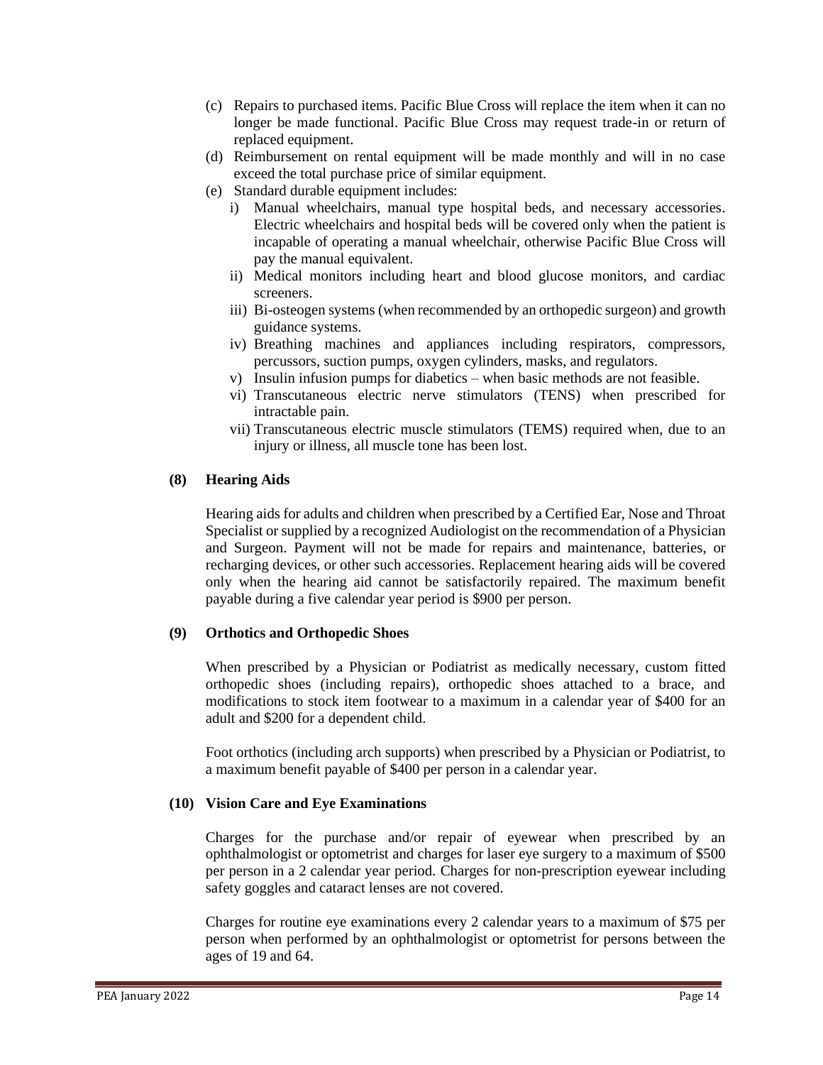(c) Repairs to purchased items. Pacific Blue Cross will replace the item when it can no longer be made functional. Pacific Blue Cross may request trade-in or return of replaced equipment.

(d) Reimbursement on rental equipment will be made monthly and will in no case exceed the total purchase price of similar equipment.

(e) Standard durable equipment includes:

i) Manual wheelchairs, manual type hospital beds, and necessary accessories. Electric wheelchairs and hospital beds will be covered only when the patient is incapable of operating a manual wheelchair, otherwise Pacific Blue Cross will pay the manual equivalent.

ii) Medical monitors including heart and blood glucose monitors, and cardiac screeners.

iii) Bi-osteogen systems (when recommended by an orthopedic surgeon) and growth guidance systems.

iv) Breathing machines and appliances including respirators, compressors, percussors, suction pumps, oxygen cylinders, masks, and regulators.

v) Insulin infusion pumps for diabetics – when basic methods are not feasible.

vi) Transcutaneous electric nerve stimulators (TENS) when prescribed for intractable pain.

vii) Transcutaneous electric muscle stimulators (TEMS) required when, due to an injury or illness, all muscle tone has been lost.

**(8) Hearing Aids**

Hearing aids for adults and children when prescribed by a Certified Ear, Nose and Throat Specialist or supplied by a recognized Audiologist on the recommendation of a Physician and Surgeon. Payment will not be made for repairs and maintenance, batteries, or recharging devices, or other such accessories. Replacement hearing aids will be covered only when the hearing aid cannot be satisfactorily repaired. The maximum benefit payable during a five calendar year period is $900 per person.

**(9) Orthotics and Orthopedic Shoes**

When prescribed by a Physician or Podiatrist as medically necessary, custom fitted orthopedic shoes (including repairs), orthopedic shoes attached to a brace, and modifications to stock item footwear to a maximum in a calendar year of $400 for an adult and $200 for a dependent child.

Foot orthotics (including arch supports) when prescribed by a Physician or Podiatrist, to a maximum benefit payable of $400 per person in a calendar year.

**(10) Vision Care and Eye Examinations**

Charges for the purchase and/or repair of eyewear when prescribed by an ophthalmologist or optometrist and charges for laser eye surgery to a maximum of $500 per person in a 2 calendar year period. Charges for non-prescription eyewear including safety goggles and cataract lenses are not covered.

Charges for routine eye examinations every 2 calendar years to a maximum of $75 per person when performed by an ophthalmologist or optometrist for persons between the ages of 19 and 64.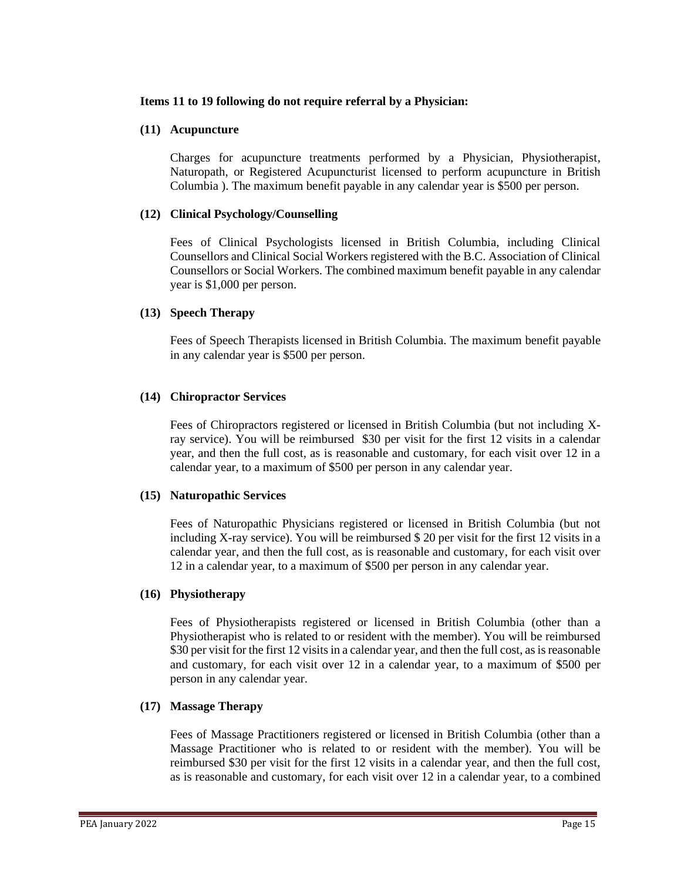**Items 11 to 19 following do not require referral by a Physician:**

**(11) Acupuncture**

Charges for acupuncture treatments performed by a Physician, Physiotherapist, Naturopath, or Registered Acupuncturist licensed to perform acupuncture in British Columbia ). The maximum benefit payable in any calendar year is $500 per person.

**(12) Clinical Psychology/Counselling**

Fees of Clinical Psychologists licensed in British Columbia, including Clinical Counsellors and Clinical Social Workers registered with the B.C. Association of Clinical Counsellors or Social Workers. The combined maximum benefit payable in any calendar year is $1,000 per person.

**(13) Speech Therapy**

Fees of Speech Therapists licensed in British Columbia. The maximum benefit payable in any calendar year is $500 per person.

**(14) Chiropractor Services**

Fees of Chiropractors registered or licensed in British Columbia (but not including X-ray service). You will be reimbursed $30 per visit for the first 12 visits in a calendar year, and then the full cost, as is reasonable and customary, for each visit over 12 in a calendar year, to a maximum of $500 per person in any calendar year.

**(15) Naturopathic Services**

Fees of Naturopathic Physicians registered or licensed in British Columbia (but not including X-ray service). You will be reimbursed $ 20 per visit for the first 12 visits in a calendar year, and then the full cost, as is reasonable and customary, for each visit over 12 in a calendar year, to a maximum of $500 per person in any calendar year.

**(16) Physiotherapy**

Fees of Physiotherapists registered or licensed in British Columbia (other than a Physiotherapist who is related to or resident with the member). You will be reimbursed $30 per visit for the first 12 visits in a calendar year, and then the full cost, as is reasonable and customary, for each visit over 12 in a calendar year, to a maximum of $500 per person in any calendar year.

**(17) Massage Therapy**

Fees of Massage Practitioners registered or licensed in British Columbia (other than a Massage Practitioner who is related to or resident with the member). You will be reimbursed $30 per visit for the first 12 visits in a calendar year, and then the full cost, as is reasonable and customary, for each visit over 12 in a calendar year, to a combined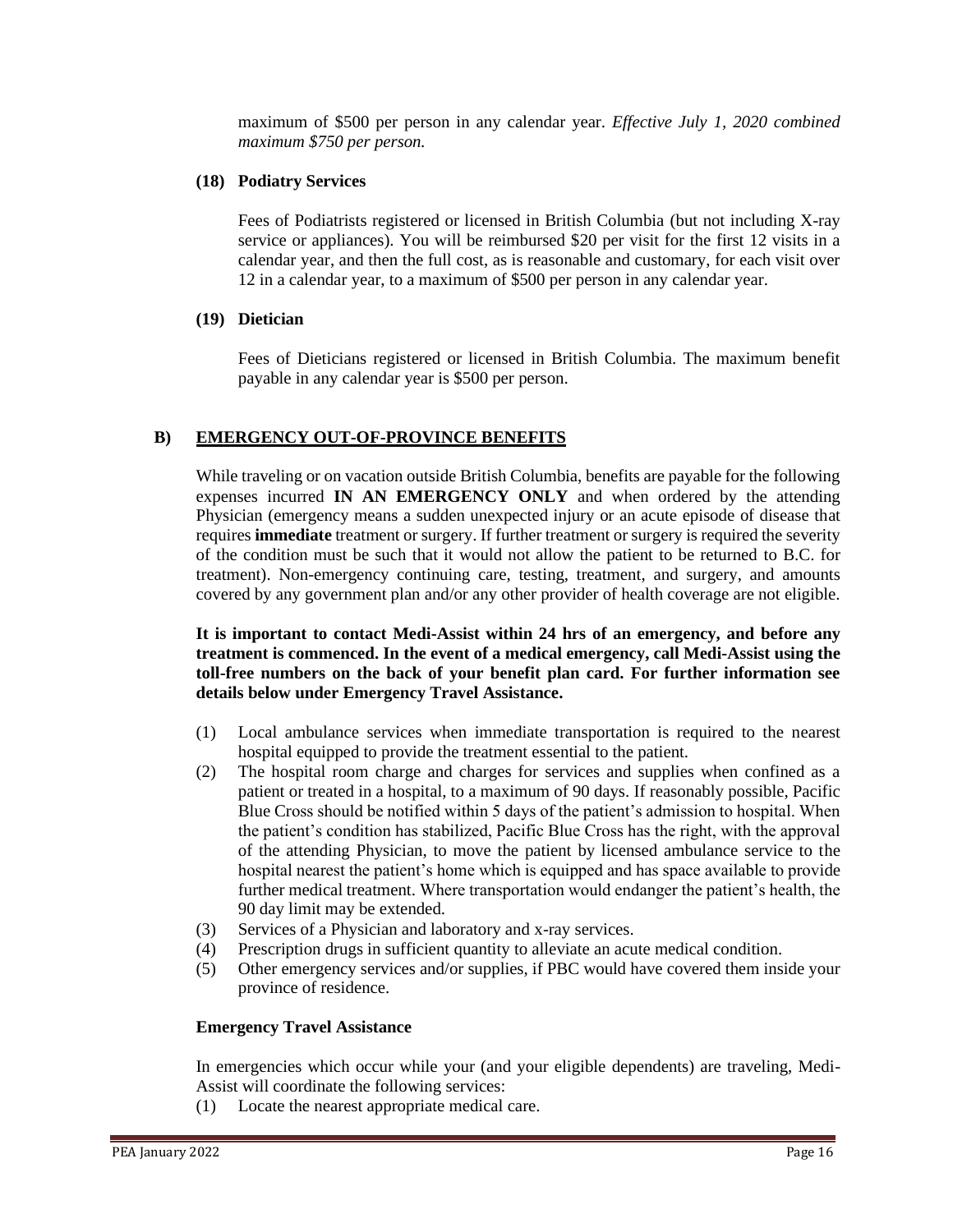maximum of $500 per person in any calendar year. *Effective July 1, 2020 combined maximum $750 per person.*

**(18) Podiatry Services**

Fees of Podiatrists registered or licensed in British Columbia (but not including X-ray service or appliances). You will be reimbursed $20 per visit for the first 12 visits in a calendar year, and then the full cost, as is reasonable and customary, for each visit over 12 in a calendar year, to a maximum of $500 per person in any calendar year.

**(19) Dietician**

Fees of Dieticians registered or licensed in British Columbia. The maximum benefit payable in any calendar year is $500 per person.

## B) EMERGENCY OUT-OF-PROVINCE BENEFITS

While traveling or on vacation outside British Columbia, benefits are payable for the following expenses incurred **IN AN EMERGENCY ONLY** and when ordered by the attending Physician (emergency means a sudden unexpected injury or an acute episode of disease that requires **immediate** treatment or surgery. If further treatment or surgery is required the severity of the condition must be such that it would not allow the patient to be returned to B.C. for treatment). Non-emergency continuing care, testing, treatment, and surgery, and amounts covered by any government plan and/or any other provider of health coverage are not eligible.

**It is important to contact Medi-Assist within 24 hrs of an emergency, and before any treatment is commenced. In the event of a medical emergency, call Medi-Assist using the toll-free numbers on the back of your benefit plan card. For further information see details below under Emergency Travel Assistance.**

(1) Local ambulance services when immediate transportation is required to the nearest hospital equipped to provide the treatment essential to the patient.
(2) The hospital room charge and charges for services and supplies when confined as a patient or treated in a hospital, to a maximum of 90 days. If reasonably possible, Pacific Blue Cross should be notified within 5 days of the patient's admission to hospital. When the patient's condition has stabilized, Pacific Blue Cross has the right, with the approval of the attending Physician, to move the patient by licensed ambulance service to the hospital nearest the patient's home which is equipped and has space available to provide further medical treatment. Where transportation would endanger the patient's health, the 90 day limit may be extended.
(3) Services of a Physician and laboratory and x-ray services.
(4) Prescription drugs in sufficient quantity to alleviate an acute medical condition.
(5) Other emergency services and/or supplies, if PBC would have covered them inside your province of residence.

**Emergency Travel Assistance**

In emergencies which occur while your (and your eligible dependents) are traveling, Medi-Assist will coordinate the following services:

(1) Locate the nearest appropriate medical care.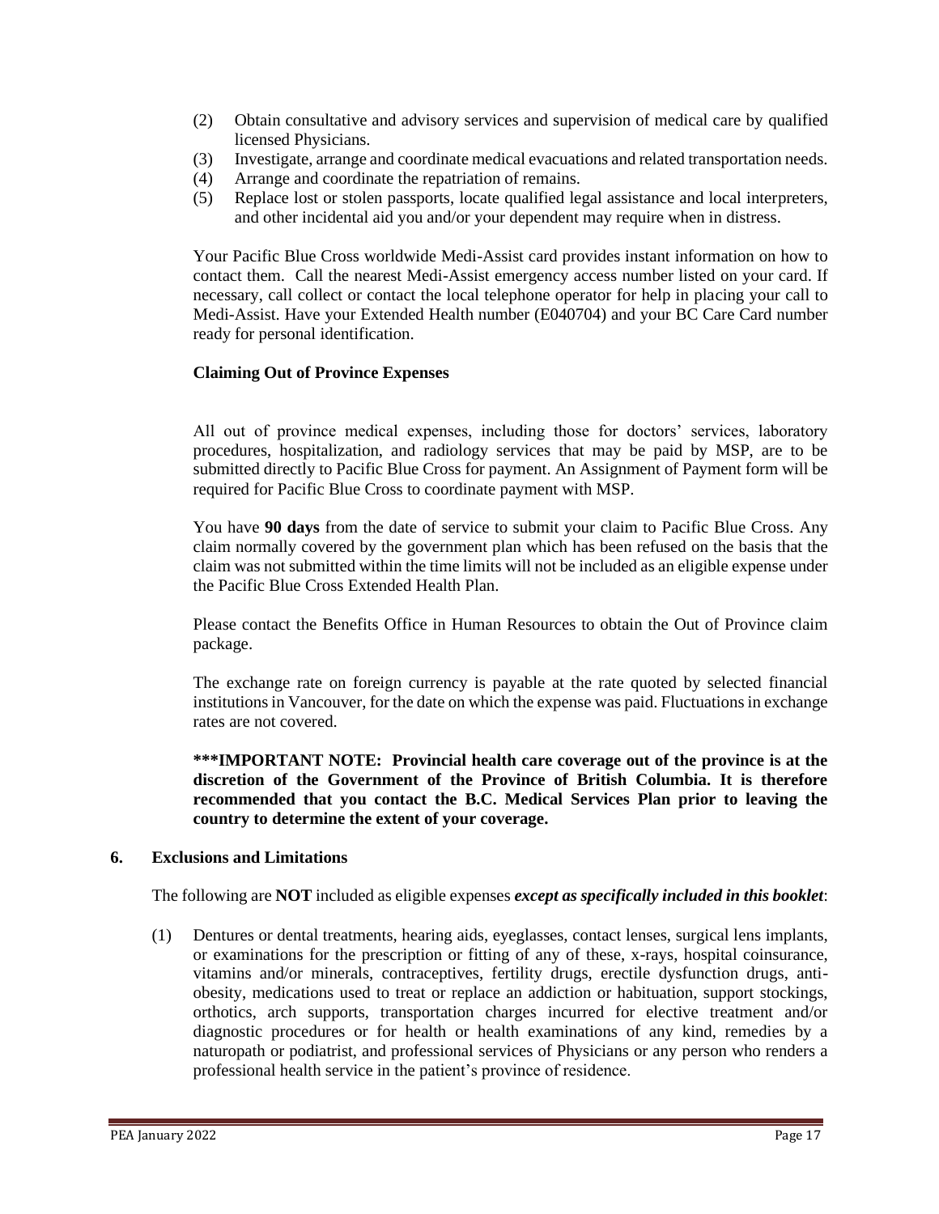(2) Obtain consultative and advisory services and supervision of medical care by qualified licensed Physicians.
(3) Investigate, arrange and coordinate medical evacuations and related transportation needs.
(4) Arrange and coordinate the repatriation of remains.
(5) Replace lost or stolen passports, locate qualified legal assistance and local interpreters, and other incidental aid you and/or your dependent may require when in distress.

Your Pacific Blue Cross worldwide Medi-Assist card provides instant information on how to contact them. Call the nearest Medi-Assist emergency access number listed on your card. If necessary, call collect or contact the local telephone operator for help in placing your call to Medi-Assist. Have your Extended Health number (E040704) and your BC Care Card number ready for personal identification.

**Claiming Out of Province Expenses**

All out of province medical expenses, including those for doctors' services, laboratory procedures, hospitalization, and radiology services that may be paid by MSP, are to be submitted directly to Pacific Blue Cross for payment. An Assignment of Payment form will be required for Pacific Blue Cross to coordinate payment with MSP.

You have **90 days** from the date of service to submit your claim to Pacific Blue Cross. Any claim normally covered by the government plan which has been refused on the basis that the claim was not submitted within the time limits will not be included as an eligible expense under the Pacific Blue Cross Extended Health Plan.

Please contact the Benefits Office in Human Resources to obtain the Out of Province claim package.

The exchange rate on foreign currency is payable at the rate quoted by selected financial institutions in Vancouver, for the date on which the expense was paid. Fluctuations in exchange rates are not covered.

**\*\*\*IMPORTANT NOTE: Provincial health care coverage out of the province is at the discretion of the Government of the Province of British Columbia. It is therefore recommended that you contact the B.C. Medical Services Plan prior to leaving the country to determine the extent of your coverage.**

## 6. Exclusions and Limitations

The following are **NOT** included as eligible expenses ***except as specifically included in this booklet***:

(1) Dentures or dental treatments, hearing aids, eyeglasses, contact lenses, surgical lens implants, or examinations for the prescription or fitting of any of these, x-rays, hospital coinsurance, vitamins and/or minerals, contraceptives, fertility drugs, erectile dysfunction drugs, anti-obesity, medications used to treat or replace an addiction or habituation, support stockings, orthotics, arch supports, transportation charges incurred for elective treatment and/or diagnostic procedures or for health or health examinations of any kind, remedies by a naturopath or podiatrist, and professional services of Physicians or any person who renders a professional health service in the patient's province of residence.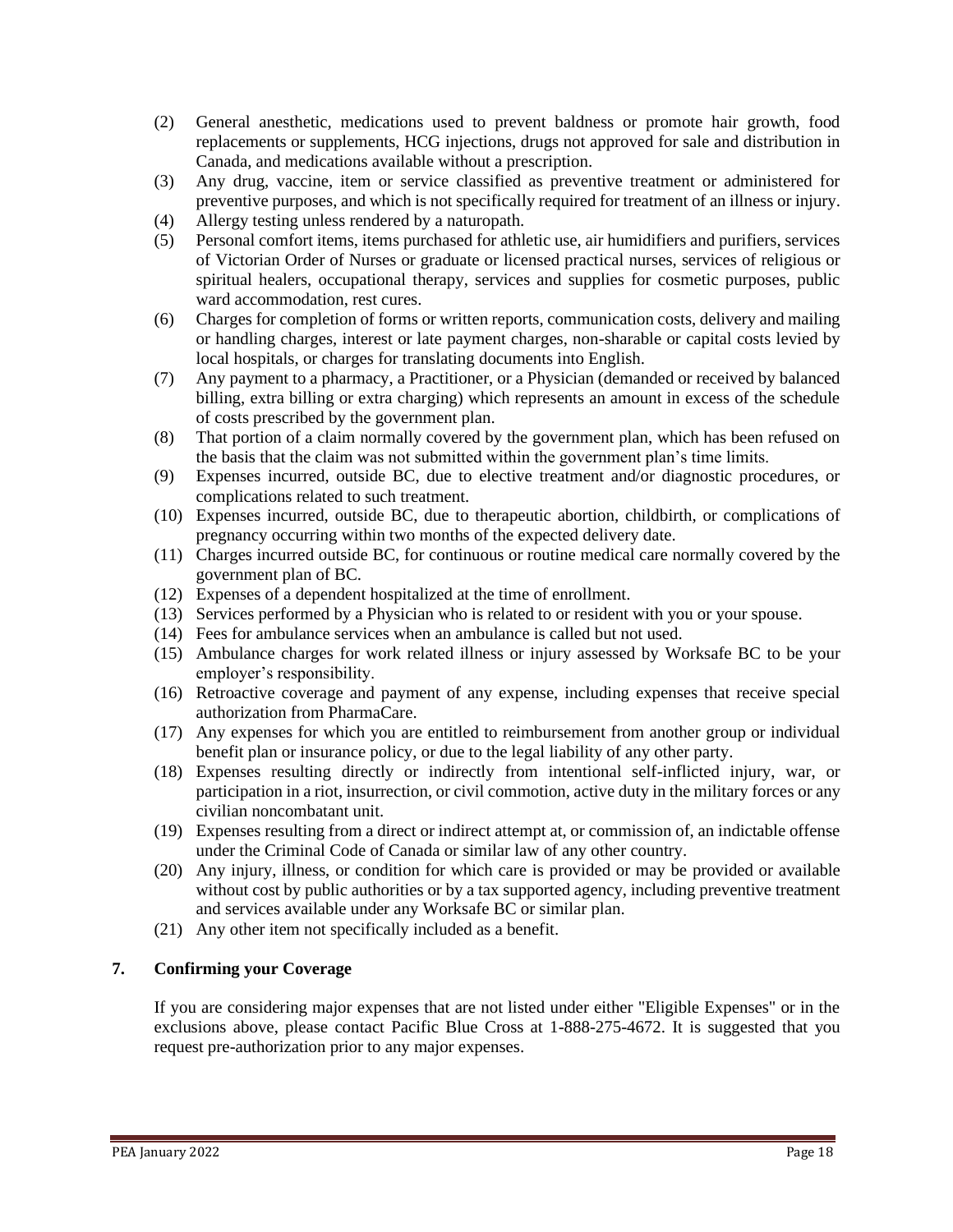(2) General anesthetic, medications used to prevent baldness or promote hair growth, food replacements or supplements, HCG injections, drugs not approved for sale and distribution in Canada, and medications available without a prescription.

(3) Any drug, vaccine, item or service classified as preventive treatment or administered for preventive purposes, and which is not specifically required for treatment of an illness or injury.

(4) Allergy testing unless rendered by a naturopath.

(5) Personal comfort items, items purchased for athletic use, air humidifiers and purifiers, services of Victorian Order of Nurses or graduate or licensed practical nurses, services of religious or spiritual healers, occupational therapy, services and supplies for cosmetic purposes, public ward accommodation, rest cures.

(6) Charges for completion of forms or written reports, communication costs, delivery and mailing or handling charges, interest or late payment charges, non-sharable or capital costs levied by local hospitals, or charges for translating documents into English.

(7) Any payment to a pharmacy, a Practitioner, or a Physician (demanded or received by balanced billing, extra billing or extra charging) which represents an amount in excess of the schedule of costs prescribed by the government plan.

(8) That portion of a claim normally covered by the government plan, which has been refused on the basis that the claim was not submitted within the government plan's time limits.

(9) Expenses incurred, outside BC, due to elective treatment and/or diagnostic procedures, or complications related to such treatment.

(10) Expenses incurred, outside BC, due to therapeutic abortion, childbirth, or complications of pregnancy occurring within two months of the expected delivery date.

(11) Charges incurred outside BC, for continuous or routine medical care normally covered by the government plan of BC.

(12) Expenses of a dependent hospitalized at the time of enrollment.

(13) Services performed by a Physician who is related to or resident with you or your spouse.

(14) Fees for ambulance services when an ambulance is called but not used.

(15) Ambulance charges for work related illness or injury assessed by Worksafe BC to be your employer's responsibility.

(16) Retroactive coverage and payment of any expense, including expenses that receive special authorization from PharmaCare.

(17) Any expenses for which you are entitled to reimbursement from another group or individual benefit plan or insurance policy, or due to the legal liability of any other party.

(18) Expenses resulting directly or indirectly from intentional self-inflicted injury, war, or participation in a riot, insurrection, or civil commotion, active duty in the military forces or any civilian noncombatant unit.

(19) Expenses resulting from a direct or indirect attempt at, or commission of, an indictable offense under the Criminal Code of Canada or similar law of any other country.

(20) Any injury, illness, or condition for which care is provided or may be provided or available without cost by public authorities or by a tax supported agency, including preventive treatment and services available under any Worksafe BC or similar plan.

(21) Any other item not specifically included as a benefit.

## 7. Confirming your Coverage

If you are considering major expenses that are not listed under either "Eligible Expenses" or in the exclusions above, please contact Pacific Blue Cross at 1-888-275-4672. It is suggested that you request pre-authorization prior to any major expenses.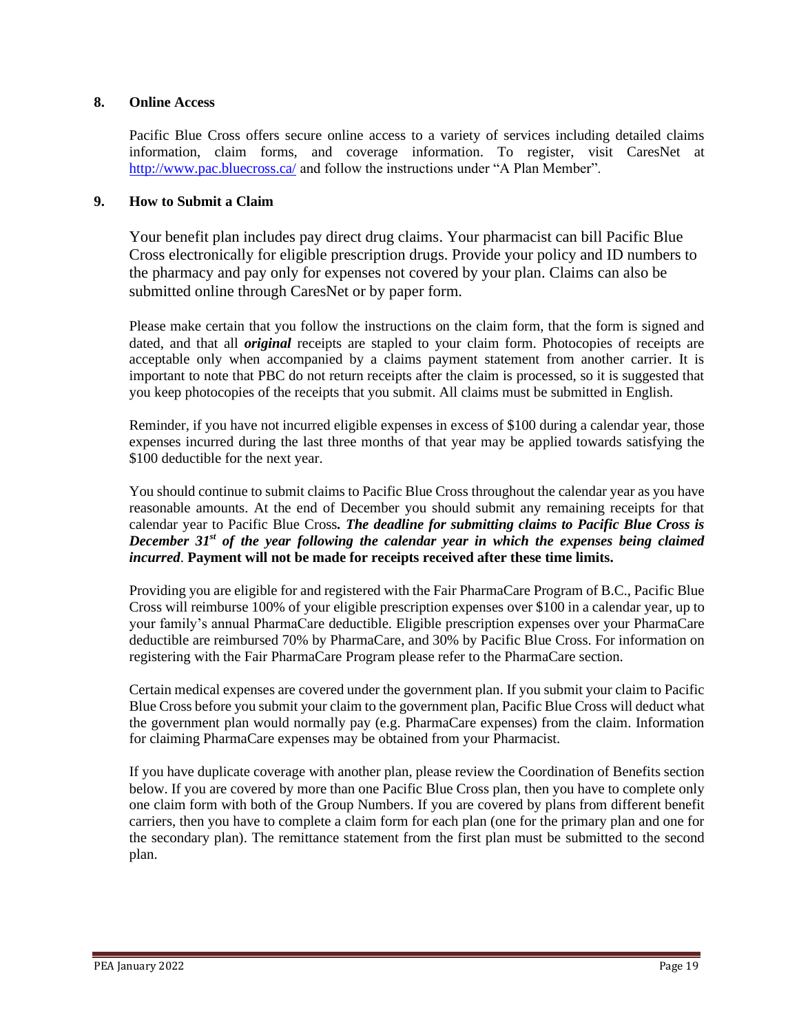## 8. Online Access

Pacific Blue Cross offers secure online access to a variety of services including detailed claims information, claim forms, and coverage information. To register, visit CaresNet at http://www.pac.bluecross.ca/ and follow the instructions under "A Plan Member".

## 9. How to Submit a Claim

Your benefit plan includes pay direct drug claims. Your pharmacist can bill Pacific Blue Cross electronically for eligible prescription drugs. Provide your policy and ID numbers to the pharmacy and pay only for expenses not covered by your plan. Claims can also be submitted online through CaresNet or by paper form.

Please make certain that you follow the instructions on the claim form, that the form is signed and dated, and that all ***original*** receipts are stapled to your claim form. Photocopies of receipts are acceptable only when accompanied by a claims payment statement from another carrier. It is important to note that PBC do not return receipts after the claim is processed, so it is suggested that you keep photocopies of the receipts that you submit. All claims must be submitted in English.

Reminder, if you have not incurred eligible expenses in excess of $100 during a calendar year, those expenses incurred during the last three months of that year may be applied towards satisfying the $100 deductible for the next year.

You should continue to submit claims to Pacific Blue Cross throughout the calendar year as you have reasonable amounts. At the end of December you should submit any remaining receipts for that calendar year to Pacific Blue Cross***. The deadline for submitting claims to Pacific Blue Cross is December 31st of the year following the calendar year in which the expenses being claimed incurred***. **Payment will not be made for receipts received after these time limits.**

Providing you are eligible for and registered with the Fair PharmaCare Program of B.C., Pacific Blue Cross will reimburse 100% of your eligible prescription expenses over $100 in a calendar year, up to your family's annual PharmaCare deductible. Eligible prescription expenses over your PharmaCare deductible are reimbursed 70% by PharmaCare, and 30% by Pacific Blue Cross. For information on registering with the Fair PharmaCare Program please refer to the PharmaCare section.

Certain medical expenses are covered under the government plan. If you submit your claim to Pacific Blue Cross before you submit your claim to the government plan, Pacific Blue Cross will deduct what the government plan would normally pay (e.g. PharmaCare expenses) from the claim. Information for claiming PharmaCare expenses may be obtained from your Pharmacist.

If you have duplicate coverage with another plan, please review the Coordination of Benefits section below. If you are covered by more than one Pacific Blue Cross plan, then you have to complete only one claim form with both of the Group Numbers. If you are covered by plans from different benefit carriers, then you have to complete a claim form for each plan (one for the primary plan and one for the secondary plan). The remittance statement from the first plan must be submitted to the second plan.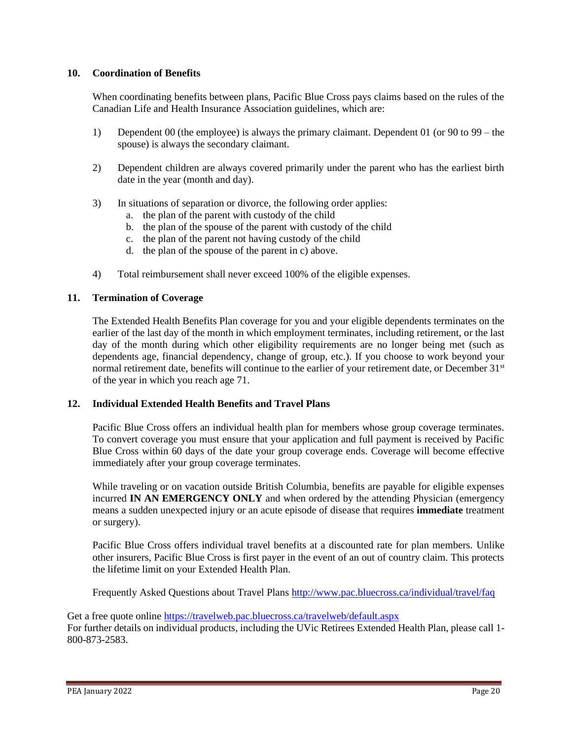## 10. Coordination of Benefits

When coordinating benefits between plans, Pacific Blue Cross pays claims based on the rules of the Canadian Life and Health Insurance Association guidelines, which are:

1) Dependent 00 (the employee) is always the primary claimant. Dependent 01 (or 90 to 99 – the spouse) is always the secondary claimant.

2) Dependent children are always covered primarily under the parent who has the earliest birth date in the year (month and day).

3) In situations of separation or divorce, the following order applies:
   a. the plan of the parent with custody of the child
   b. the plan of the spouse of the parent with custody of the child
   c. the plan of the parent not having custody of the child
   d. the plan of the spouse of the parent in c) above.

4) Total reimbursement shall never exceed 100% of the eligible expenses.

## 11. Termination of Coverage

The Extended Health Benefits Plan coverage for you and your eligible dependents terminates on the earlier of the last day of the month in which employment terminates, including retirement, or the last day of the month during which other eligibility requirements are no longer being met (such as dependents age, financial dependency, change of group, etc.). If you choose to work beyond your normal retirement date, benefits will continue to the earlier of your retirement date, or December 31st of the year in which you reach age 71.

## 12. Individual Extended Health Benefits and Travel Plans

Pacific Blue Cross offers an individual health plan for members whose group coverage terminates. To convert coverage you must ensure that your application and full payment is received by Pacific Blue Cross within 60 days of the date your group coverage ends. Coverage will become effective immediately after your group coverage terminates.

While traveling or on vacation outside British Columbia, benefits are payable for eligible expenses incurred **IN AN EMERGENCY ONLY** and when ordered by the attending Physician (emergency means a sudden unexpected injury or an acute episode of disease that requires **immediate** treatment or surgery).

Pacific Blue Cross offers individual travel benefits at a discounted rate for plan members. Unlike other insurers, Pacific Blue Cross is first payer in the event of an out of country claim. This protects the lifetime limit on your Extended Health Plan.

Frequently Asked Questions about Travel Plans http://www.pac.bluecross.ca/individual/travel/faq

Get a free quote online https://travelweb.pac.bluecross.ca/travelweb/default.aspx
For further details on individual products, including the UVic Retirees Extended Health Plan, please call 1-800-873-2583.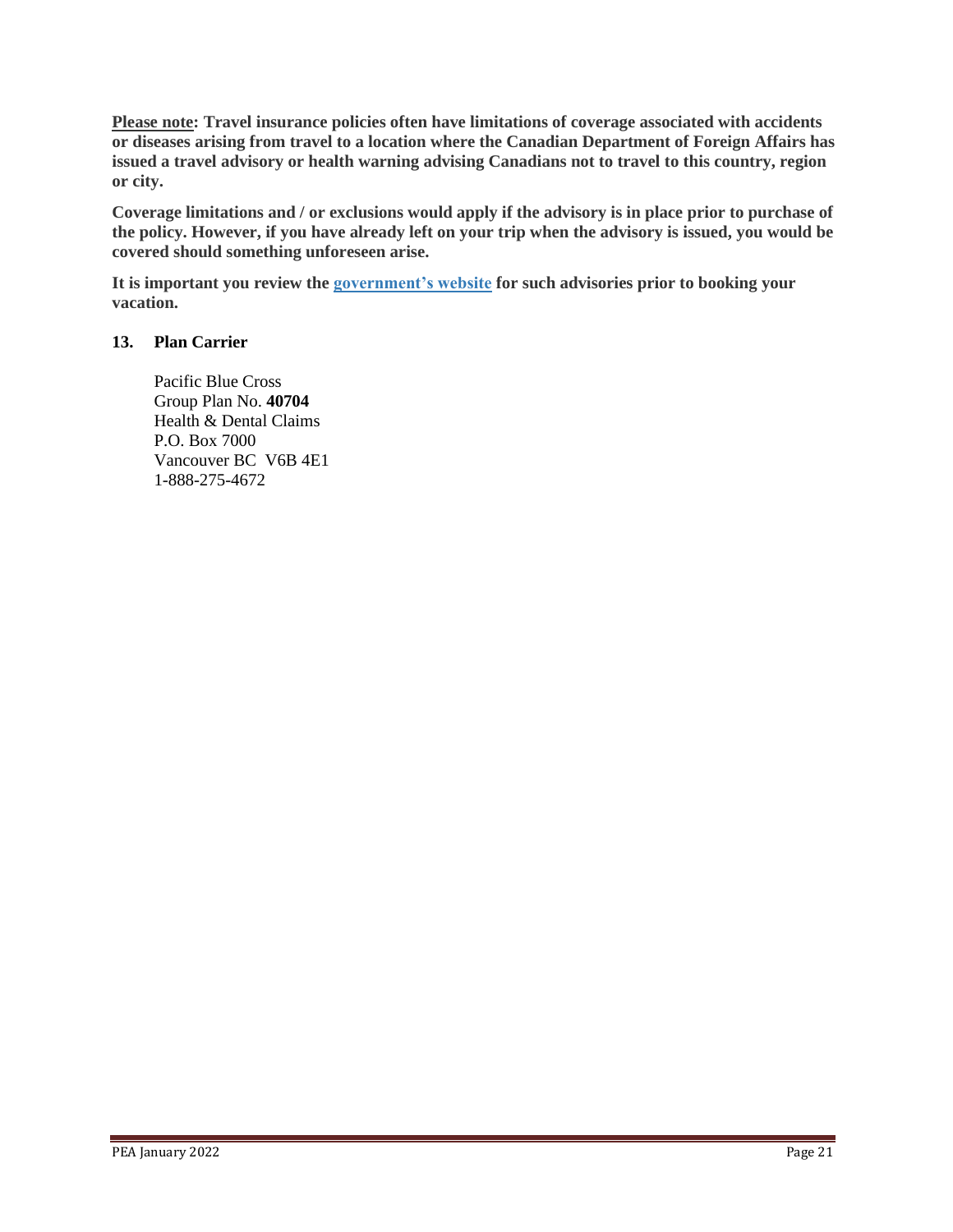**Please note: Travel insurance policies often have limitations of coverage associated with accidents or diseases arising from travel to a location where the Canadian Department of Foreign Affairs has issued a travel advisory or health warning advising Canadians not to travel to this country, region or city.**

**Coverage limitations and / or exclusions would apply if the advisory is in place prior to purchase of the policy. However, if you have already left on your trip when the advisory is issued, you would be covered should something unforeseen arise.**

**It is important you review the government's website for such advisories prior to booking your vacation.**

## 13. Plan Carrier

Pacific Blue Cross
Group Plan No. **40704**
Health & Dental Claims
P.O. Box 7000
Vancouver BC V6B 4E1
1-888-275-4672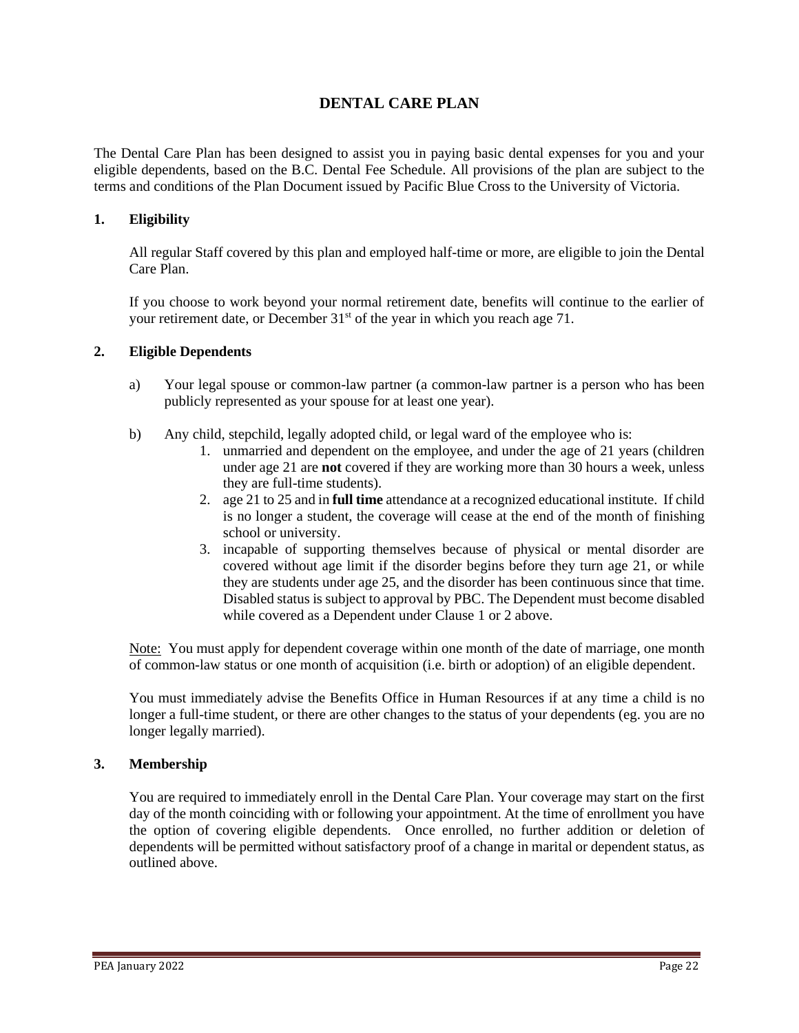# DENTAL CARE PLAN

The Dental Care Plan has been designed to assist you in paying basic dental expenses for you and your eligible dependents, based on the B.C. Dental Fee Schedule. All provisions of the plan are subject to the terms and conditions of the Plan Document issued by Pacific Blue Cross to the University of Victoria.

## 1. Eligibility

All regular Staff covered by this plan and employed half-time or more, are eligible to join the Dental Care Plan.

If you choose to work beyond your normal retirement date, benefits will continue to the earlier of your retirement date, or December 31st of the year in which you reach age 71.

## 2. Eligible Dependents

a) Your legal spouse or common-law partner (a common-law partner is a person who has been publicly represented as your spouse for at least one year).

b) Any child, stepchild, legally adopted child, or legal ward of the employee who is:

   1. unmarried and dependent on the employee, and under the age of 21 years (children under age 21 are **not** covered if they are working more than 30 hours a week, unless they are full-time students).
   2. age 21 to 25 and in **full time** attendance at a recognized educational institute. If child is no longer a student, the coverage will cease at the end of the month of finishing school or university.
   3. incapable of supporting themselves because of physical or mental disorder are covered without age limit if the disorder begins before they turn age 21, or while they are students under age 25, and the disorder has been continuous since that time. Disabled status is subject to approval by PBC. The Dependent must become disabled while covered as a Dependent under Clause 1 or 2 above.

Note: You must apply for dependent coverage within one month of the date of marriage, one month of common-law status or one month of acquisition (i.e. birth or adoption) of an eligible dependent.

You must immediately advise the Benefits Office in Human Resources if at any time a child is no longer a full-time student, or there are other changes to the status of your dependents (eg. you are no longer legally married).

## 3. Membership

You are required to immediately enroll in the Dental Care Plan. Your coverage may start on the first day of the month coinciding with or following your appointment. At the time of enrollment you have the option of covering eligible dependents. Once enrolled, no further addition or deletion of dependents will be permitted without satisfactory proof of a change in marital or dependent status, as outlined above.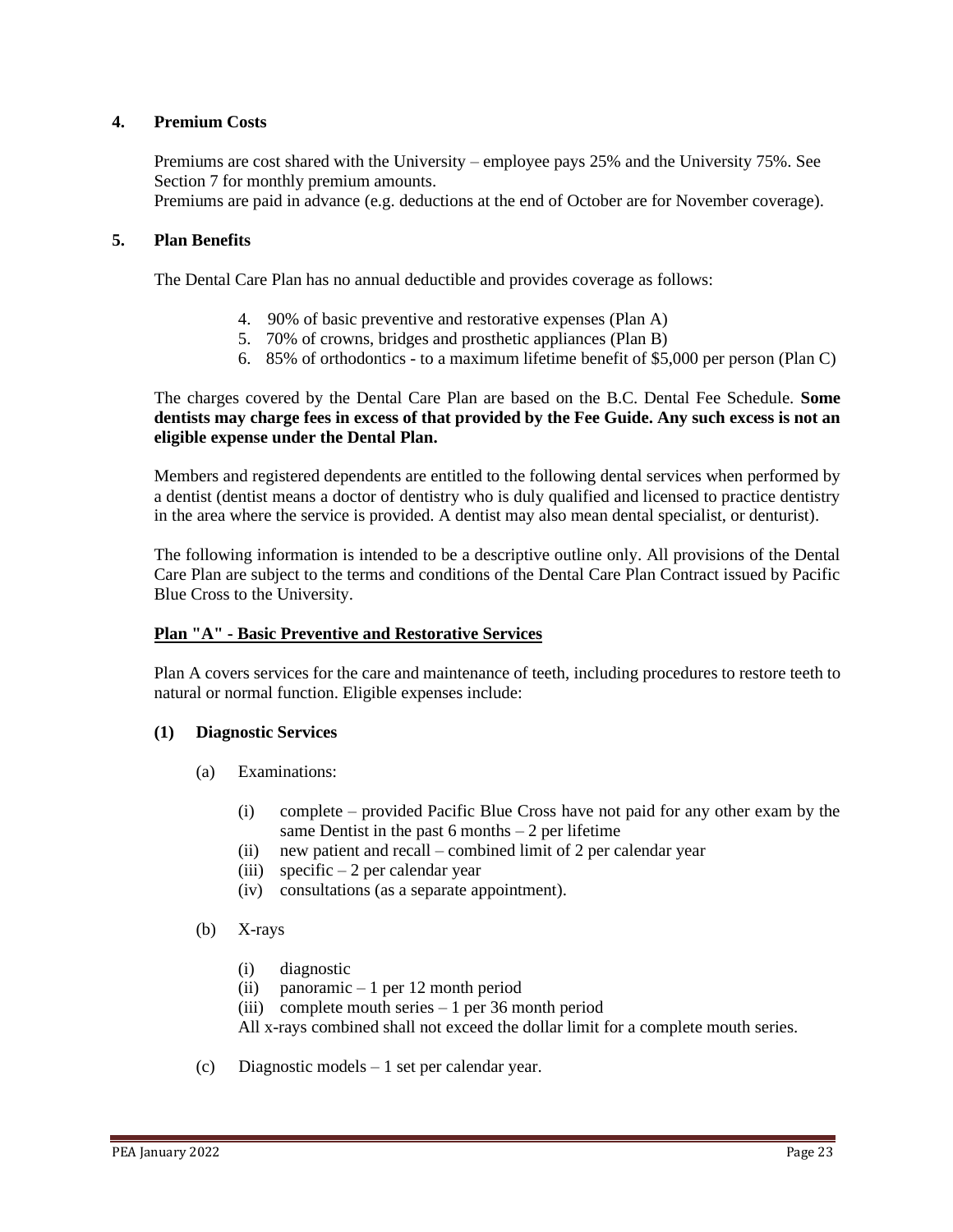## 4. Premium Costs

Premiums are cost shared with the University – employee pays 25% and the University 75%. See Section 7 for monthly premium amounts.
Premiums are paid in advance (e.g. deductions at the end of October are for November coverage).

## 5. Plan Benefits

The Dental Care Plan has no annual deductible and provides coverage as follows:

4. 90% of basic preventive and restorative expenses (Plan A)
5. 70% of crowns, bridges and prosthetic appliances (Plan B)
6. 85% of orthodontics - to a maximum lifetime benefit of $5,000 per person (Plan C)

The charges covered by the Dental Care Plan are based on the B.C. Dental Fee Schedule. **Some dentists may charge fees in excess of that provided by the Fee Guide. Any such excess is not an eligible expense under the Dental Plan.**

Members and registered dependents are entitled to the following dental services when performed by a dentist (dentist means a doctor of dentistry who is duly qualified and licensed to practice dentistry in the area where the service is provided. A dentist may also mean dental specialist, or denturist).

The following information is intended to be a descriptive outline only. All provisions of the Dental Care Plan are subject to the terms and conditions of the Dental Care Plan Contract issued by Pacific Blue Cross to the University.

### Plan "A" - Basic Preventive and Restorative Services

Plan A covers services for the care and maintenance of teeth, including procedures to restore teeth to natural or normal function. Eligible expenses include:

**(1) Diagnostic Services**

(a) Examinations:

- (i) complete – provided Pacific Blue Cross have not paid for any other exam by the same Dentist in the past 6 months – 2 per lifetime
- (ii) new patient and recall – combined limit of 2 per calendar year
- (iii) specific – 2 per calendar year
- (iv) consultations (as a separate appointment).

(b) X-rays

- (i) diagnostic
- (ii) panoramic – 1 per 12 month period
- (iii) complete mouth series – 1 per 36 month period

All x-rays combined shall not exceed the dollar limit for a complete mouth series.

(c) Diagnostic models – 1 set per calendar year.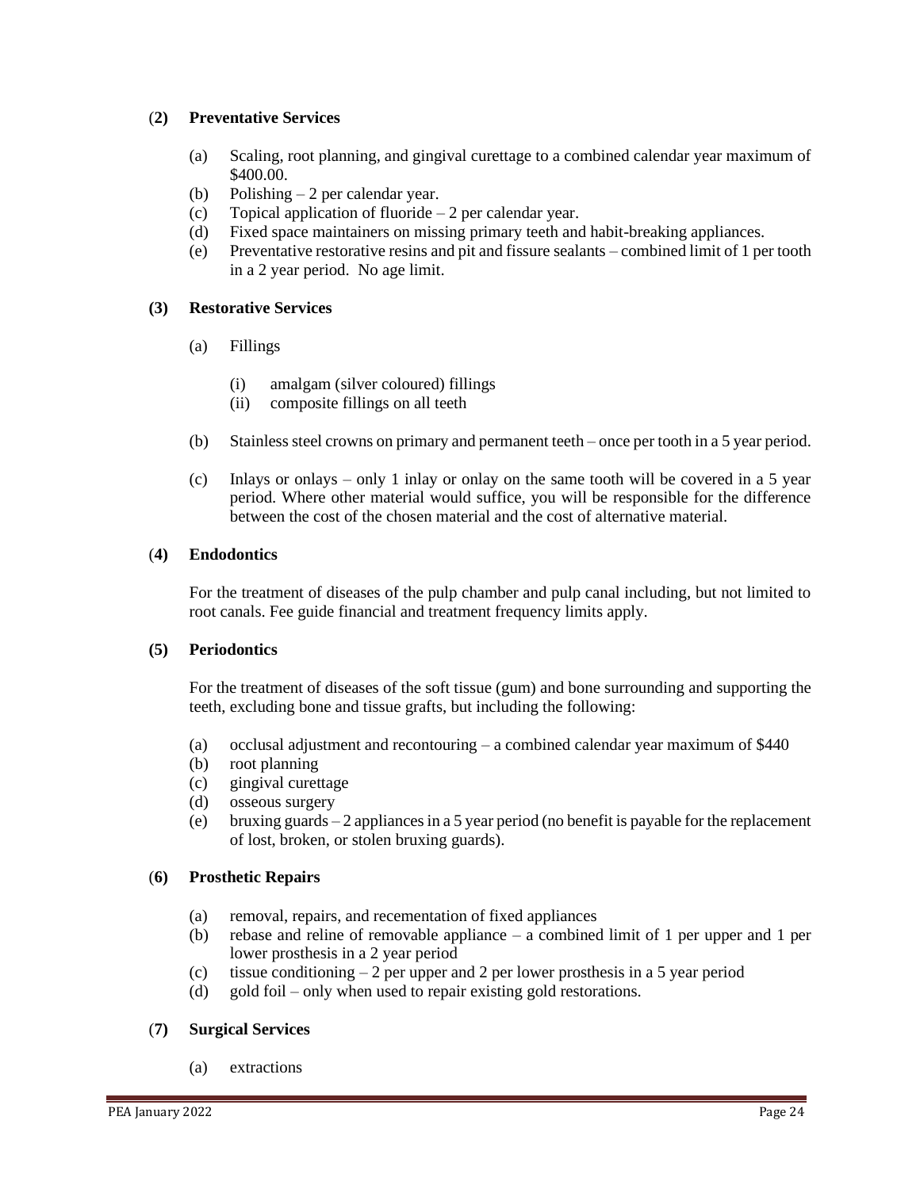#### (2) Preventative Services

(a) Scaling, root planning, and gingival curettage to a combined calendar year maximum of $400.00.
(b) Polishing – 2 per calendar year.
(c) Topical application of fluoride – 2 per calendar year.
(d) Fixed space maintainers on missing primary teeth and habit-breaking appliances.
(e) Preventative restorative resins and pit and fissure sealants – combined limit of 1 per tooth in a 2 year period. No age limit.

#### (3) Restorative Services

(a) Fillings

(i) amalgam (silver coloured) fillings
(ii) composite fillings on all teeth

(b) Stainless steel crowns on primary and permanent teeth – once per tooth in a 5 year period.

(c) Inlays or onlays – only 1 inlay or onlay on the same tooth will be covered in a 5 year period. Where other material would suffice, you will be responsible for the difference between the cost of the chosen material and the cost of alternative material.

#### (4) Endodontics

For the treatment of diseases of the pulp chamber and pulp canal including, but not limited to root canals. Fee guide financial and treatment frequency limits apply.

#### (5) Periodontics

For the treatment of diseases of the soft tissue (gum) and bone surrounding and supporting the teeth, excluding bone and tissue grafts, but including the following:

(a) occlusal adjustment and recontouring – a combined calendar year maximum of $440
(b) root planning
(c) gingival curettage
(d) osseous surgery
(e) bruxing guards – 2 appliances in a 5 year period (no benefit is payable for the replacement of lost, broken, or stolen bruxing guards).

#### (6) Prosthetic Repairs

(a) removal, repairs, and recementation of fixed appliances
(b) rebase and reline of removable appliance – a combined limit of 1 per upper and 1 per lower prosthesis in a 2 year period
(c) tissue conditioning – 2 per upper and 2 per lower prosthesis in a 5 year period
(d) gold foil – only when used to repair existing gold restorations.

#### (7) Surgical Services

(a) extractions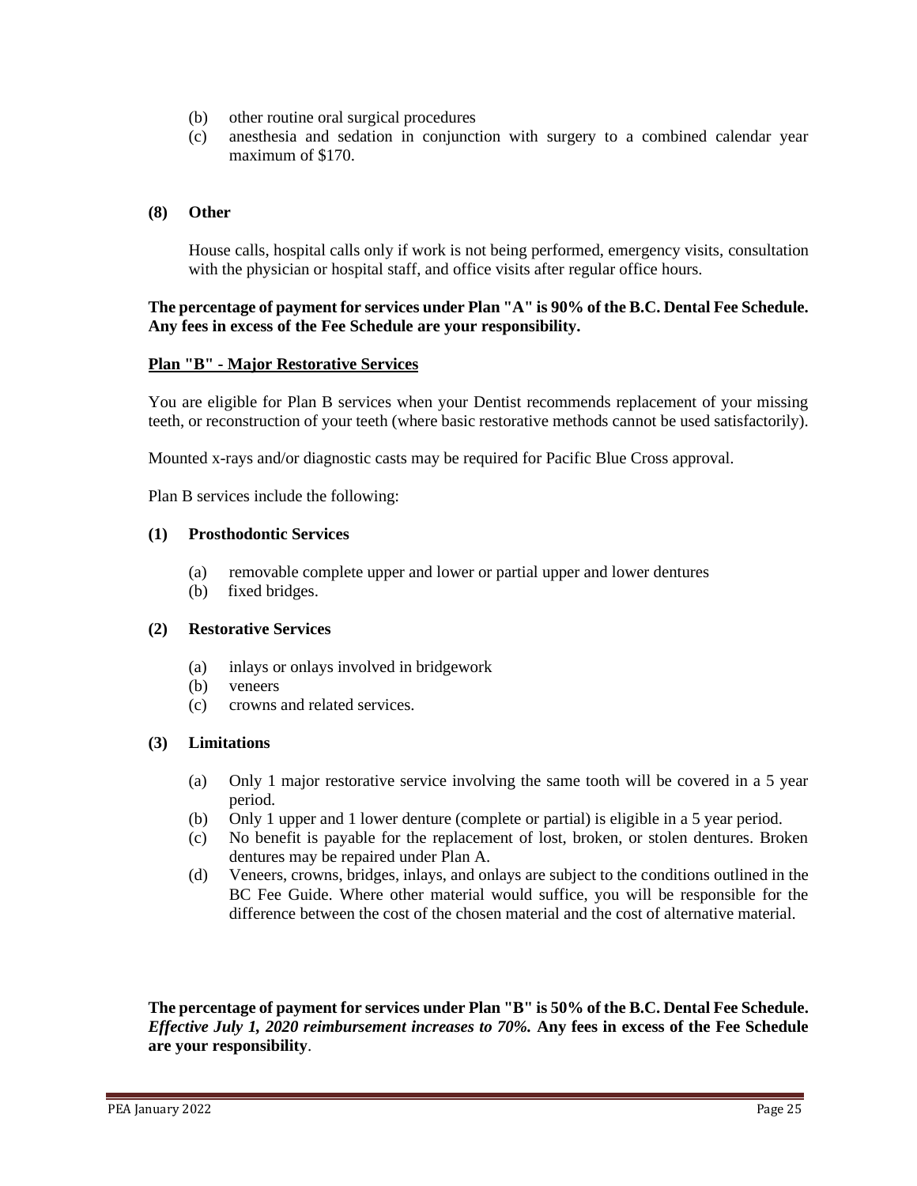(b) other routine oral surgical procedures
(c) anesthesia and sedation in conjunction with surgery to a combined calendar year maximum of $170.

**(8) Other**

House calls, hospital calls only if work is not being performed, emergency visits, consultation with the physician or hospital staff, and office visits after regular office hours.

**The percentage of payment for services under Plan "A" is 90% of the B.C. Dental Fee Schedule. Any fees in excess of the Fee Schedule are your responsibility.**

**<u>Plan "B" - Major Restorative Services</u>**

You are eligible for Plan B services when your Dentist recommends replacement of your missing teeth, or reconstruction of your teeth (where basic restorative methods cannot be used satisfactorily).

Mounted x-rays and/or diagnostic casts may be required for Pacific Blue Cross approval.

Plan B services include the following:

**(1) Prosthodontic Services**

(a) removable complete upper and lower or partial upper and lower dentures
(b) fixed bridges.

**(2) Restorative Services**

(a) inlays or onlays involved in bridgework
(b) veneers
(c) crowns and related services.

**(3) Limitations**

(a) Only 1 major restorative service involving the same tooth will be covered in a 5 year period.
(b) Only 1 upper and 1 lower denture (complete or partial) is eligible in a 5 year period.
(c) No benefit is payable for the replacement of lost, broken, or stolen dentures. Broken dentures may be repaired under Plan A.
(d) Veneers, crowns, bridges, inlays, and onlays are subject to the conditions outlined in the BC Fee Guide. Where other material would suffice, you will be responsible for the difference between the cost of the chosen material and the cost of alternative material.

**The percentage of payment for services under Plan "B" is 50% of the B.C. Dental Fee Schedule.** ***Effective July 1, 2020 reimbursement increases to 70%.*** **Any fees in excess of the Fee Schedule are your responsibility**.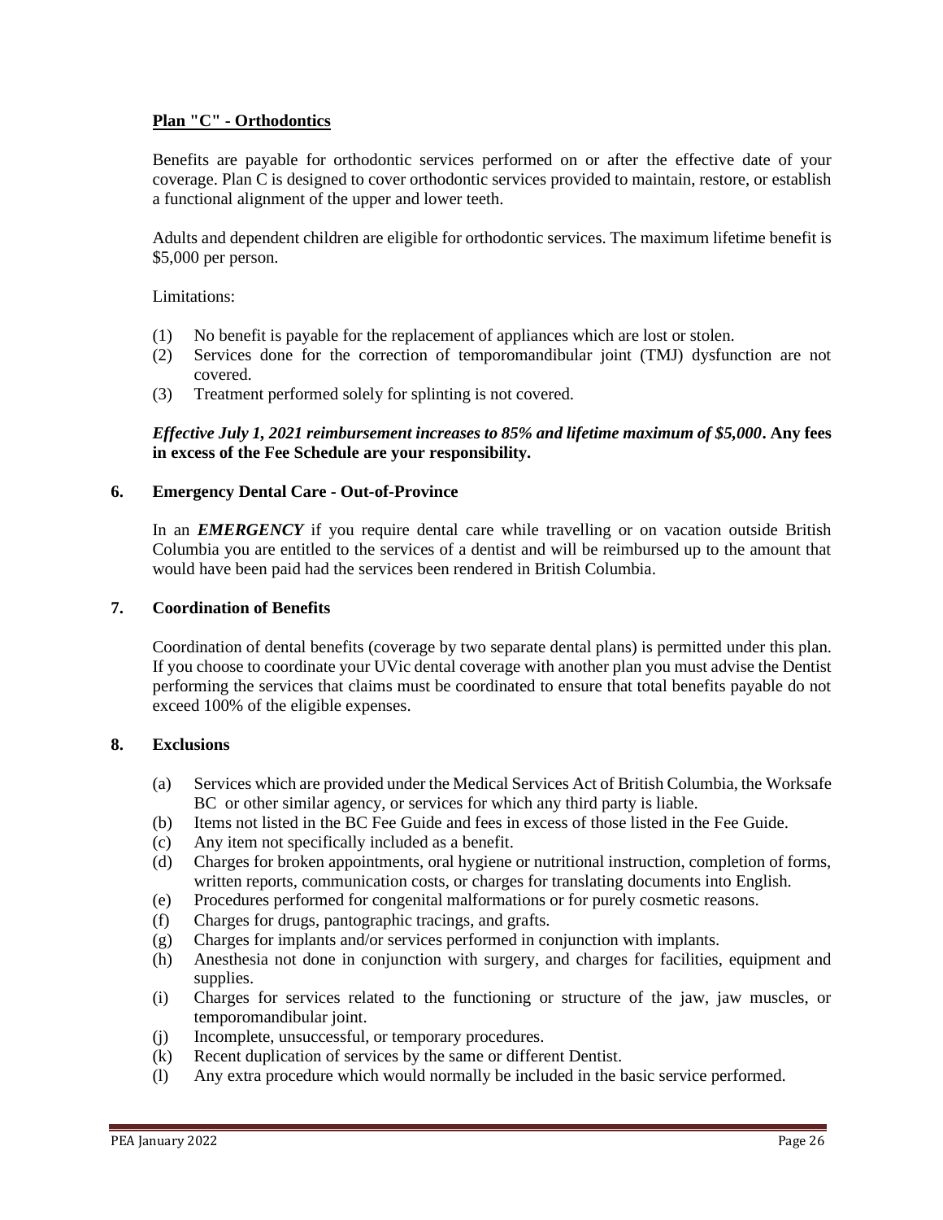**Plan "C" - Orthodontics**

Benefits are payable for orthodontic services performed on or after the effective date of your coverage. Plan C is designed to cover orthodontic services provided to maintain, restore, or establish a functional alignment of the upper and lower teeth.

Adults and dependent children are eligible for orthodontic services. The maximum lifetime benefit is $5,000 per person.

Limitations:

(1) No benefit is payable for the replacement of appliances which are lost or stolen.
(2) Services done for the correction of temporomandibular joint (TMJ) dysfunction are not covered.
(3) Treatment performed solely for splinting is not covered.

***Effective July 1, 2021 reimbursement increases to 85% and lifetime maximum of $5,000*. Any fees in excess of the Fee Schedule are your responsibility.**

## 6. Emergency Dental Care - Out-of-Province

In an ***EMERGENCY*** if you require dental care while travelling or on vacation outside British Columbia you are entitled to the services of a dentist and will be reimbursed up to the amount that would have been paid had the services been rendered in British Columbia.

## 7. Coordination of Benefits

Coordination of dental benefits (coverage by two separate dental plans) is permitted under this plan. If you choose to coordinate your UVic dental coverage with another plan you must advise the Dentist performing the services that claims must be coordinated to ensure that total benefits payable do not exceed 100% of the eligible expenses.

## 8. Exclusions

(a) Services which are provided under the Medical Services Act of British Columbia, the Worksafe BC or other similar agency, or services for which any third party is liable.
(b) Items not listed in the BC Fee Guide and fees in excess of those listed in the Fee Guide.
(c) Any item not specifically included as a benefit.
(d) Charges for broken appointments, oral hygiene or nutritional instruction, completion of forms, written reports, communication costs, or charges for translating documents into English.
(e) Procedures performed for congenital malformations or for purely cosmetic reasons.
(f) Charges for drugs, pantographic tracings, and grafts.
(g) Charges for implants and/or services performed in conjunction with implants.
(h) Anesthesia not done in conjunction with surgery, and charges for facilities, equipment and supplies.
(i) Charges for services related to the functioning or structure of the jaw, jaw muscles, or temporomandibular joint.
(j) Incomplete, unsuccessful, or temporary procedures.
(k) Recent duplication of services by the same or different Dentist.
(l) Any extra procedure which would normally be included in the basic service performed.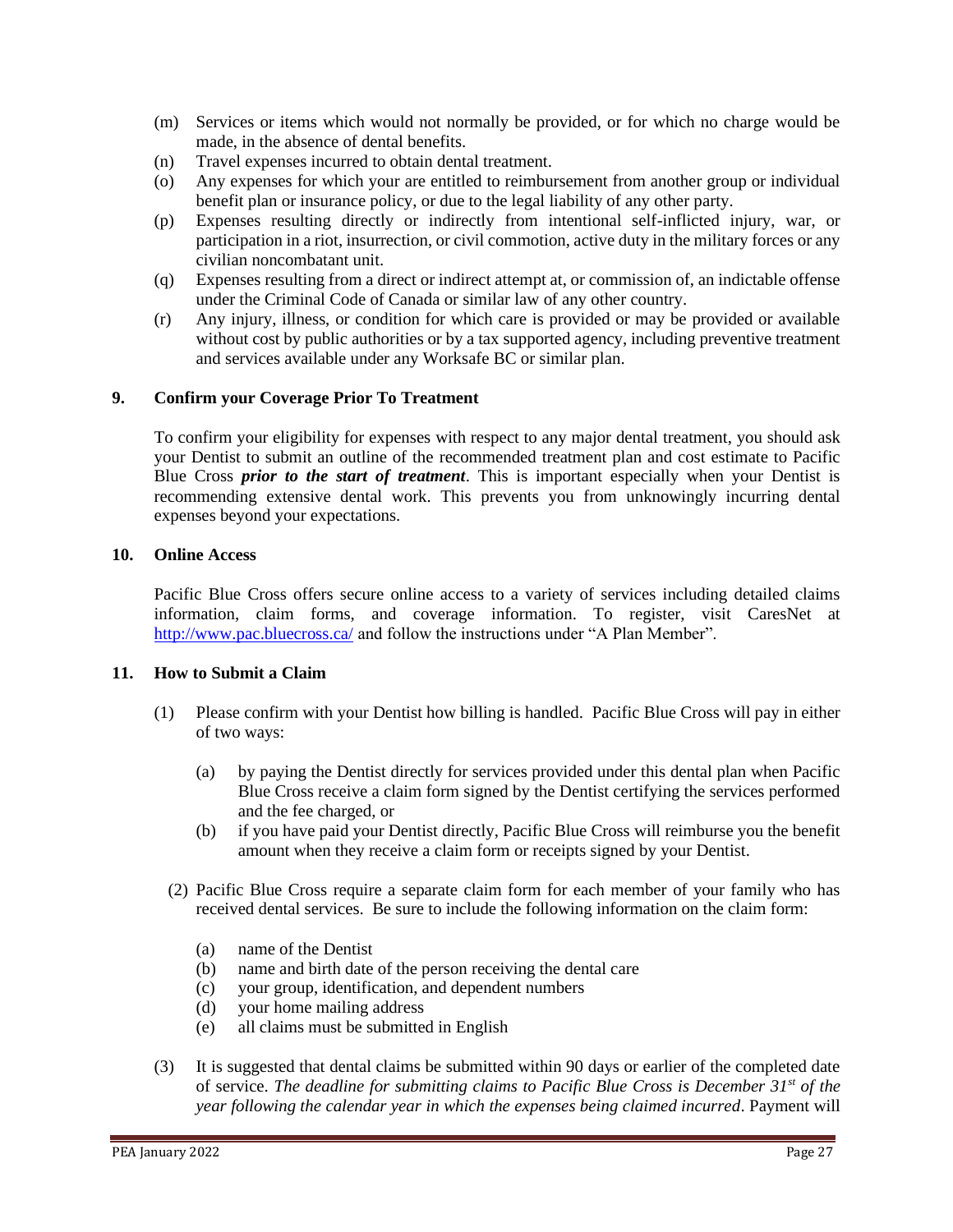(m) Services or items which would not normally be provided, or for which no charge would be made, in the absence of dental benefits.

(n) Travel expenses incurred to obtain dental treatment.

(o) Any expenses for which your are entitled to reimbursement from another group or individual benefit plan or insurance policy, or due to the legal liability of any other party.

(p) Expenses resulting directly or indirectly from intentional self-inflicted injury, war, or participation in a riot, insurrection, or civil commotion, active duty in the military forces or any civilian noncombatant unit.

(q) Expenses resulting from a direct or indirect attempt at, or commission of, an indictable offense under the Criminal Code of Canada or similar law of any other country.

(r) Any injury, illness, or condition for which care is provided or may be provided or available without cost by public authorities or by a tax supported agency, including preventive treatment and services available under any Worksafe BC or similar plan.

## 9. Confirm your Coverage Prior To Treatment

To confirm your eligibility for expenses with respect to any major dental treatment, you should ask your Dentist to submit an outline of the recommended treatment plan and cost estimate to Pacific Blue Cross ***prior to the start of treatment***. This is important especially when your Dentist is recommending extensive dental work. This prevents you from unknowingly incurring dental expenses beyond your expectations.

## 10. Online Access

Pacific Blue Cross offers secure online access to a variety of services including detailed claims information, claim forms, and coverage information. To register, visit CaresNet at [http://www.pac.bluecross.ca/](http://www.pac.bluecross.ca/) and follow the instructions under "A Plan Member".

## 11. How to Submit a Claim

(1) Please confirm with your Dentist how billing is handled. Pacific Blue Cross will pay in either of two ways:

  (a) by paying the Dentist directly for services provided under this dental plan when Pacific Blue Cross receive a claim form signed by the Dentist certifying the services performed and the fee charged, or

  (b) if you have paid your Dentist directly, Pacific Blue Cross will reimburse you the benefit amount when they receive a claim form or receipts signed by your Dentist.

(2) Pacific Blue Cross require a separate claim form for each member of your family who has received dental services. Be sure to include the following information on the claim form:

  (a) name of the Dentist
  (b) name and birth date of the person receiving the dental care
  (c) your group, identification, and dependent numbers
  (d) your home mailing address
  (e) all claims must be submitted in English

(3) It is suggested that dental claims be submitted within 90 days or earlier of the completed date of service. *The deadline for submitting claims to Pacific Blue Cross is December 31st of the year following the calendar year in which the expenses being claimed incurred*. Payment will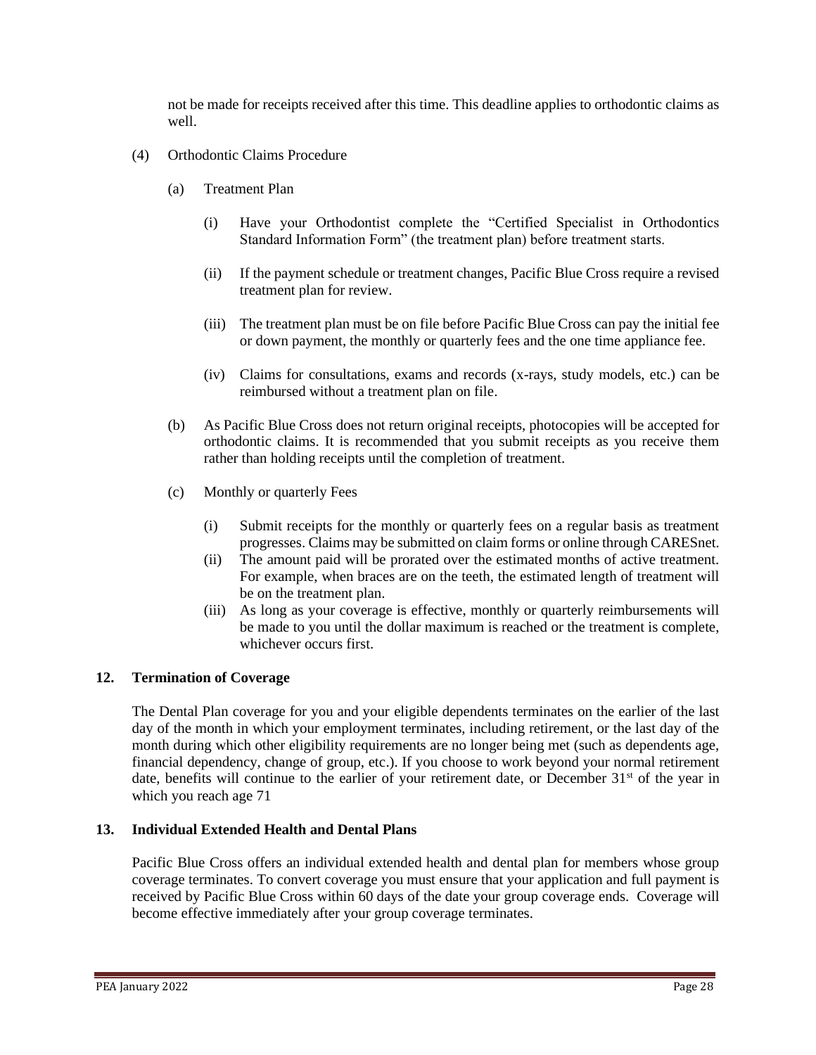not be made for receipts received after this time. This deadline applies to orthodontic claims as well.

(4) Orthodontic Claims Procedure

(a) Treatment Plan

(i) Have your Orthodontist complete the "Certified Specialist in Orthodontics Standard Information Form" (the treatment plan) before treatment starts.

(ii) If the payment schedule or treatment changes, Pacific Blue Cross require a revised treatment plan for review.

(iii) The treatment plan must be on file before Pacific Blue Cross can pay the initial fee or down payment, the monthly or quarterly fees and the one time appliance fee.

(iv) Claims for consultations, exams and records (x-rays, study models, etc.) can be reimbursed without a treatment plan on file.

(b) As Pacific Blue Cross does not return original receipts, photocopies will be accepted for orthodontic claims. It is recommended that you submit receipts as you receive them rather than holding receipts until the completion of treatment.

(c) Monthly or quarterly Fees

(i) Submit receipts for the monthly or quarterly fees on a regular basis as treatment progresses. Claims may be submitted on claim forms or online through CARESnet.

(ii) The amount paid will be prorated over the estimated months of active treatment. For example, when braces are on the teeth, the estimated length of treatment will be on the treatment plan.

(iii) As long as your coverage is effective, monthly or quarterly reimbursements will be made to you until the dollar maximum is reached or the treatment is complete, whichever occurs first.

## 12. Termination of Coverage

The Dental Plan coverage for you and your eligible dependents terminates on the earlier of the last day of the month in which your employment terminates, including retirement, or the last day of the month during which other eligibility requirements are no longer being met (such as dependents age, financial dependency, change of group, etc.). If you choose to work beyond your normal retirement date, benefits will continue to the earlier of your retirement date, or December 31st of the year in which you reach age 71

## 13. Individual Extended Health and Dental Plans

Pacific Blue Cross offers an individual extended health and dental plan for members whose group coverage terminates. To convert coverage you must ensure that your application and full payment is received by Pacific Blue Cross within 60 days of the date your group coverage ends. Coverage will become effective immediately after your group coverage terminates.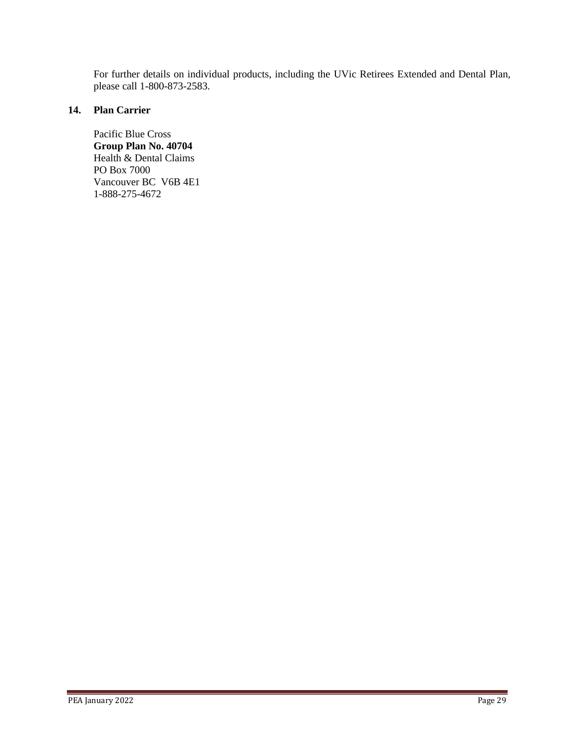For further details on individual products, including the UVic Retirees Extended and Dental Plan, please call 1-800-873-2583.

## 14. Plan Carrier

Pacific Blue Cross
**Group Plan No. 40704**
Health & Dental Claims
PO Box 7000
Vancouver BC V6B 4E1
1-888-275-4672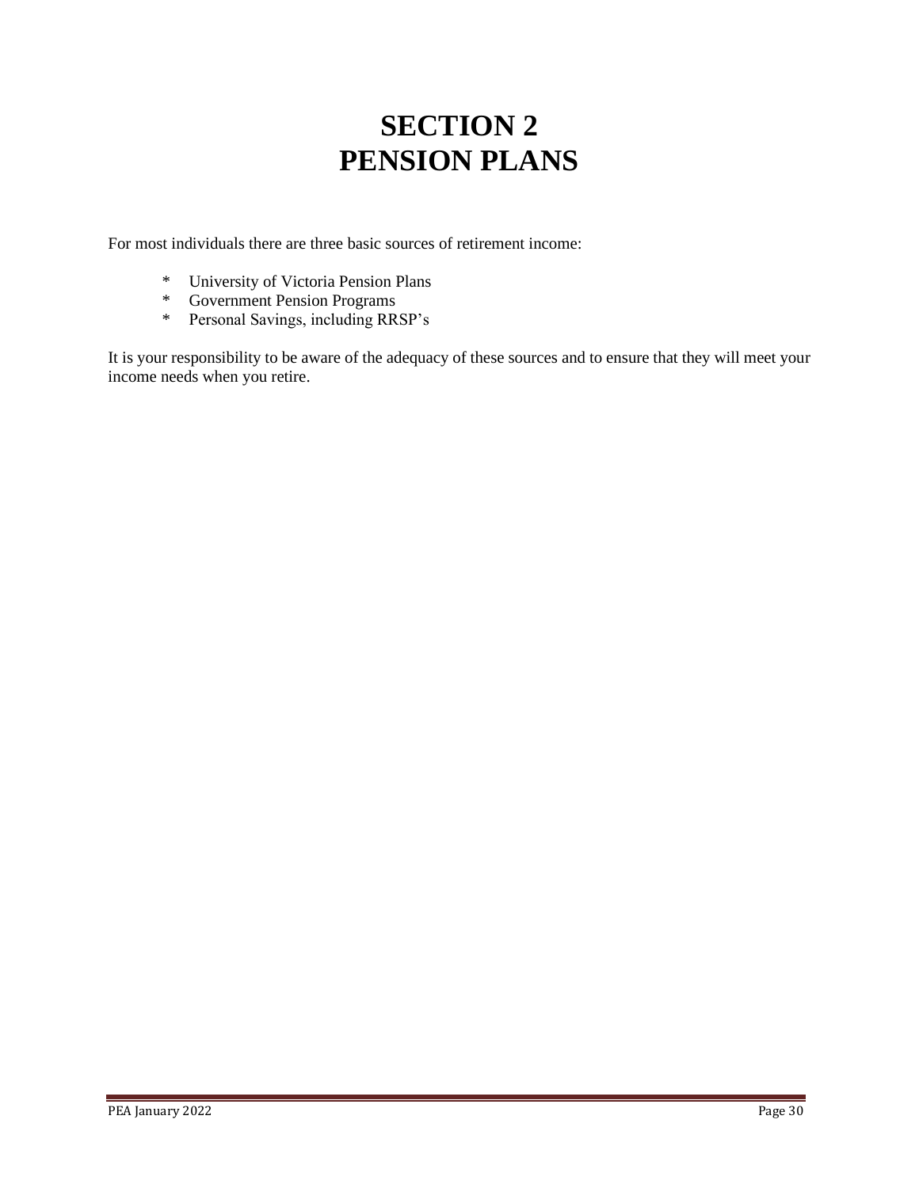# SECTION 2
# PENSION PLANS

For most individuals there are three basic sources of retirement income:

- University of Victoria Pension Plans
- Government Pension Programs
- Personal Savings, including RRSP's

It is your responsibility to be aware of the adequacy of these sources and to ensure that they will meet your income needs when you retire.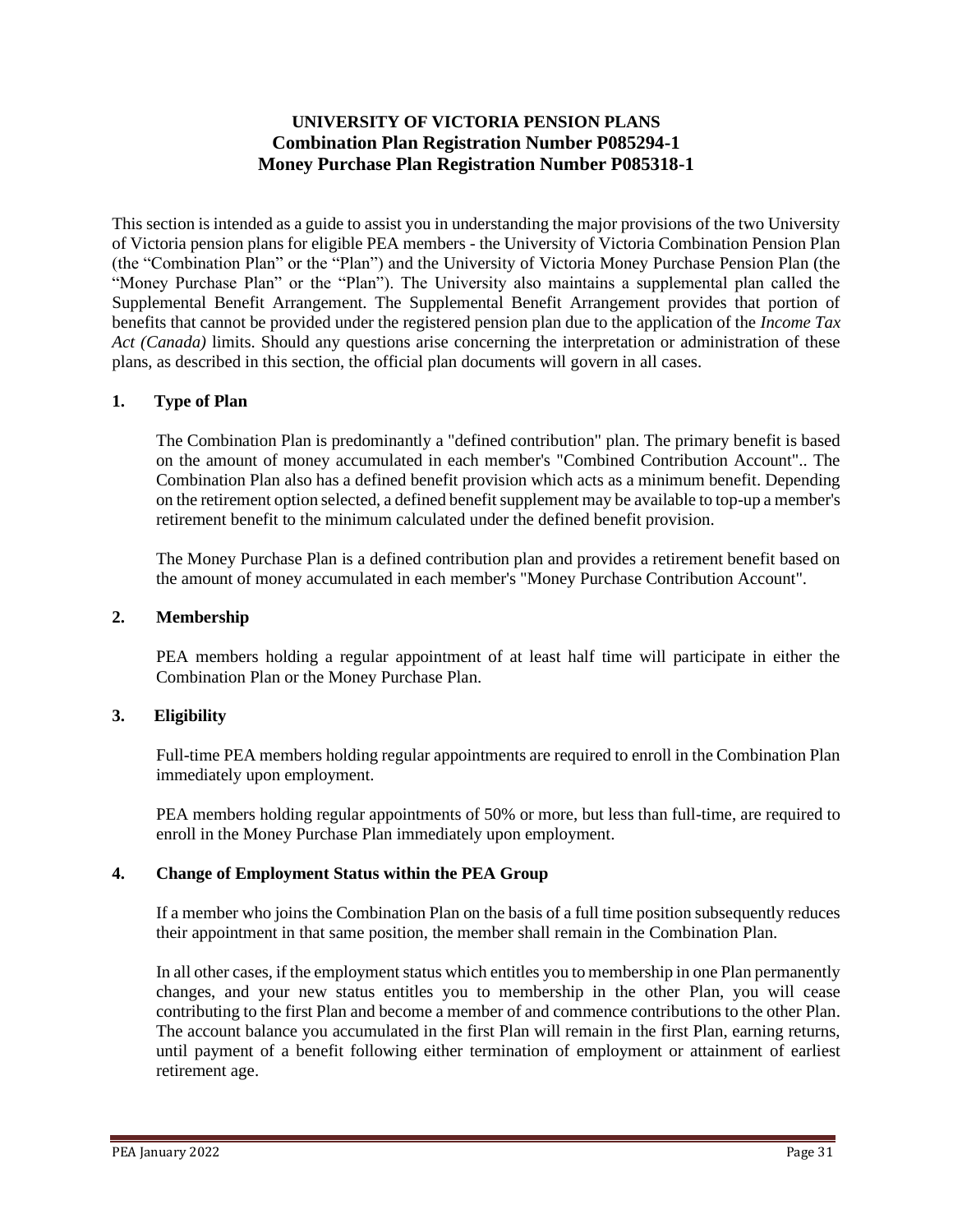**UNIVERSITY OF VICTORIA PENSION PLANS**
**Combination Plan Registration Number P085294-1**
**Money Purchase Plan Registration Number P085318-1**

This section is intended as a guide to assist you in understanding the major provisions of the two University of Victoria pension plans for eligible PEA members - the University of Victoria Combination Pension Plan (the "Combination Plan" or the "Plan") and the University of Victoria Money Purchase Pension Plan (the "Money Purchase Plan" or the "Plan"). The University also maintains a supplemental plan called the Supplemental Benefit Arrangement. The Supplemental Benefit Arrangement provides that portion of benefits that cannot be provided under the registered pension plan due to the application of the *Income Tax Act (Canada)* limits. Should any questions arise concerning the interpretation or administration of these plans, as described in this section, the official plan documents will govern in all cases.

**1. Type of Plan**

The Combination Plan is predominantly a "defined contribution" plan. The primary benefit is based on the amount of money accumulated in each member's "Combined Contribution Account".. The Combination Plan also has a defined benefit provision which acts as a minimum benefit. Depending on the retirement option selected, a defined benefit supplement may be available to top-up a member's retirement benefit to the minimum calculated under the defined benefit provision.

The Money Purchase Plan is a defined contribution plan and provides a retirement benefit based on the amount of money accumulated in each member's "Money Purchase Contribution Account".

**2. Membership**

PEA members holding a regular appointment of at least half time will participate in either the Combination Plan or the Money Purchase Plan.

**3. Eligibility**

Full-time PEA members holding regular appointments are required to enroll in the Combination Plan immediately upon employment.

PEA members holding regular appointments of 50% or more, but less than full-time, are required to enroll in the Money Purchase Plan immediately upon employment.

**4. Change of Employment Status within the PEA Group**

If a member who joins the Combination Plan on the basis of a full time position subsequently reduces their appointment in that same position, the member shall remain in the Combination Plan.

In all other cases, if the employment status which entitles you to membership in one Plan permanently changes, and your new status entitles you to membership in the other Plan, you will cease contributing to the first Plan and become a member of and commence contributions to the other Plan. The account balance you accumulated in the first Plan will remain in the first Plan, earning returns, until payment of a benefit following either termination of employment or attainment of earliest retirement age.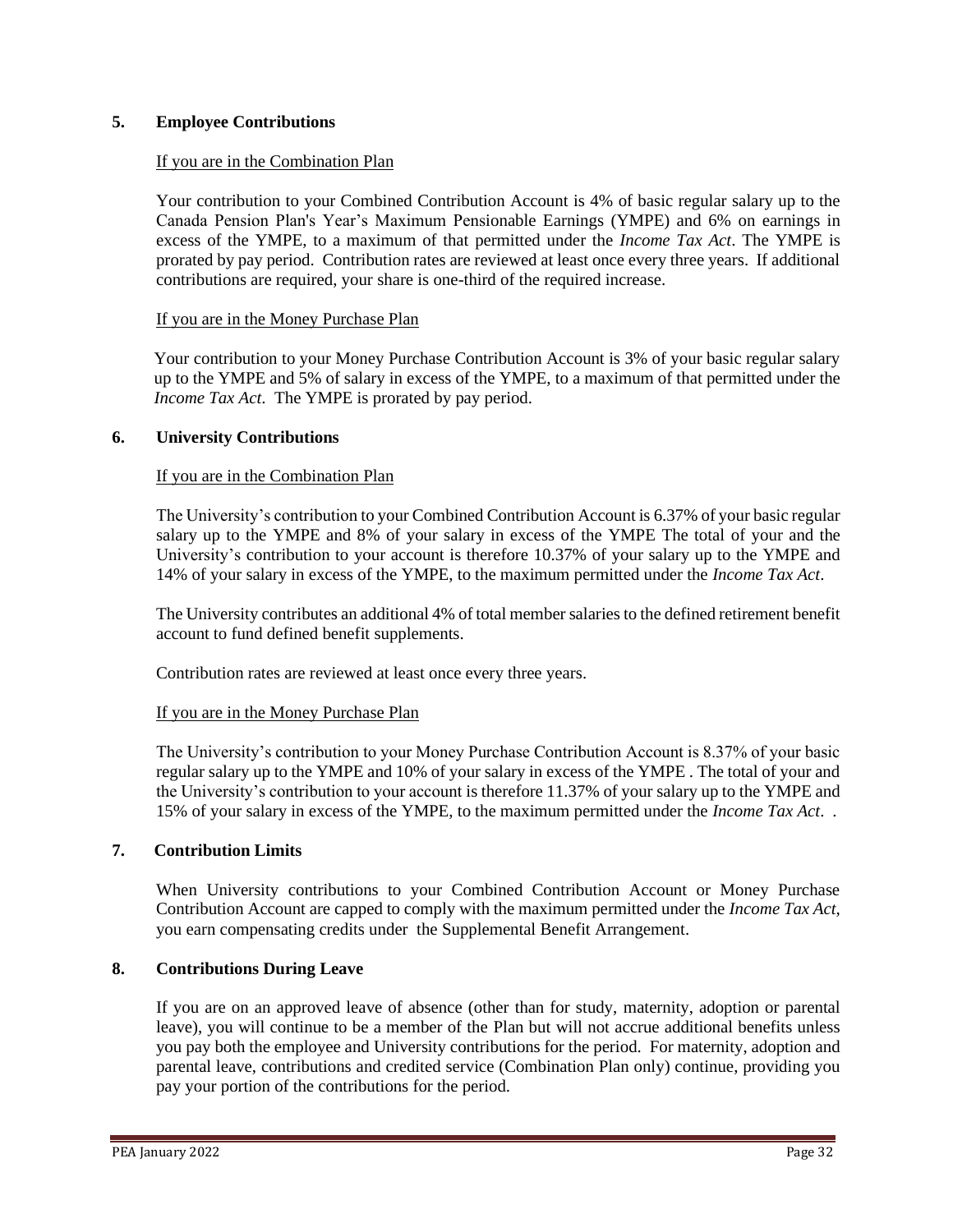## 5. Employee Contributions

<u>If you are in the Combination Plan</u>

Your contribution to your Combined Contribution Account is 4% of basic regular salary up to the Canada Pension Plan's Year's Maximum Pensionable Earnings (YMPE) and 6% on earnings in excess of the YMPE, to a maximum of that permitted under the *Income Tax Act*. The YMPE is prorated by pay period. Contribution rates are reviewed at least once every three years. If additional contributions are required, your share is one-third of the required increase.

<u>If you are in the Money Purchase Plan</u>

Your contribution to your Money Purchase Contribution Account is 3% of your basic regular salary up to the YMPE and 5% of salary in excess of the YMPE, to a maximum of that permitted under the *Income Tax Act*. The YMPE is prorated by pay period.

## 6. University Contributions

<u>If you are in the Combination Plan</u>

The University's contribution to your Combined Contribution Account is 6.37% of your basic regular salary up to the YMPE and 8% of your salary in excess of the YMPE The total of your and the University's contribution to your account is therefore 10.37% of your salary up to the YMPE and 14% of your salary in excess of the YMPE, to the maximum permitted under the *Income Tax Act*.

The University contributes an additional 4% of total member salaries to the defined retirement benefit account to fund defined benefit supplements.

Contribution rates are reviewed at least once every three years.

<u>If you are in the Money Purchase Plan</u>

The University's contribution to your Money Purchase Contribution Account is 8.37% of your basic regular salary up to the YMPE and 10% of your salary in excess of the YMPE . The total of your and the University's contribution to your account is therefore 11.37% of your salary up to the YMPE and 15% of your salary in excess of the YMPE, to the maximum permitted under the *Income Tax Act*. .

## 7. Contribution Limits

When University contributions to your Combined Contribution Account or Money Purchase Contribution Account are capped to comply with the maximum permitted under the *Income Tax Act,* you earn compensating credits under the Supplemental Benefit Arrangement.

## 8. Contributions During Leave

If you are on an approved leave of absence (other than for study, maternity, adoption or parental leave), you will continue to be a member of the Plan but will not accrue additional benefits unless you pay both the employee and University contributions for the period. For maternity, adoption and parental leave, contributions and credited service (Combination Plan only) continue, providing you pay your portion of the contributions for the period.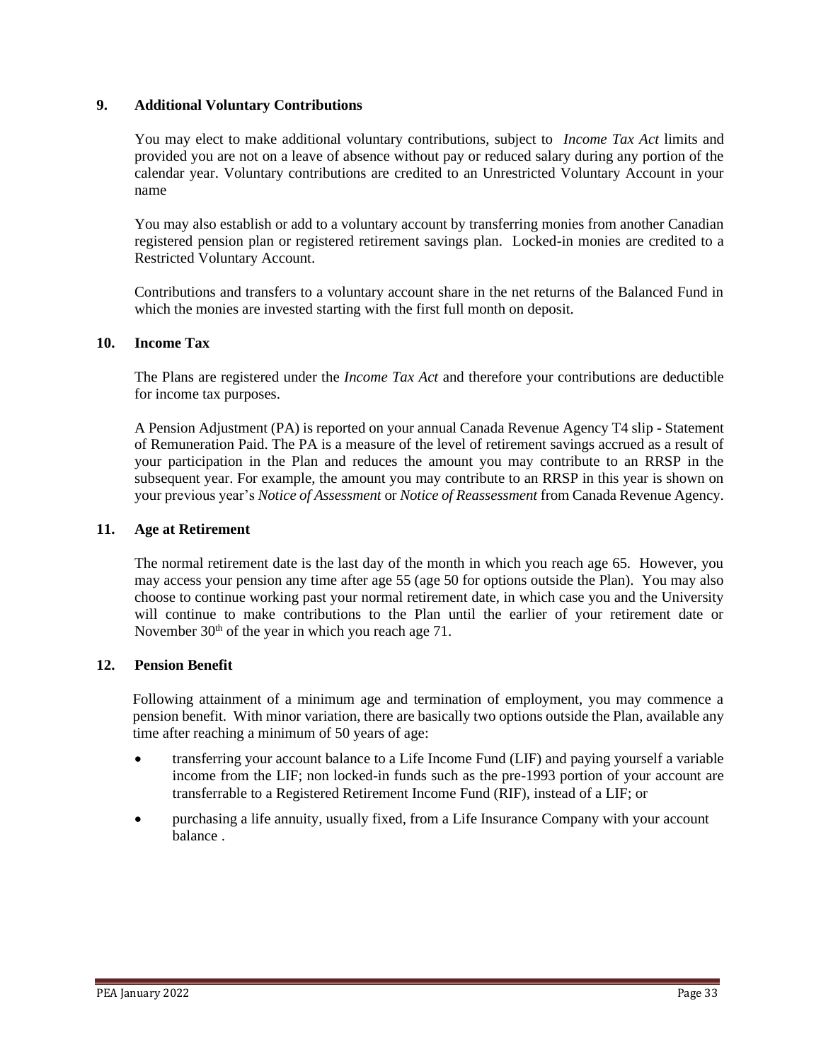## 9. Additional Voluntary Contributions

You may elect to make additional voluntary contributions, subject to *Income Tax Act* limits and provided you are not on a leave of absence without pay or reduced salary during any portion of the calendar year. Voluntary contributions are credited to an Unrestricted Voluntary Account in your name

You may also establish or add to a voluntary account by transferring monies from another Canadian registered pension plan or registered retirement savings plan. Locked-in monies are credited to a Restricted Voluntary Account.

Contributions and transfers to a voluntary account share in the net returns of the Balanced Fund in which the monies are invested starting with the first full month on deposit.

## 10. Income Tax

The Plans are registered under the *Income Tax Act* and therefore your contributions are deductible for income tax purposes.

A Pension Adjustment (PA) is reported on your annual Canada Revenue Agency T4 slip - Statement of Remuneration Paid. The PA is a measure of the level of retirement savings accrued as a result of your participation in the Plan and reduces the amount you may contribute to an RRSP in the subsequent year. For example, the amount you may contribute to an RRSP in this year is shown on your previous year's *Notice of Assessment* or *Notice of Reassessment* from Canada Revenue Agency.

## 11. Age at Retirement

The normal retirement date is the last day of the month in which you reach age 65. However, you may access your pension any time after age 55 (age 50 for options outside the Plan). You may also choose to continue working past your normal retirement date, in which case you and the University will continue to make contributions to the Plan until the earlier of your retirement date or November 30th of the year in which you reach age 71.

## 12. Pension Benefit

Following attainment of a minimum age and termination of employment, you may commence a pension benefit. With minor variation, there are basically two options outside the Plan, available any time after reaching a minimum of 50 years of age:

- transferring your account balance to a Life Income Fund (LIF) and paying yourself a variable income from the LIF; non locked-in funds such as the pre-1993 portion of your account are transferrable to a Registered Retirement Income Fund (RIF), instead of a LIF; or
- purchasing a life annuity, usually fixed, from a Life Insurance Company with your account balance .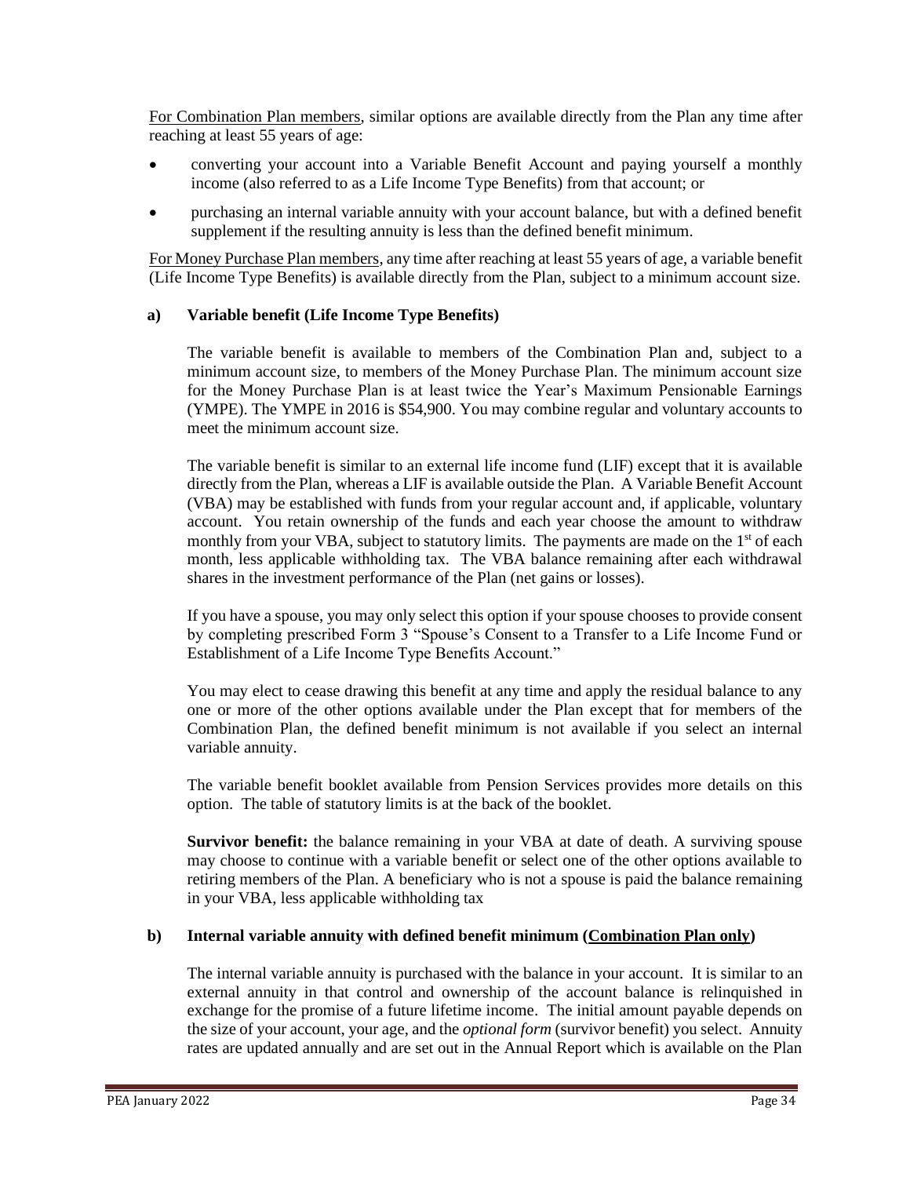For Combination Plan members, similar options are available directly from the Plan any time after reaching at least 55 years of age:

- converting your account into a Variable Benefit Account and paying yourself a monthly income (also referred to as a Life Income Type Benefits) from that account; or
- purchasing an internal variable annuity with your account balance, but with a defined benefit supplement if the resulting annuity is less than the defined benefit minimum.

For Money Purchase Plan members, any time after reaching at least 55 years of age, a variable benefit (Life Income Type Benefits) is available directly from the Plan, subject to a minimum account size.

### a) Variable benefit (Life Income Type Benefits)

The variable benefit is available to members of the Combination Plan and, subject to a minimum account size, to members of the Money Purchase Plan. The minimum account size for the Money Purchase Plan is at least twice the Year's Maximum Pensionable Earnings (YMPE). The YMPE in 2016 is $54,900. You may combine regular and voluntary accounts to meet the minimum account size.

The variable benefit is similar to an external life income fund (LIF) except that it is available directly from the Plan, whereas a LIF is available outside the Plan. A Variable Benefit Account (VBA) may be established with funds from your regular account and, if applicable, voluntary account. You retain ownership of the funds and each year choose the amount to withdraw monthly from your VBA, subject to statutory limits. The payments are made on the 1st of each month, less applicable withholding tax. The VBA balance remaining after each withdrawal shares in the investment performance of the Plan (net gains or losses).

If you have a spouse, you may only select this option if your spouse chooses to provide consent by completing prescribed Form 3 "Spouse's Consent to a Transfer to a Life Income Fund or Establishment of a Life Income Type Benefits Account."

You may elect to cease drawing this benefit at any time and apply the residual balance to any one or more of the other options available under the Plan except that for members of the Combination Plan, the defined benefit minimum is not available if you select an internal variable annuity.

The variable benefit booklet available from Pension Services provides more details on this option. The table of statutory limits is at the back of the booklet.

**Survivor benefit:** the balance remaining in your VBA at date of death. A surviving spouse may choose to continue with a variable benefit or select one of the other options available to retiring members of the Plan. A beneficiary who is not a spouse is paid the balance remaining in your VBA, less applicable withholding tax

### b) Internal variable annuity with defined benefit minimum (Combination Plan only)

The internal variable annuity is purchased with the balance in your account. It is similar to an external annuity in that control and ownership of the account balance is relinquished in exchange for the promise of a future lifetime income. The initial amount payable depends on the size of your account, your age, and the *optional form* (survivor benefit) you select. Annuity rates are updated annually and are set out in the Annual Report which is available on the Plan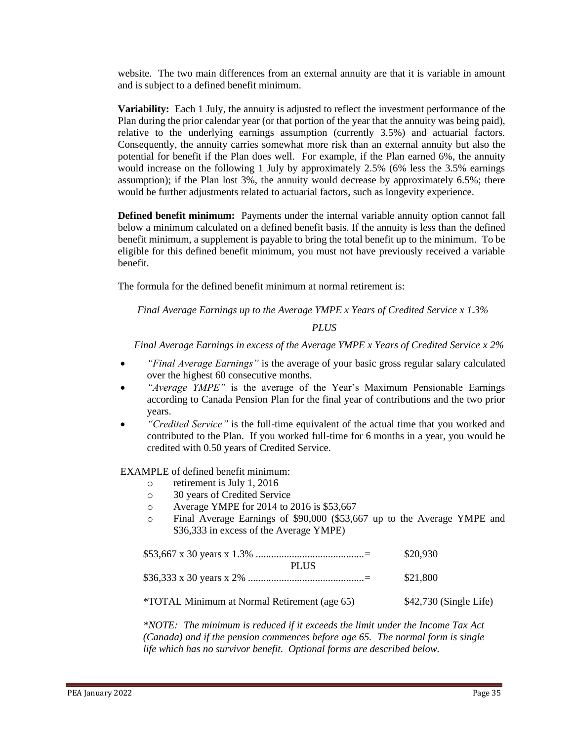website. The two main differences from an external annuity are that it is variable in amount and is subject to a defined benefit minimum.

**Variability:** Each 1 July, the annuity is adjusted to reflect the investment performance of the Plan during the prior calendar year (or that portion of the year that the annuity was being paid), relative to the underlying earnings assumption (currently 3.5%) and actuarial factors. Consequently, the annuity carries somewhat more risk than an external annuity but also the potential for benefit if the Plan does well. For example, if the Plan earned 6%, the annuity would increase on the following 1 July by approximately 2.5% (6% less the 3.5% earnings assumption); if the Plan lost 3%, the annuity would decrease by approximately 6.5%; there would be further adjustments related to actuarial factors, such as longevity experience.

**Defined benefit minimum:** Payments under the internal variable annuity option cannot fall below a minimum calculated on a defined benefit basis. If the annuity is less than the defined benefit minimum, a supplement is payable to bring the total benefit up to the minimum. To be eligible for this defined benefit minimum, you must not have previously received a variable benefit.

The formula for the defined benefit minimum at normal retirement is:

*Final Average Earnings up to the Average YMPE x Years of Credited Service x 1.3%*

*PLUS*

*Final Average Earnings in excess of the Average YMPE x Years of Credited Service x 2%*

- *"Final Average Earnings"* is the average of your basic gross regular salary calculated over the highest 60 consecutive months.
- *"Average YMPE"* is the average of the Year's Maximum Pensionable Earnings according to Canada Pension Plan for the final year of contributions and the two prior years.
- *"Credited Service"* is the full-time equivalent of the actual time that you worked and contributed to the Plan. If you worked full-time for 6 months in a year, you would be credited with 0.50 years of Credited Service.

<u>EXAMPLE of defined benefit minimum:</u>

- retirement is July 1, 2016
- 30 years of Credited Service
- Average YMPE for 2014 to 2016 is $53,667
- Final Average Earnings of $90,000 ($53,667 up to the Average YMPE and $36,333 in excess of the Average YMPE)

| | |
|---|---|
| $53,667 x 30 years x 1.3% ..........................................= | $20,930 |
| PLUS | |
| $36,333 x 30 years x 2% ............................................= | $21,800 |
| *TOTAL Minimum at Normal Retirement (age 65) | $42,730 (Single Life) |

*\*NOTE: The minimum is reduced if it exceeds the limit under the Income Tax Act (Canada) and if the pension commences before age 65. The normal form is single life which has no survivor benefit. Optional forms are described below.*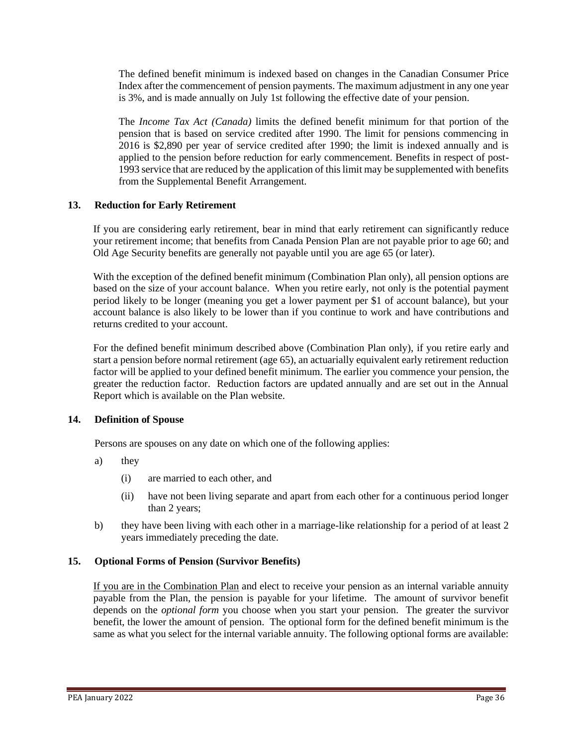The defined benefit minimum is indexed based on changes in the Canadian Consumer Price Index after the commencement of pension payments. The maximum adjustment in any one year is 3%, and is made annually on July 1st following the effective date of your pension.

The *Income Tax Act (Canada)* limits the defined benefit minimum for that portion of the pension that is based on service credited after 1990. The limit for pensions commencing in 2016 is $2,890 per year of service credited after 1990; the limit is indexed annually and is applied to the pension before reduction for early commencement. Benefits in respect of post-1993 service that are reduced by the application of this limit may be supplemented with benefits from the Supplemental Benefit Arrangement.

### 13. Reduction for Early Retirement

If you are considering early retirement, bear in mind that early retirement can significantly reduce your retirement income; that benefits from Canada Pension Plan are not payable prior to age 60; and Old Age Security benefits are generally not payable until you are age 65 (or later).

With the exception of the defined benefit minimum (Combination Plan only), all pension options are based on the size of your account balance. When you retire early, not only is the potential payment period likely to be longer (meaning you get a lower payment per $1 of account balance), but your account balance is also likely to be lower than if you continue to work and have contributions and returns credited to your account.

For the defined benefit minimum described above (Combination Plan only), if you retire early and start a pension before normal retirement (age 65), an actuarially equivalent early retirement reduction factor will be applied to your defined benefit minimum. The earlier you commence your pension, the greater the reduction factor. Reduction factors are updated annually and are set out in the Annual Report which is available on the Plan website.

### 14. Definition of Spouse

Persons are spouses on any date on which one of the following applies:

a) they

   (i) are married to each other, and

   (ii) have not been living separate and apart from each other for a continuous period longer than 2 years;

b) they have been living with each other in a marriage-like relationship for a period of at least 2 years immediately preceding the date.

### 15. Optional Forms of Pension (Survivor Benefits)

<u>If you are in the Combination Plan</u> and elect to receive your pension as an internal variable annuity payable from the Plan, the pension is payable for your lifetime. The amount of survivor benefit depends on the *optional form* you choose when you start your pension. The greater the survivor benefit, the lower the amount of pension. The optional form for the defined benefit minimum is the same as what you select for the internal variable annuity. The following optional forms are available: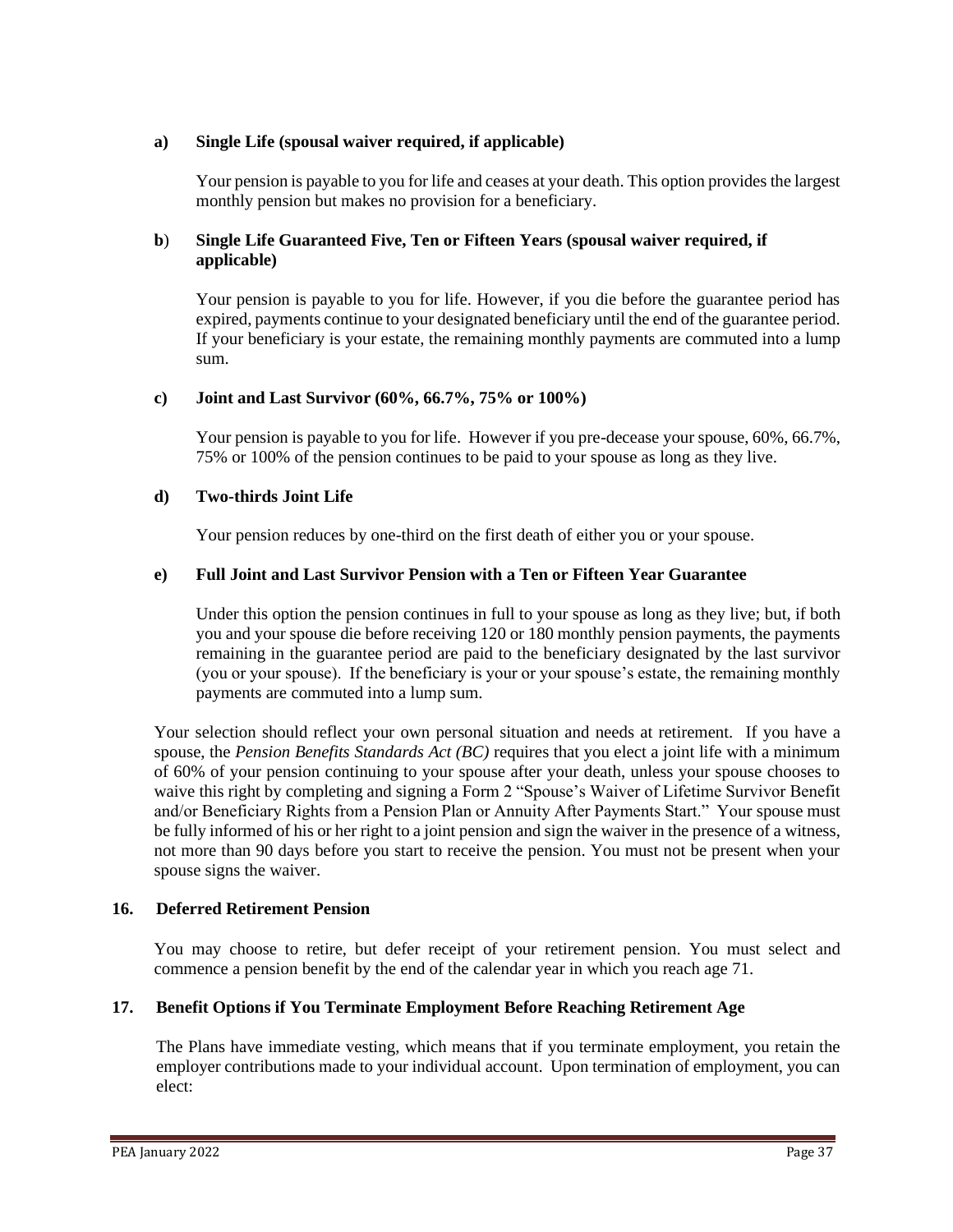**a) Single Life (spousal waiver required, if applicable)**

Your pension is payable to you for life and ceases at your death. This option provides the largest monthly pension but makes no provision for a beneficiary.

**b) Single Life Guaranteed Five, Ten or Fifteen Years (spousal waiver required, if applicable)**

Your pension is payable to you for life. However, if you die before the guarantee period has expired, payments continue to your designated beneficiary until the end of the guarantee period. If your beneficiary is your estate, the remaining monthly payments are commuted into a lump sum.

**c) Joint and Last Survivor (60%, 66.7%, 75% or 100%)**

Your pension is payable to you for life. However if you pre-decease your spouse, 60%, 66.7%, 75% or 100% of the pension continues to be paid to your spouse as long as they live.

**d) Two-thirds Joint Life**

Your pension reduces by one-third on the first death of either you or your spouse.

**e) Full Joint and Last Survivor Pension with a Ten or Fifteen Year Guarantee**

Under this option the pension continues in full to your spouse as long as they live; but, if both you and your spouse die before receiving 120 or 180 monthly pension payments, the payments remaining in the guarantee period are paid to the beneficiary designated by the last survivor (you or your spouse). If the beneficiary is your or your spouse's estate, the remaining monthly payments are commuted into a lump sum.

Your selection should reflect your own personal situation and needs at retirement. If you have a spouse, the *Pension Benefits Standards Act (BC)* requires that you elect a joint life with a minimum of 60% of your pension continuing to your spouse after your death, unless your spouse chooses to waive this right by completing and signing a Form 2 "Spouse's Waiver of Lifetime Survivor Benefit and/or Beneficiary Rights from a Pension Plan or Annuity After Payments Start." Your spouse must be fully informed of his or her right to a joint pension and sign the waiver in the presence of a witness, not more than 90 days before you start to receive the pension. You must not be present when your spouse signs the waiver.

## 16. Deferred Retirement Pension

You may choose to retire, but defer receipt of your retirement pension. You must select and commence a pension benefit by the end of the calendar year in which you reach age 71.

## 17. Benefit Options if You Terminate Employment Before Reaching Retirement Age

The Plans have immediate vesting, which means that if you terminate employment, you retain the employer contributions made to your individual account. Upon termination of employment, you can elect: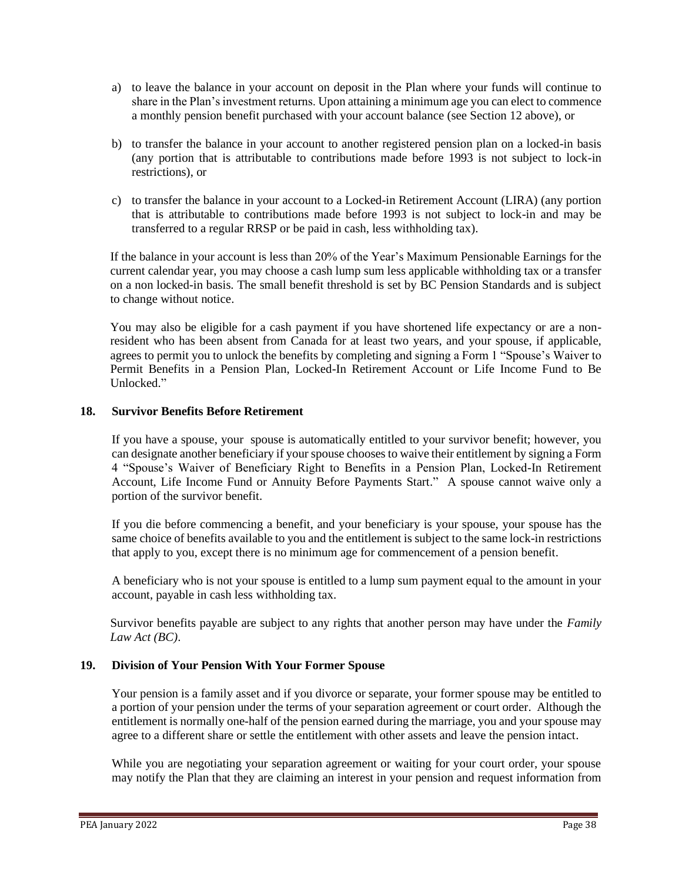a) to leave the balance in your account on deposit in the Plan where your funds will continue to share in the Plan's investment returns. Upon attaining a minimum age you can elect to commence a monthly pension benefit purchased with your account balance (see Section 12 above), or

b) to transfer the balance in your account to another registered pension plan on a locked-in basis (any portion that is attributable to contributions made before 1993 is not subject to lock-in restrictions), or

c) to transfer the balance in your account to a Locked-in Retirement Account (LIRA) (any portion that is attributable to contributions made before 1993 is not subject to lock-in and may be transferred to a regular RRSP or be paid in cash, less withholding tax).

If the balance in your account is less than 20% of the Year's Maximum Pensionable Earnings for the current calendar year, you may choose a cash lump sum less applicable withholding tax or a transfer on a non locked-in basis. The small benefit threshold is set by BC Pension Standards and is subject to change without notice.

You may also be eligible for a cash payment if you have shortened life expectancy or are a non-resident who has been absent from Canada for at least two years, and your spouse, if applicable, agrees to permit you to unlock the benefits by completing and signing a Form 1 "Spouse's Waiver to Permit Benefits in a Pension Plan, Locked-In Retirement Account or Life Income Fund to Be Unlocked."

## 18. Survivor Benefits Before Retirement

If you have a spouse, your spouse is automatically entitled to your survivor benefit; however, you can designate another beneficiary if your spouse chooses to waive their entitlement by signing a Form 4 "Spouse's Waiver of Beneficiary Right to Benefits in a Pension Plan, Locked-In Retirement Account, Life Income Fund or Annuity Before Payments Start." A spouse cannot waive only a portion of the survivor benefit.

If you die before commencing a benefit, and your beneficiary is your spouse, your spouse has the same choice of benefits available to you and the entitlement is subject to the same lock-in restrictions that apply to you, except there is no minimum age for commencement of a pension benefit.

A beneficiary who is not your spouse is entitled to a lump sum payment equal to the amount in your account, payable in cash less withholding tax.

Survivor benefits payable are subject to any rights that another person may have under the *Family Law Act (BC)*.

## 19. Division of Your Pension With Your Former Spouse

Your pension is a family asset and if you divorce or separate, your former spouse may be entitled to a portion of your pension under the terms of your separation agreement or court order. Although the entitlement is normally one-half of the pension earned during the marriage, you and your spouse may agree to a different share or settle the entitlement with other assets and leave the pension intact.

While you are negotiating your separation agreement or waiting for your court order, your spouse may notify the Plan that they are claiming an interest in your pension and request information from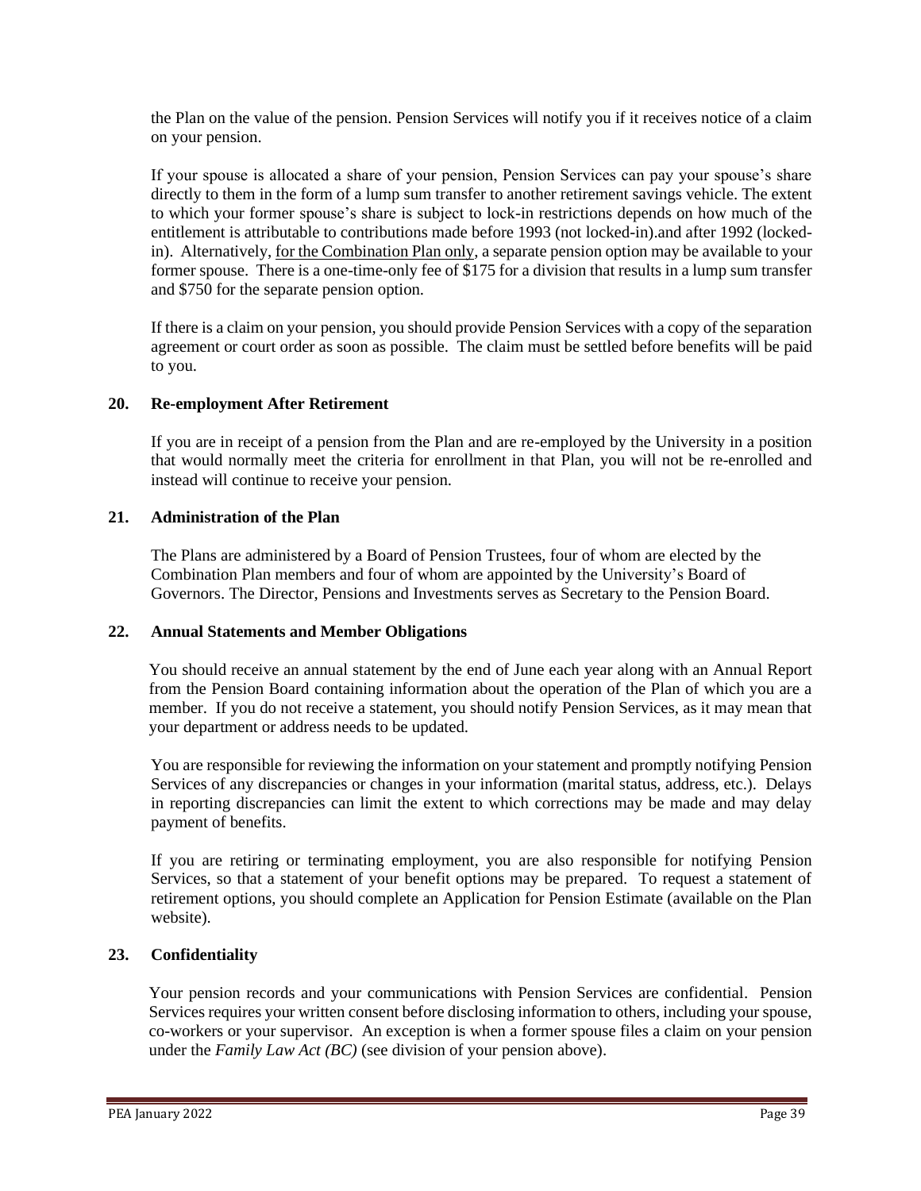the Plan on the value of the pension. Pension Services will notify you if it receives notice of a claim on your pension.

If your spouse is allocated a share of your pension, Pension Services can pay your spouse's share directly to them in the form of a lump sum transfer to another retirement savings vehicle. The extent to which your former spouse's share is subject to lock-in restrictions depends on how much of the entitlement is attributable to contributions made before 1993 (not locked-in).and after 1992 (locked-in). Alternatively, <u>for the Combination Plan only</u>, a separate pension option may be available to your former spouse. There is a one-time-only fee of $175 for a division that results in a lump sum transfer and $750 for the separate pension option.

If there is a claim on your pension, you should provide Pension Services with a copy of the separation agreement or court order as soon as possible. The claim must be settled before benefits will be paid to you.

## 20. Re-employment After Retirement

If you are in receipt of a pension from the Plan and are re-employed by the University in a position that would normally meet the criteria for enrollment in that Plan, you will not be re-enrolled and instead will continue to receive your pension.

## 21. Administration of the Plan

The Plans are administered by a Board of Pension Trustees, four of whom are elected by the Combination Plan members and four of whom are appointed by the University's Board of Governors. The Director, Pensions and Investments serves as Secretary to the Pension Board.

## 22. Annual Statements and Member Obligations

You should receive an annual statement by the end of June each year along with an Annual Report from the Pension Board containing information about the operation of the Plan of which you are a member. If you do not receive a statement, you should notify Pension Services, as it may mean that your department or address needs to be updated.

You are responsible for reviewing the information on your statement and promptly notifying Pension Services of any discrepancies or changes in your information (marital status, address, etc.). Delays in reporting discrepancies can limit the extent to which corrections may be made and may delay payment of benefits.

If you are retiring or terminating employment, you are also responsible for notifying Pension Services, so that a statement of your benefit options may be prepared. To request a statement of retirement options, you should complete an Application for Pension Estimate (available on the Plan website).

## 23. Confidentiality

Your pension records and your communications with Pension Services are confidential. Pension Services requires your written consent before disclosing information to others, including your spouse, co-workers or your supervisor. An exception is when a former spouse files a claim on your pension under the *Family Law Act (BC)* (see division of your pension above).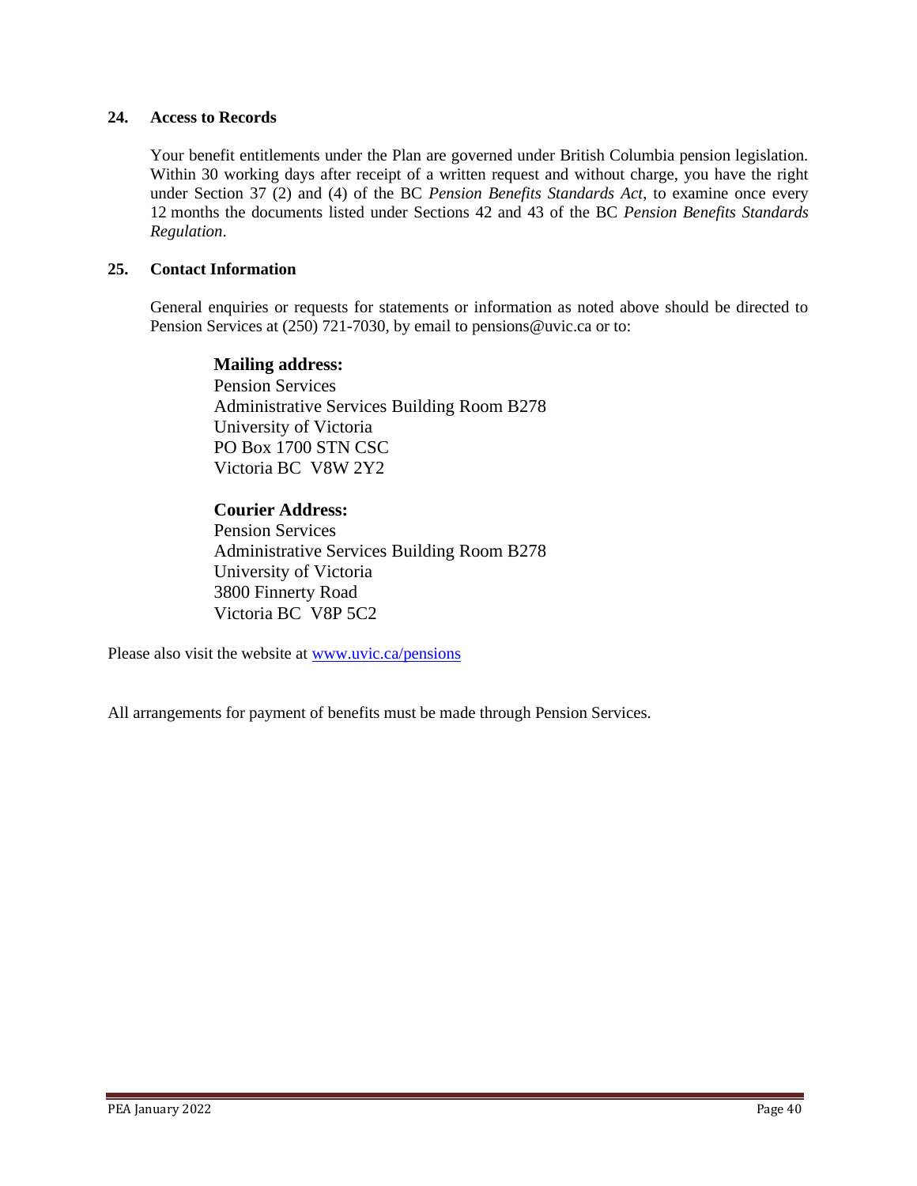## 24. Access to Records

Your benefit entitlements under the Plan are governed under British Columbia pension legislation. Within 30 working days after receipt of a written request and without charge, you have the right under Section 37 (2) and (4) of the BC *Pension Benefits Standards Act*, to examine once every 12 months the documents listed under Sections 42 and 43 of the BC *Pension Benefits Standards Regulation*.

## 25. Contact Information

General enquiries or requests for statements or information as noted above should be directed to Pension Services at (250) 721-7030, by email to pensions@uvic.ca or to:

**Mailing address:**
Pension Services
Administrative Services Building Room B278
University of Victoria
PO Box 1700 STN CSC
Victoria BC  V8W 2Y2

**Courier Address:**
Pension Services
Administrative Services Building Room B278
University of Victoria
3800 Finnerty Road
Victoria BC  V8P 5C2

Please also visit the website at [www.uvic.ca/pensions](www.uvic.ca/pensions)

All arrangements for payment of benefits must be made through Pension Services.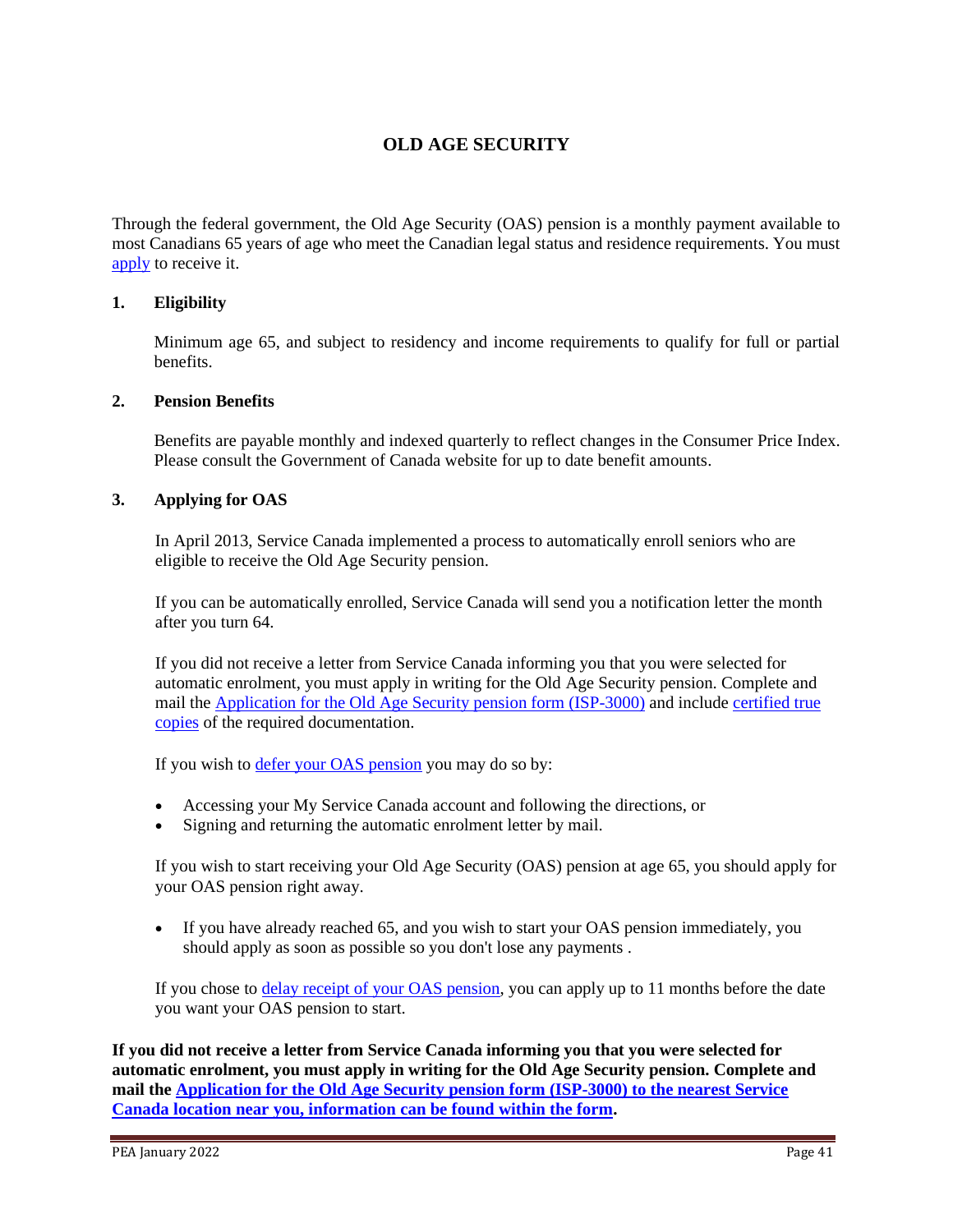# OLD AGE SECURITY

Through the federal government, the Old Age Security (OAS) pension is a monthly payment available to most Canadians 65 years of age who meet the Canadian legal status and residence requirements. You must apply to receive it.

## 1. Eligibility

Minimum age 65, and subject to residency and income requirements to qualify for full or partial benefits.

## 2. Pension Benefits

Benefits are payable monthly and indexed quarterly to reflect changes in the Consumer Price Index. Please consult the Government of Canada website for up to date benefit amounts.

## 3. Applying for OAS

In April 2013, Service Canada implemented a process to automatically enroll seniors who are eligible to receive the Old Age Security pension.

If you can be automatically enrolled, Service Canada will send you a notification letter the month after you turn 64.

If you did not receive a letter from Service Canada informing you that you were selected for automatic enrolment, you must apply in writing for the Old Age Security pension. Complete and mail the Application for the Old Age Security pension form (ISP-3000) and include certified true copies of the required documentation.

If you wish to defer your OAS pension you may do so by:

- Accessing your My Service Canada account and following the directions, or
- Signing and returning the automatic enrolment letter by mail.

If you wish to start receiving your Old Age Security (OAS) pension at age 65, you should apply for your OAS pension right away.

- If you have already reached 65, and you wish to start your OAS pension immediately, you should apply as soon as possible so you don't lose any payments .

If you chose to delay receipt of your OAS pension, you can apply up to 11 months before the date you want your OAS pension to start.

**If you did not receive a letter from Service Canada informing you that you were selected for automatic enrolment, you must apply in writing for the Old Age Security pension. Complete and mail the Application for the Old Age Security pension form (ISP-3000) to the nearest Service Canada location near you, information can be found within the form.**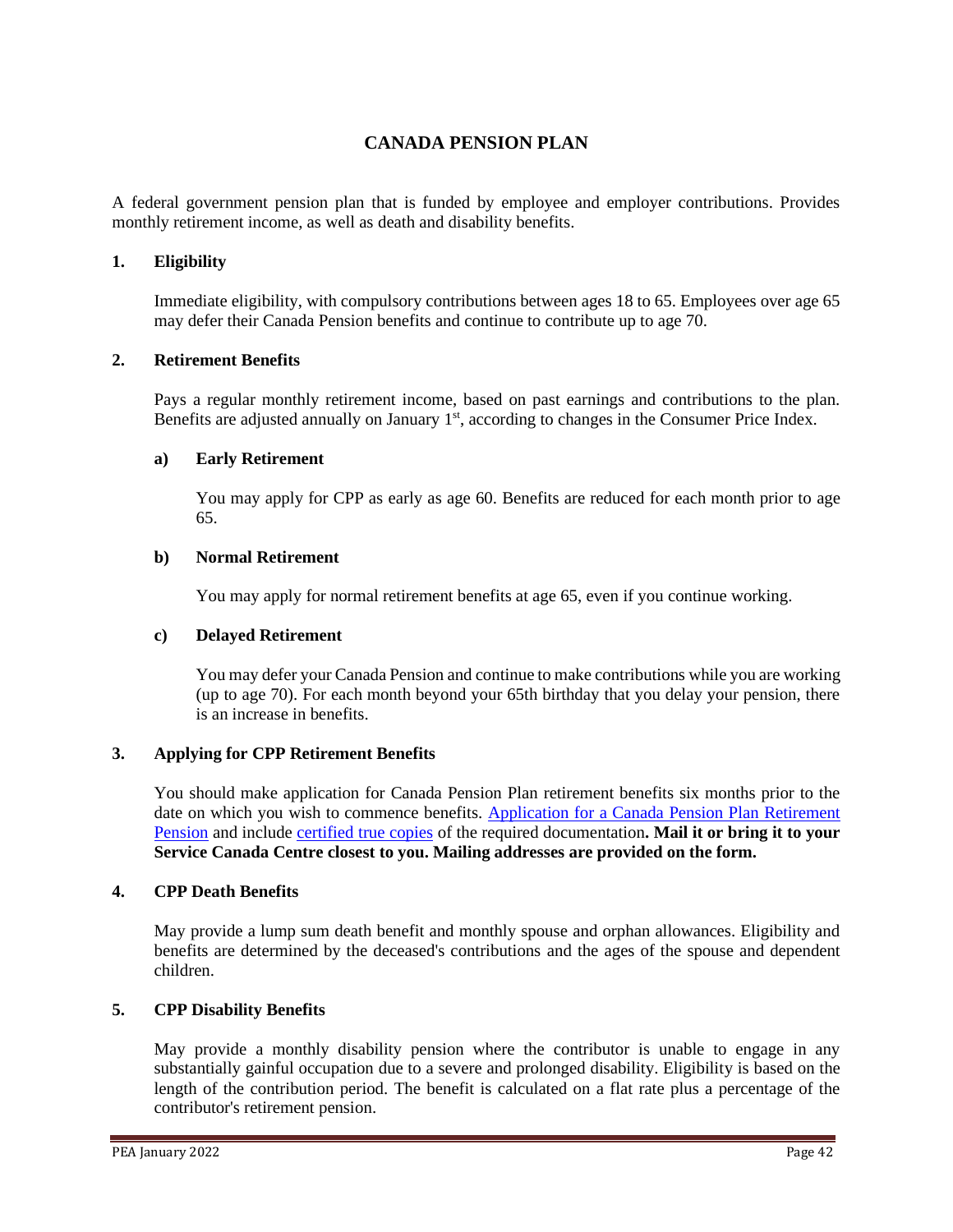# CANADA PENSION PLAN

A federal government pension plan that is funded by employee and employer contributions. Provides monthly retirement income, as well as death and disability benefits.

## 1. Eligibility

Immediate eligibility, with compulsory contributions between ages 18 to 65. Employees over age 65 may defer their Canada Pension benefits and continue to contribute up to age 70.

## 2. Retirement Benefits

Pays a regular monthly retirement income, based on past earnings and contributions to the plan. Benefits are adjusted annually on January 1st, according to changes in the Consumer Price Index.

### a) Early Retirement

You may apply for CPP as early as age 60. Benefits are reduced for each month prior to age 65.

### b) Normal Retirement

You may apply for normal retirement benefits at age 65, even if you continue working.

### c) Delayed Retirement

You may defer your Canada Pension and continue to make contributions while you are working (up to age 70). For each month beyond your 65th birthday that you delay your pension, there is an increase in benefits.

## 3. Applying for CPP Retirement Benefits

You should make application for Canada Pension Plan retirement benefits six months prior to the date on which you wish to commence benefits. Application for a Canada Pension Plan Retirement Pension and include certified true copies of the required documentation**. Mail it or bring it to your Service Canada Centre closest to you. Mailing addresses are provided on the form.**

## 4. CPP Death Benefits

May provide a lump sum death benefit and monthly spouse and orphan allowances. Eligibility and benefits are determined by the deceased's contributions and the ages of the spouse and dependent children.

## 5. CPP Disability Benefits

May provide a monthly disability pension where the contributor is unable to engage in any substantially gainful occupation due to a severe and prolonged disability. Eligibility is based on the length of the contribution period. The benefit is calculated on a flat rate plus a percentage of the contributor's retirement pension.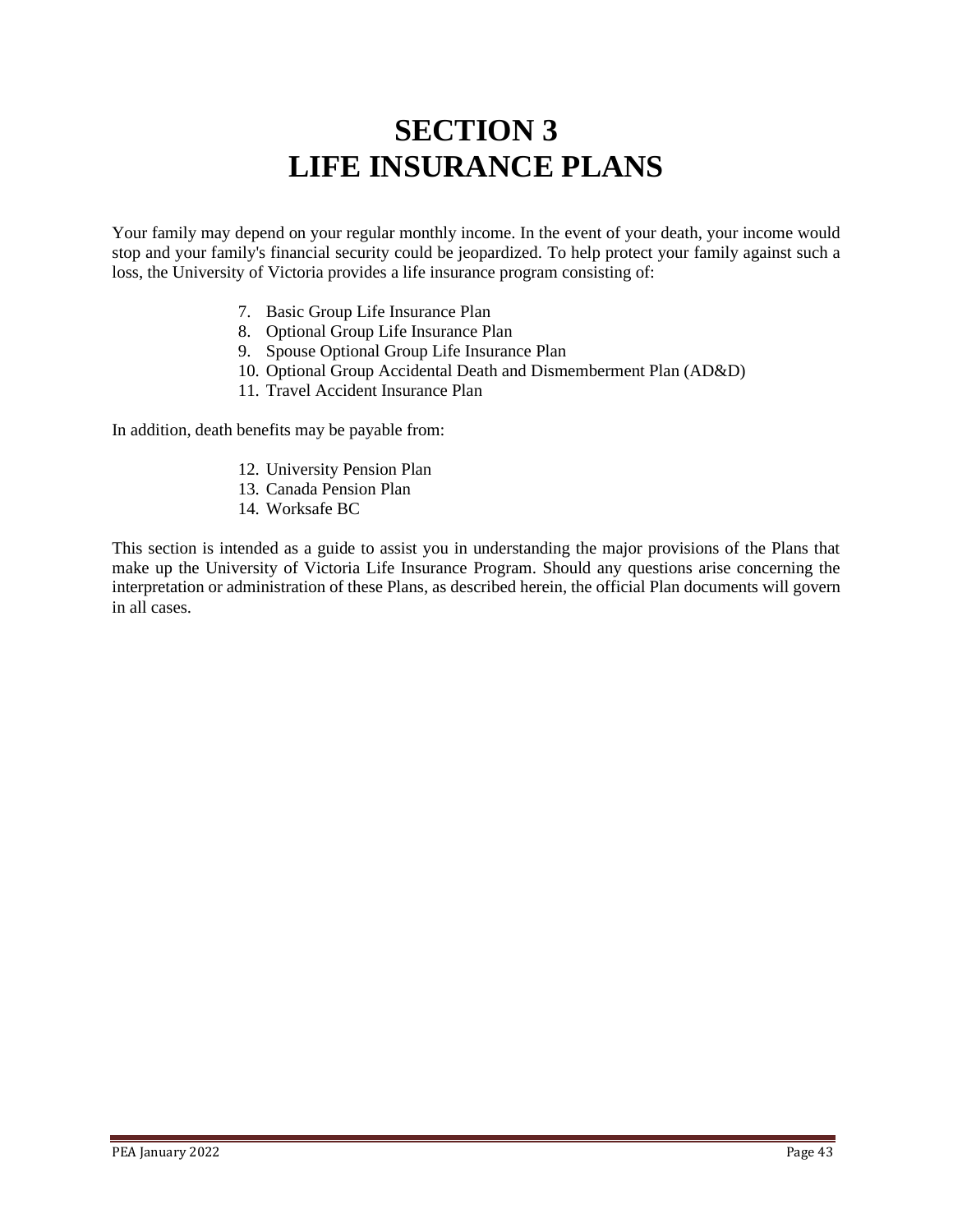# SECTION 3
# LIFE INSURANCE PLANS

Your family may depend on your regular monthly income. In the event of your death, your income would stop and your family's financial security could be jeopardized. To help protect your family against such a loss, the University of Victoria provides a life insurance program consisting of:

7. Basic Group Life Insurance Plan
8. Optional Group Life Insurance Plan
9. Spouse Optional Group Life Insurance Plan
10. Optional Group Accidental Death and Dismemberment Plan (AD&D)
11. Travel Accident Insurance Plan

In addition, death benefits may be payable from:

12. University Pension Plan
13. Canada Pension Plan
14. Worksafe BC

This section is intended as a guide to assist you in understanding the major provisions of the Plans that make up the University of Victoria Life Insurance Program. Should any questions arise concerning the interpretation or administration of these Plans, as described herein, the official Plan documents will govern in all cases.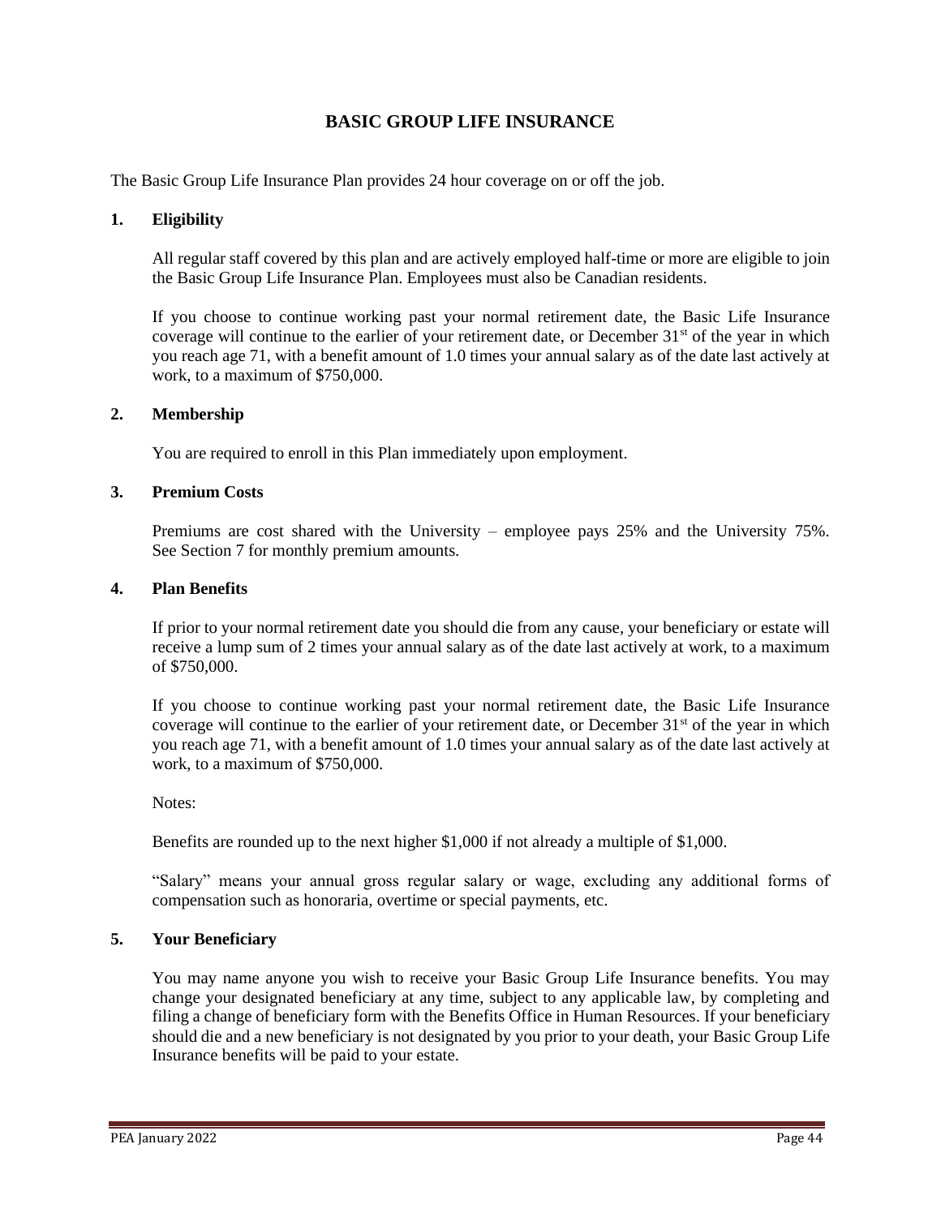# BASIC GROUP LIFE INSURANCE

The Basic Group Life Insurance Plan provides 24 hour coverage on or off the job.

## 1. Eligibility

All regular staff covered by this plan and are actively employed half-time or more are eligible to join the Basic Group Life Insurance Plan. Employees must also be Canadian residents.

If you choose to continue working past your normal retirement date, the Basic Life Insurance coverage will continue to the earlier of your retirement date, or December 31st of the year in which you reach age 71, with a benefit amount of 1.0 times your annual salary as of the date last actively at work, to a maximum of $750,000.

## 2. Membership

You are required to enroll in this Plan immediately upon employment.

## 3. Premium Costs

Premiums are cost shared with the University – employee pays 25% and the University 75%. See Section 7 for monthly premium amounts.

## 4. Plan Benefits

If prior to your normal retirement date you should die from any cause, your beneficiary or estate will receive a lump sum of 2 times your annual salary as of the date last actively at work, to a maximum of $750,000.

If you choose to continue working past your normal retirement date, the Basic Life Insurance coverage will continue to the earlier of your retirement date, or December 31st of the year in which you reach age 71, with a benefit amount of 1.0 times your annual salary as of the date last actively at work, to a maximum of $750,000.

Notes:

Benefits are rounded up to the next higher $1,000 if not already a multiple of $1,000.

"Salary" means your annual gross regular salary or wage, excluding any additional forms of compensation such as honoraria, overtime or special payments, etc.

## 5. Your Beneficiary

You may name anyone you wish to receive your Basic Group Life Insurance benefits. You may change your designated beneficiary at any time, subject to any applicable law, by completing and filing a change of beneficiary form with the Benefits Office in Human Resources. If your beneficiary should die and a new beneficiary is not designated by you prior to your death, your Basic Group Life Insurance benefits will be paid to your estate.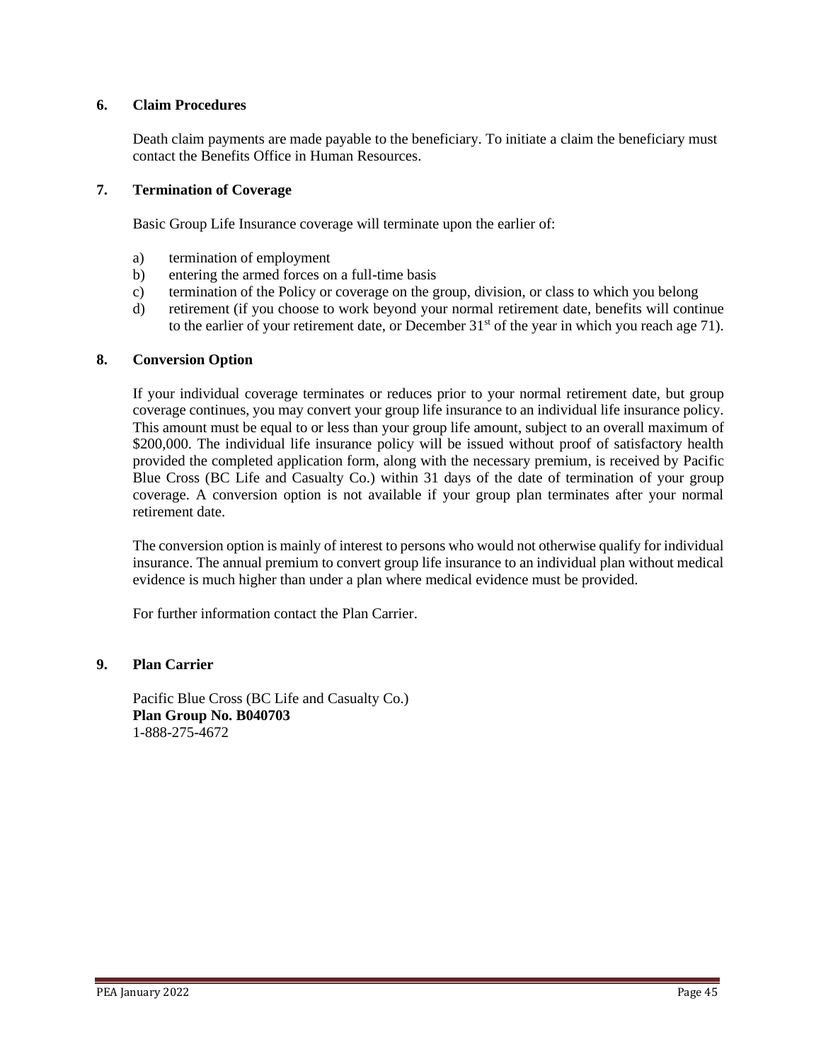## 6. Claim Procedures

Death claim payments are made payable to the beneficiary. To initiate a claim the beneficiary must contact the Benefits Office in Human Resources.

## 7. Termination of Coverage

Basic Group Life Insurance coverage will terminate upon the earlier of:

a) termination of employment
b) entering the armed forces on a full-time basis
c) termination of the Policy or coverage on the group, division, or class to which you belong
d) retirement (if you choose to work beyond your normal retirement date, benefits will continue to the earlier of your retirement date, or December 31st of the year in which you reach age 71).

## 8. Conversion Option

If your individual coverage terminates or reduces prior to your normal retirement date, but group coverage continues, you may convert your group life insurance to an individual life insurance policy. This amount must be equal to or less than your group life amount, subject to an overall maximum of $200,000. The individual life insurance policy will be issued without proof of satisfactory health provided the completed application form, along with the necessary premium, is received by Pacific Blue Cross (BC Life and Casualty Co.) within 31 days of the date of termination of your group coverage. A conversion option is not available if your group plan terminates after your normal retirement date.

The conversion option is mainly of interest to persons who would not otherwise qualify for individual insurance. The annual premium to convert group life insurance to an individual plan without medical evidence is much higher than under a plan where medical evidence must be provided.

For further information contact the Plan Carrier.

## 9. Plan Carrier

Pacific Blue Cross (BC Life and Casualty Co.)
**Plan Group No. B040703**
1-888-275-4672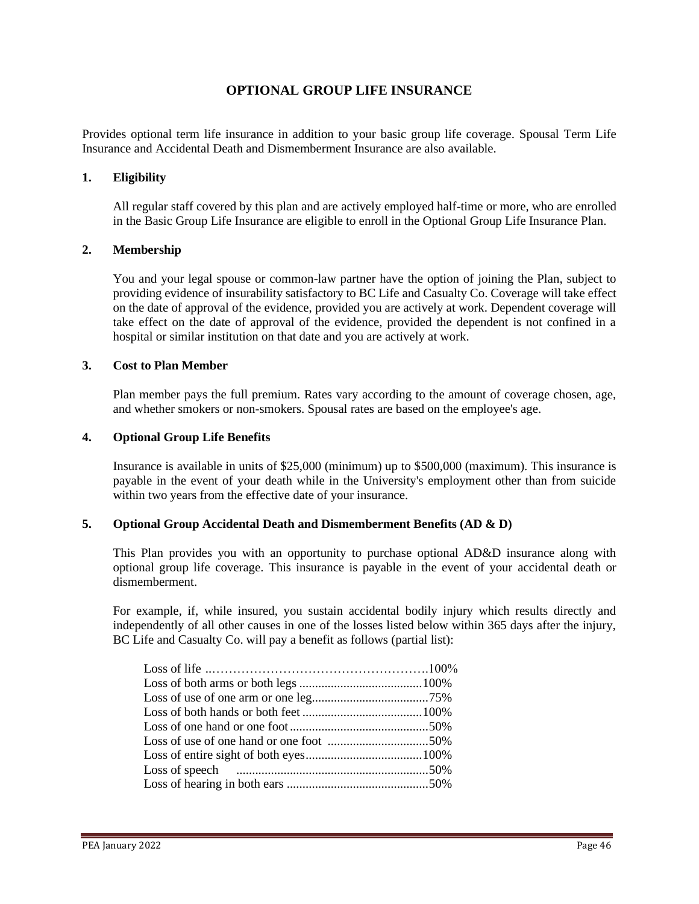# OPTIONAL GROUP LIFE INSURANCE

Provides optional term life insurance in addition to your basic group life coverage. Spousal Term Life Insurance and Accidental Death and Dismemberment Insurance are also available.

## 1. Eligibility

All regular staff covered by this plan and are actively employed half-time or more, who are enrolled in the Basic Group Life Insurance are eligible to enroll in the Optional Group Life Insurance Plan.

## 2. Membership

You and your legal spouse or common-law partner have the option of joining the Plan, subject to providing evidence of insurability satisfactory to BC Life and Casualty Co. Coverage will take effect on the date of approval of the evidence, provided you are actively at work. Dependent coverage will take effect on the date of approval of the evidence, provided the dependent is not confined in a hospital or similar institution on that date and you are actively at work.

## 3. Cost to Plan Member

Plan member pays the full premium. Rates vary according to the amount of coverage chosen, age, and whether smokers or non-smokers. Spousal rates are based on the employee's age.

## 4. Optional Group Life Benefits

Insurance is available in units of $25,000 (minimum) up to $500,000 (maximum). This insurance is payable in the event of your death while in the University's employment other than from suicide within two years from the effective date of your insurance.

## 5. Optional Group Accidental Death and Dismemberment Benefits (AD & D)

This Plan provides you with an opportunity to purchase optional AD&D insurance along with optional group life coverage. This insurance is payable in the event of your accidental death or dismemberment.

For example, if, while insured, you sustain accidental bodily injury which results directly and independently of all other causes in one of the losses listed below within 365 days after the injury, BC Life and Casualty Co. will pay a benefit as follows (partial list):

| Loss | Benefit |
|---|---|
| Loss of life | 100% |
| Loss of both arms or both legs | 100% |
| Loss of use of one arm or one leg | 75% |
| Loss of both hands or both feet | 100% |
| Loss of one hand or one foot | 50% |
| Loss of use of one hand or one foot | 50% |
| Loss of entire sight of both eyes | 100% |
| Loss of speech | 50% |
| Loss of hearing in both ears | 50% |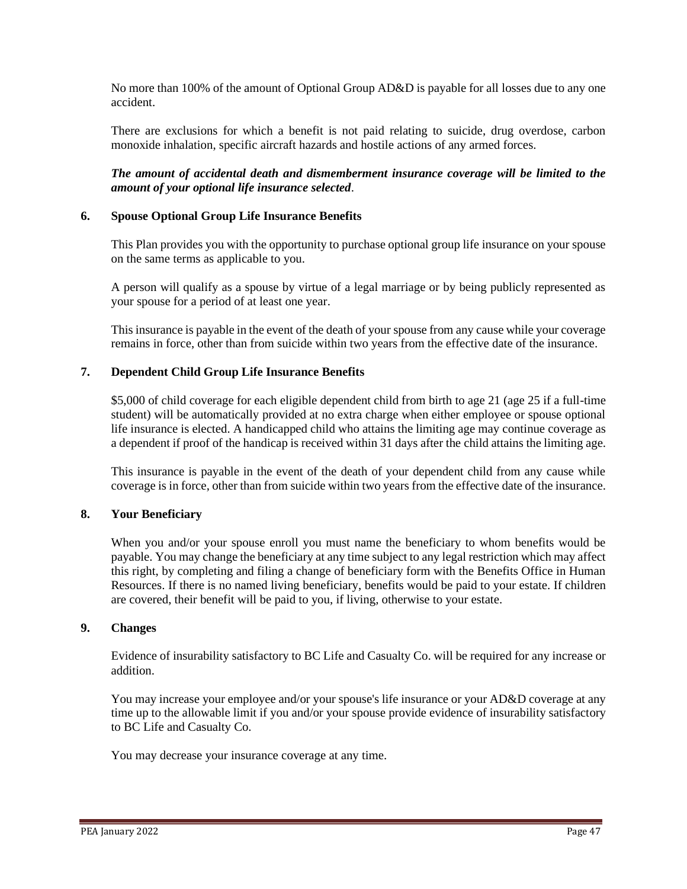No more than 100% of the amount of Optional Group AD&D is payable for all losses due to any one accident.

There are exclusions for which a benefit is not paid relating to suicide, drug overdose, carbon monoxide inhalation, specific aircraft hazards and hostile actions of any armed forces.

***The amount of accidental death and dismemberment insurance coverage will be limited to the amount of your optional life insurance selected***.

### 6. Spouse Optional Group Life Insurance Benefits

This Plan provides you with the opportunity to purchase optional group life insurance on your spouse on the same terms as applicable to you.

A person will qualify as a spouse by virtue of a legal marriage or by being publicly represented as your spouse for a period of at least one year.

This insurance is payable in the event of the death of your spouse from any cause while your coverage remains in force, other than from suicide within two years from the effective date of the insurance.

### 7. Dependent Child Group Life Insurance Benefits

$5,000 of child coverage for each eligible dependent child from birth to age 21 (age 25 if a full-time student) will be automatically provided at no extra charge when either employee or spouse optional life insurance is elected. A handicapped child who attains the limiting age may continue coverage as a dependent if proof of the handicap is received within 31 days after the child attains the limiting age.

This insurance is payable in the event of the death of your dependent child from any cause while coverage is in force, other than from suicide within two years from the effective date of the insurance.

### 8. Your Beneficiary

When you and/or your spouse enroll you must name the beneficiary to whom benefits would be payable. You may change the beneficiary at any time subject to any legal restriction which may affect this right, by completing and filing a change of beneficiary form with the Benefits Office in Human Resources. If there is no named living beneficiary, benefits would be paid to your estate. If children are covered, their benefit will be paid to you, if living, otherwise to your estate.

### 9. Changes

Evidence of insurability satisfactory to BC Life and Casualty Co. will be required for any increase or addition.

You may increase your employee and/or your spouse's life insurance or your AD&D coverage at any time up to the allowable limit if you and/or your spouse provide evidence of insurability satisfactory to BC Life and Casualty Co.

You may decrease your insurance coverage at any time.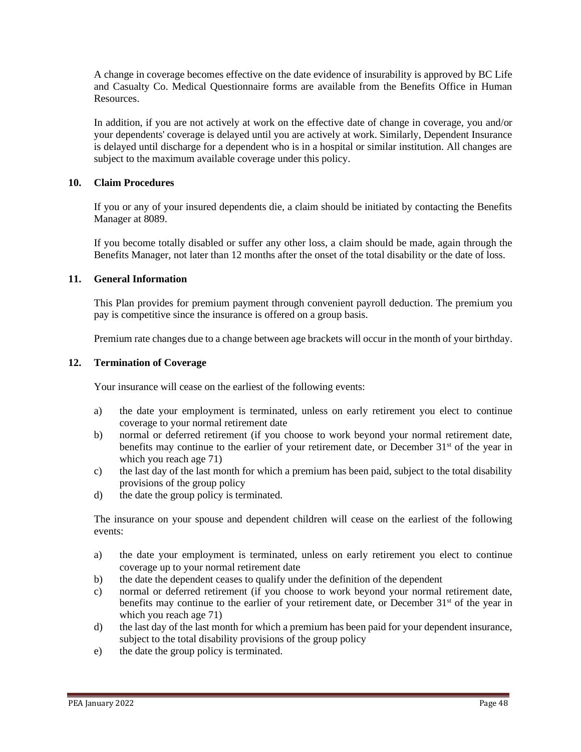A change in coverage becomes effective on the date evidence of insurability is approved by BC Life and Casualty Co. Medical Questionnaire forms are available from the Benefits Office in Human Resources.

In addition, if you are not actively at work on the effective date of change in coverage, you and/or your dependents' coverage is delayed until you are actively at work. Similarly, Dependent Insurance is delayed until discharge for a dependent who is in a hospital or similar institution. All changes are subject to the maximum available coverage under this policy.

## 10. Claim Procedures

If you or any of your insured dependents die, a claim should be initiated by contacting the Benefits Manager at 8089.

If you become totally disabled or suffer any other loss, a claim should be made, again through the Benefits Manager, not later than 12 months after the onset of the total disability or the date of loss.

## 11. General Information

This Plan provides for premium payment through convenient payroll deduction. The premium you pay is competitive since the insurance is offered on a group basis.

Premium rate changes due to a change between age brackets will occur in the month of your birthday.

## 12. Termination of Coverage

Your insurance will cease on the earliest of the following events:

a) the date your employment is terminated, unless on early retirement you elect to continue coverage to your normal retirement date
b) normal or deferred retirement (if you choose to work beyond your normal retirement date, benefits may continue to the earlier of your retirement date, or December 31st of the year in which you reach age 71)
c) the last day of the last month for which a premium has been paid, subject to the total disability provisions of the group policy
d) the date the group policy is terminated.

The insurance on your spouse and dependent children will cease on the earliest of the following events:

a) the date your employment is terminated, unless on early retirement you elect to continue coverage up to your normal retirement date
b) the date the dependent ceases to qualify under the definition of the dependent
c) normal or deferred retirement (if you choose to work beyond your normal retirement date, benefits may continue to the earlier of your retirement date, or December 31st of the year in which you reach age 71)
d) the last day of the last month for which a premium has been paid for your dependent insurance, subject to the total disability provisions of the group policy
e) the date the group policy is terminated.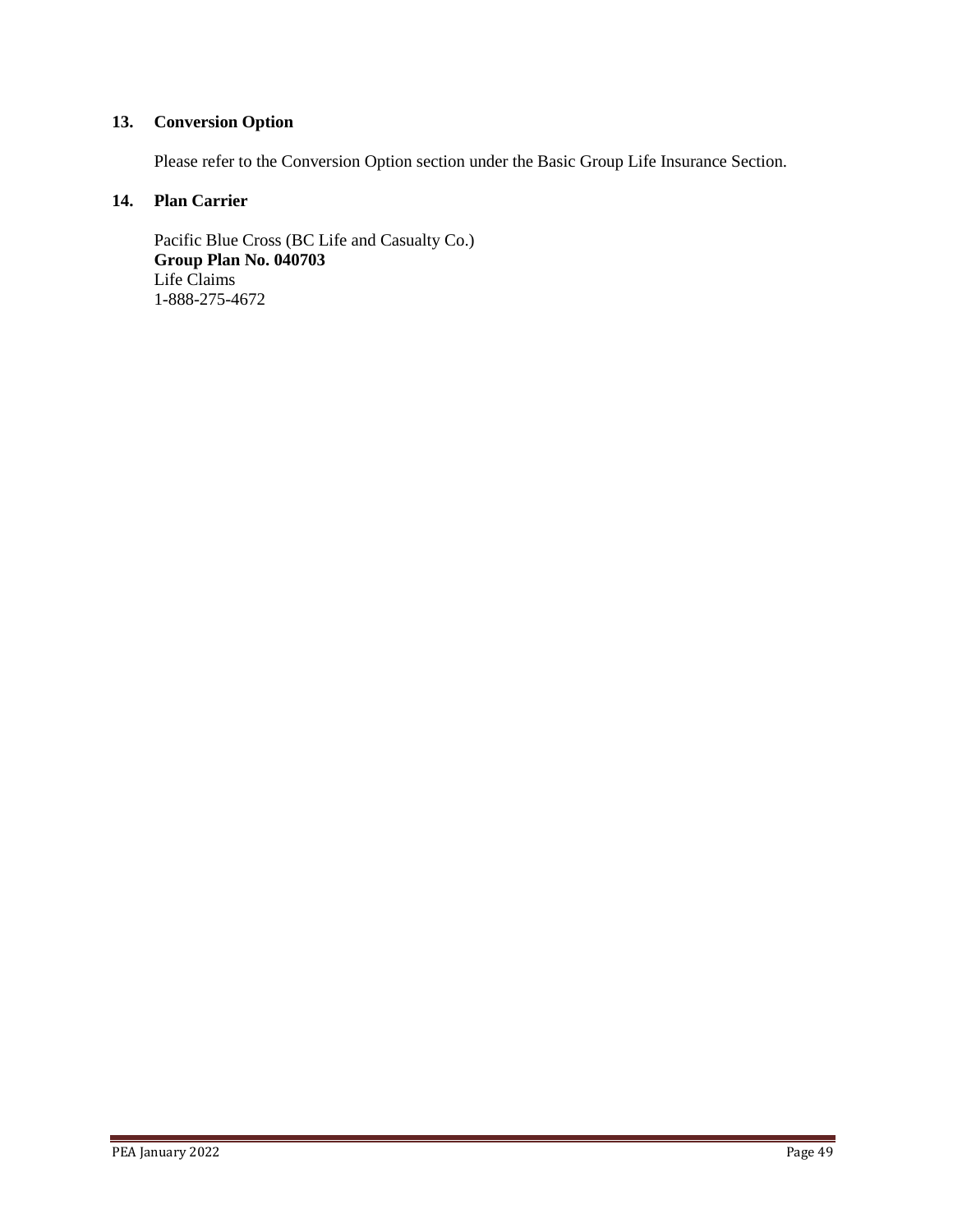**13. Conversion Option**

Please refer to the Conversion Option section under the Basic Group Life Insurance Section.

**14. Plan Carrier**

Pacific Blue Cross (BC Life and Casualty Co.)
**Group Plan No. 040703**
Life Claims
1-888-275-4672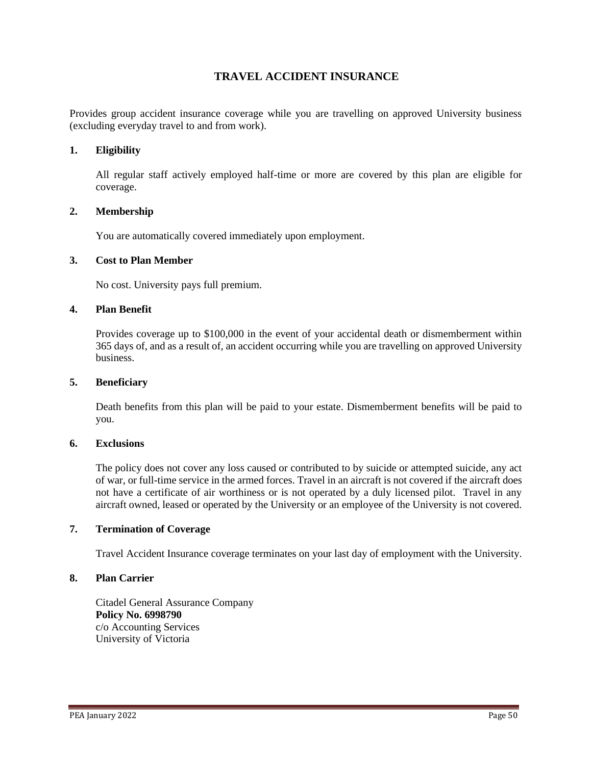# TRAVEL ACCIDENT INSURANCE

Provides group accident insurance coverage while you are travelling on approved University business (excluding everyday travel to and from work).

## 1. Eligibility

All regular staff actively employed half-time or more are covered by this plan are eligible for coverage.

## 2. Membership

You are automatically covered immediately upon employment.

## 3. Cost to Plan Member

No cost. University pays full premium.

## 4. Plan Benefit

Provides coverage up to $100,000 in the event of your accidental death or dismemberment within 365 days of, and as a result of, an accident occurring while you are travelling on approved University business.

## 5. Beneficiary

Death benefits from this plan will be paid to your estate. Dismemberment benefits will be paid to you.

## 6. Exclusions

The policy does not cover any loss caused or contributed to by suicide or attempted suicide, any act of war, or full-time service in the armed forces. Travel in an aircraft is not covered if the aircraft does not have a certificate of air worthiness or is not operated by a duly licensed pilot. Travel in any aircraft owned, leased or operated by the University or an employee of the University is not covered.

## 7. Termination of Coverage

Travel Accident Insurance coverage terminates on your last day of employment with the University.

## 8. Plan Carrier

Citadel General Assurance Company
**Policy No. 6998790**
c/o Accounting Services
University of Victoria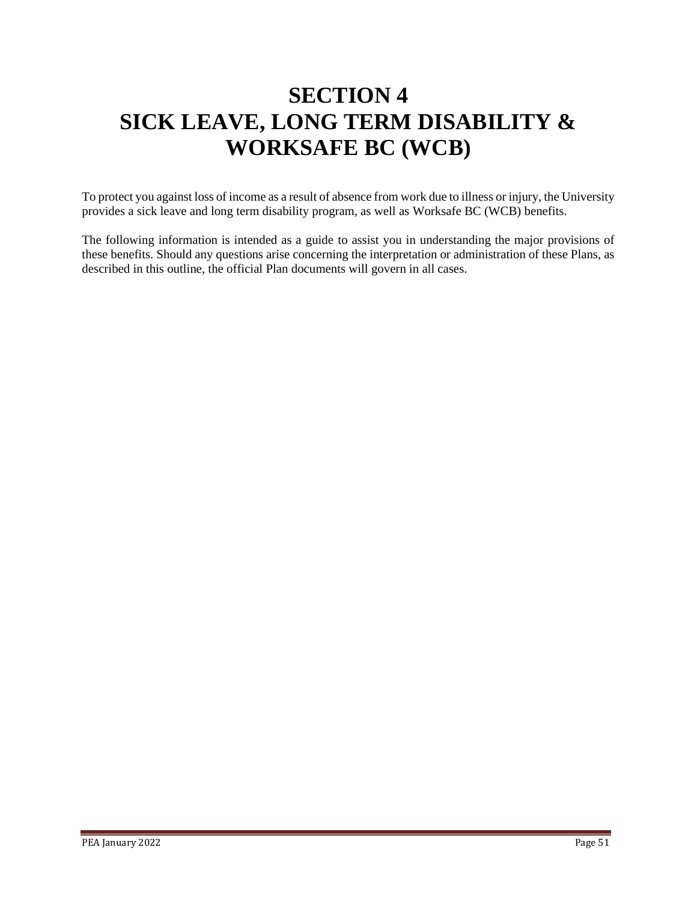# SECTION 4
# SICK LEAVE, LONG TERM DISABILITY & WORKSAFE BC (WCB)

To protect you against loss of income as a result of absence from work due to illness or injury, the University provides a sick leave and long term disability program, as well as Worksafe BC (WCB) benefits.

The following information is intended as a guide to assist you in understanding the major provisions of these benefits. Should any questions arise concerning the interpretation or administration of these Plans, as described in this outline, the official Plan documents will govern in all cases.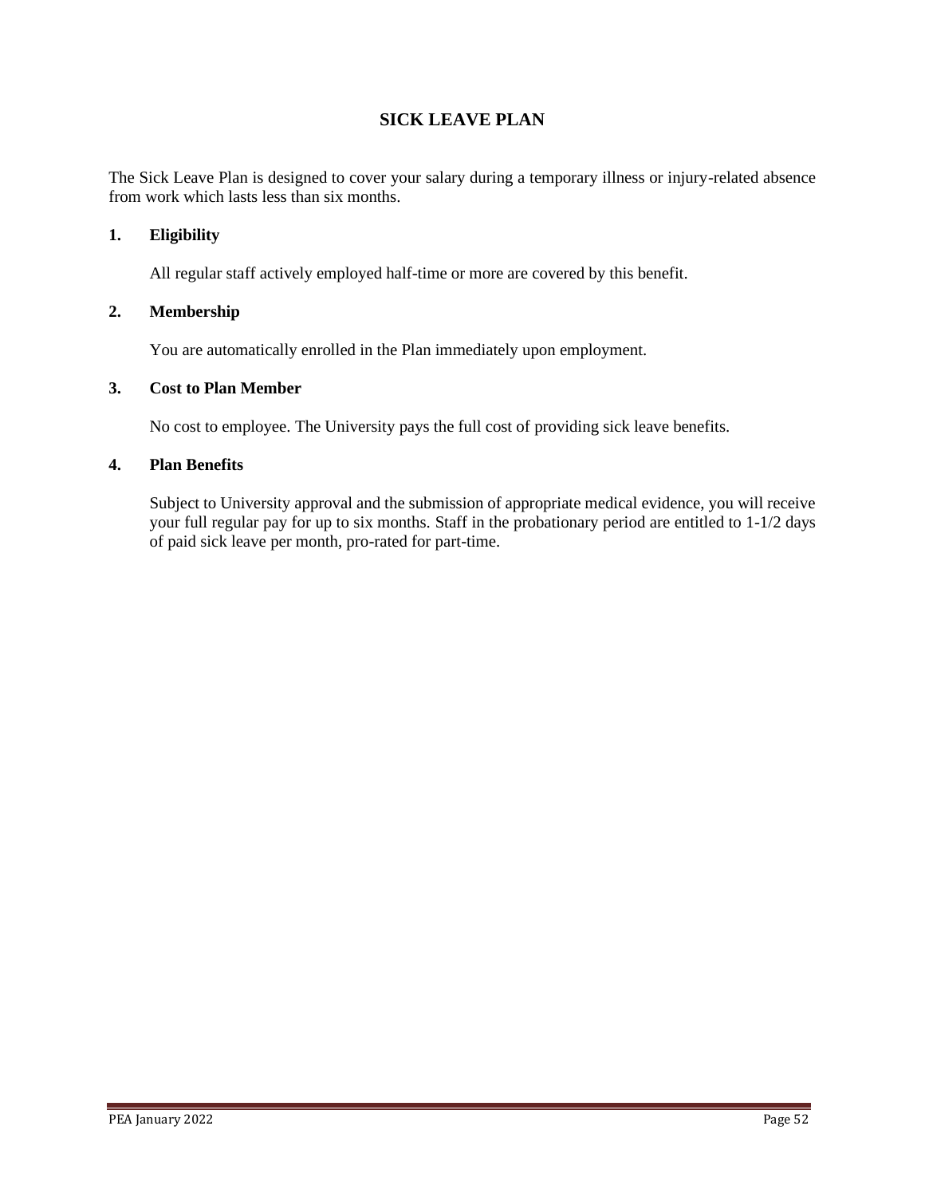# SICK LEAVE PLAN

The Sick Leave Plan is designed to cover your salary during a temporary illness or injury-related absence from work which lasts less than six months.

## 1. Eligibility

All regular staff actively employed half-time or more are covered by this benefit.

## 2. Membership

You are automatically enrolled in the Plan immediately upon employment.

## 3. Cost to Plan Member

No cost to employee. The University pays the full cost of providing sick leave benefits.

## 4. Plan Benefits

Subject to University approval and the submission of appropriate medical evidence, you will receive your full regular pay for up to six months. Staff in the probationary period are entitled to 1-1/2 days of paid sick leave per month, pro-rated for part-time.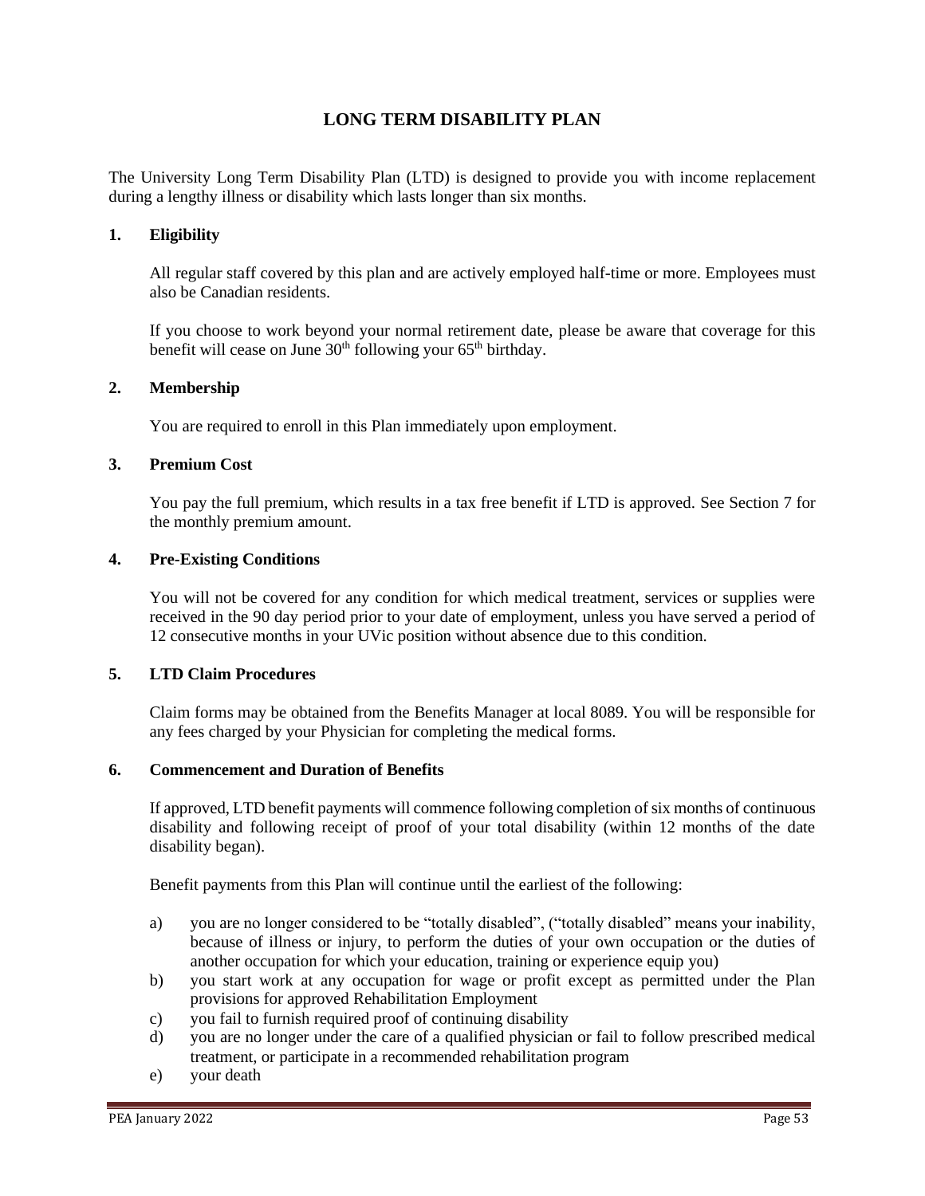# LONG TERM DISABILITY PLAN

The University Long Term Disability Plan (LTD) is designed to provide you with income replacement during a lengthy illness or disability which lasts longer than six months.

## 1. Eligibility

All regular staff covered by this plan and are actively employed half-time or more. Employees must also be Canadian residents.

If you choose to work beyond your normal retirement date, please be aware that coverage for this benefit will cease on June 30th following your 65th birthday.

## 2. Membership

You are required to enroll in this Plan immediately upon employment.

## 3. Premium Cost

You pay the full premium, which results in a tax free benefit if LTD is approved. See Section 7 for the monthly premium amount.

## 4. Pre-Existing Conditions

You will not be covered for any condition for which medical treatment, services or supplies were received in the 90 day period prior to your date of employment, unless you have served a period of 12 consecutive months in your UVic position without absence due to this condition.

## 5. LTD Claim Procedures

Claim forms may be obtained from the Benefits Manager at local 8089. You will be responsible for any fees charged by your Physician for completing the medical forms.

## 6. Commencement and Duration of Benefits

If approved, LTD benefit payments will commence following completion of six months of continuous disability and following receipt of proof of your total disability (within 12 months of the date disability began).

Benefit payments from this Plan will continue until the earliest of the following:

a) you are no longer considered to be "totally disabled", ("totally disabled" means your inability, because of illness or injury, to perform the duties of your own occupation or the duties of another occupation for which your education, training or experience equip you)
b) you start work at any occupation for wage or profit except as permitted under the Plan provisions for approved Rehabilitation Employment
c) you fail to furnish required proof of continuing disability
d) you are no longer under the care of a qualified physician or fail to follow prescribed medical treatment, or participate in a recommended rehabilitation program
e) your death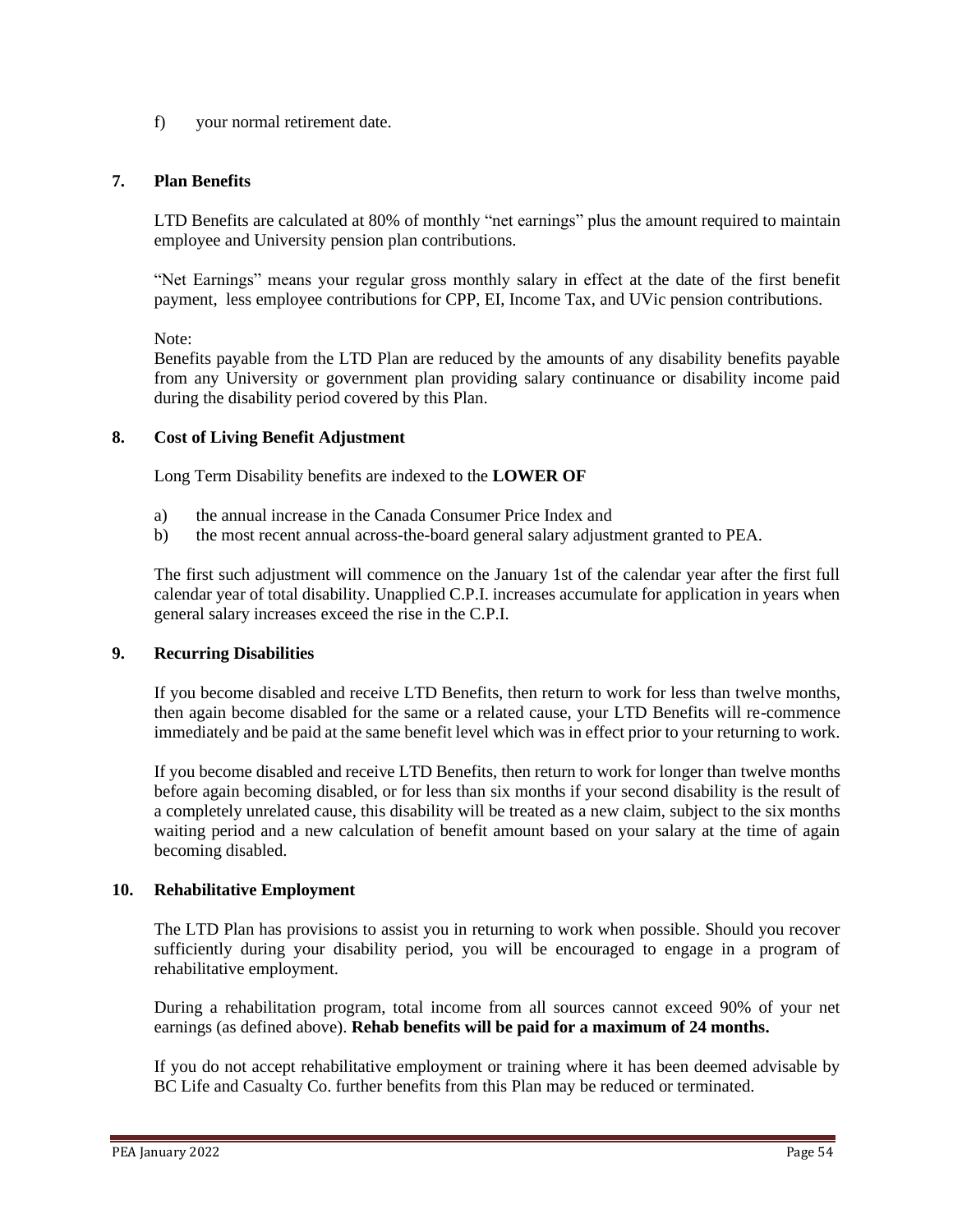f) your normal retirement date.

## 7. Plan Benefits

LTD Benefits are calculated at 80% of monthly "net earnings" plus the amount required to maintain employee and University pension plan contributions.

"Net Earnings" means your regular gross monthly salary in effect at the date of the first benefit payment, less employee contributions for CPP, EI, Income Tax, and UVic pension contributions.

Note:
Benefits payable from the LTD Plan are reduced by the amounts of any disability benefits payable from any University or government plan providing salary continuance or disability income paid during the disability period covered by this Plan.

## 8. Cost of Living Benefit Adjustment

Long Term Disability benefits are indexed to the **LOWER OF**

a) the annual increase in the Canada Consumer Price Index and
b) the most recent annual across-the-board general salary adjustment granted to PEA.

The first such adjustment will commence on the January 1st of the calendar year after the first full calendar year of total disability. Unapplied C.P.I. increases accumulate for application in years when general salary increases exceed the rise in the C.P.I.

## 9. Recurring Disabilities

If you become disabled and receive LTD Benefits, then return to work for less than twelve months, then again become disabled for the same or a related cause, your LTD Benefits will re-commence immediately and be paid at the same benefit level which was in effect prior to your returning to work.

If you become disabled and receive LTD Benefits, then return to work for longer than twelve months before again becoming disabled, or for less than six months if your second disability is the result of a completely unrelated cause, this disability will be treated as a new claim, subject to the six months waiting period and a new calculation of benefit amount based on your salary at the time of again becoming disabled.

## 10. Rehabilitative Employment

The LTD Plan has provisions to assist you in returning to work when possible. Should you recover sufficiently during your disability period, you will be encouraged to engage in a program of rehabilitative employment.

During a rehabilitation program, total income from all sources cannot exceed 90% of your net earnings (as defined above). **Rehab benefits will be paid for a maximum of 24 months.**

If you do not accept rehabilitative employment or training where it has been deemed advisable by BC Life and Casualty Co. further benefits from this Plan may be reduced or terminated.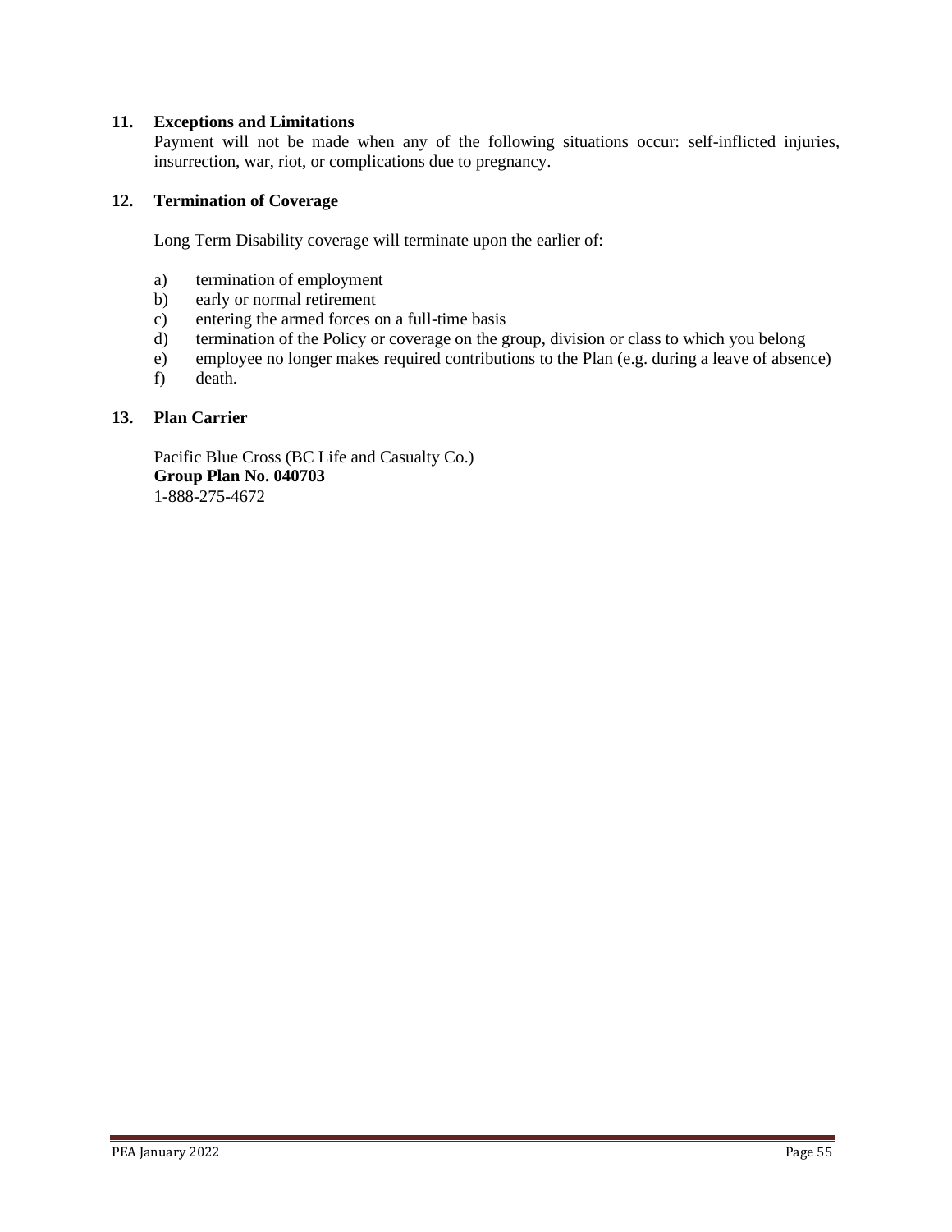## 11. Exceptions and Limitations

Payment will not be made when any of the following situations occur: self-inflicted injuries, insurrection, war, riot, or complications due to pregnancy.

## 12. Termination of Coverage

Long Term Disability coverage will terminate upon the earlier of:

a) termination of employment
b) early or normal retirement
c) entering the armed forces on a full-time basis
d) termination of the Policy or coverage on the group, division or class to which you belong
e) employee no longer makes required contributions to the Plan (e.g. during a leave of absence)
f) death.

## 13. Plan Carrier

Pacific Blue Cross (BC Life and Casualty Co.)
**Group Plan No. 040703**
1-888-275-4672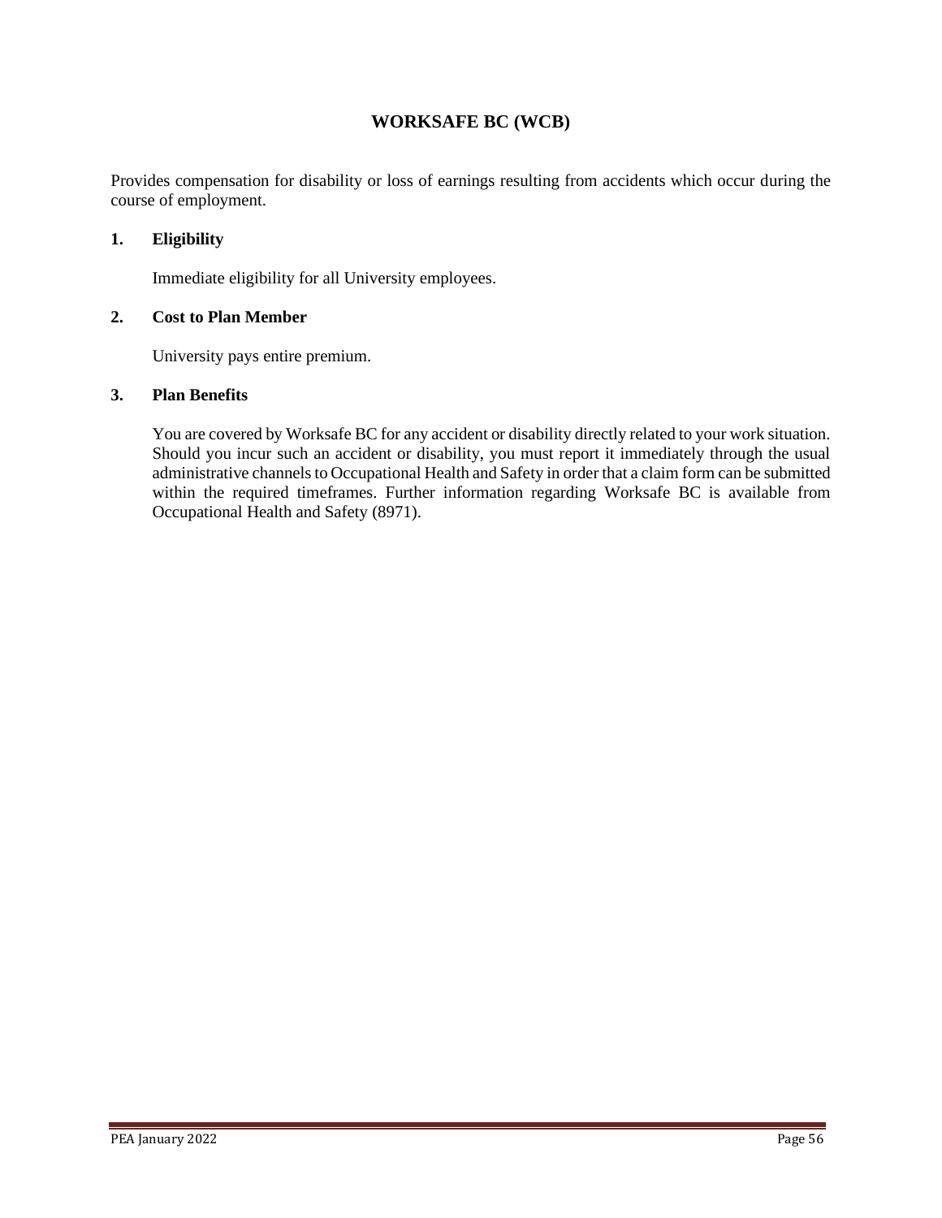## WORKSAFE BC (WCB)

Provides compensation for disability or loss of earnings resulting from accidents which occur during the course of employment.

### 1. Eligibility

Immediate eligibility for all University employees.

### 2. Cost to Plan Member

University pays entire premium.

### 3. Plan Benefits

You are covered by Worksafe BC for any accident or disability directly related to your work situation. Should you incur such an accident or disability, you must report it immediately through the usual administrative channels to Occupational Health and Safety in order that a claim form can be submitted within the required timeframes. Further information regarding Worksafe BC is available from Occupational Health and Safety (8971).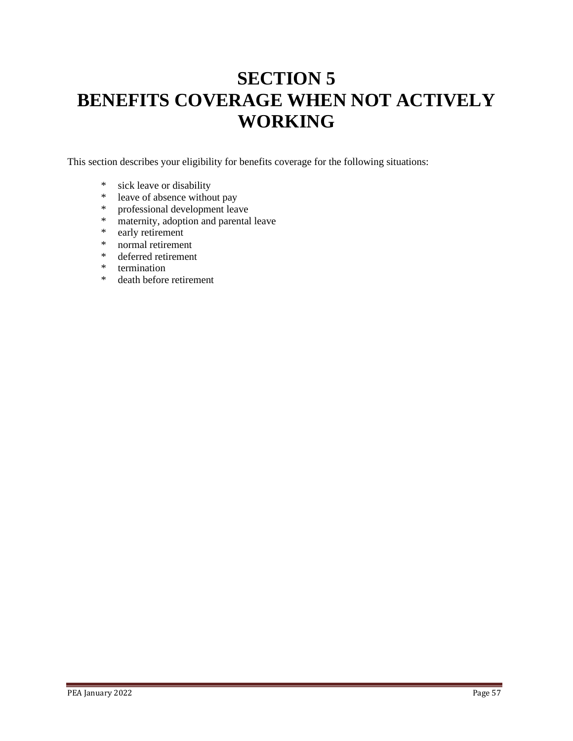# SECTION 5
# BENEFITS COVERAGE WHEN NOT ACTIVELY WORKING

This section describes your eligibility for benefits coverage for the following situations:

* sick leave or disability
* leave of absence without pay
* professional development leave
* maternity, adoption and parental leave
* early retirement
* normal retirement
* deferred retirement
* termination
* death before retirement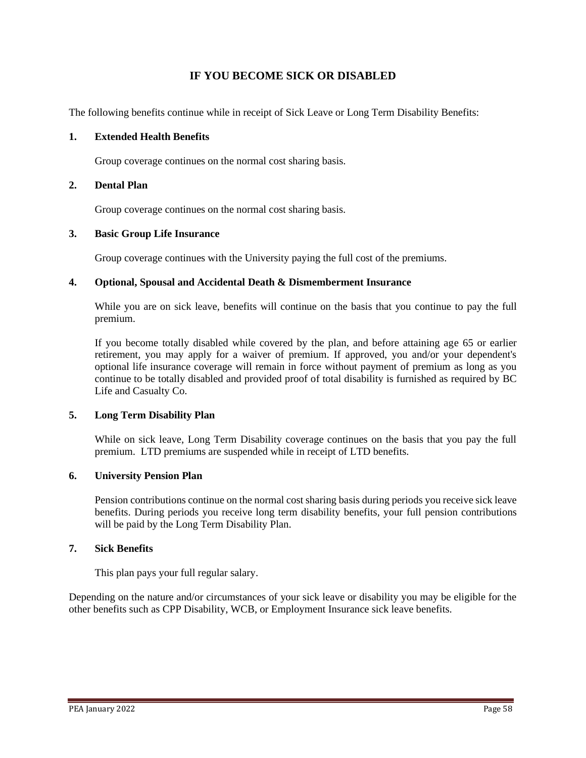# IF YOU BECOME SICK OR DISABLED

The following benefits continue while in receipt of Sick Leave or Long Term Disability Benefits:

**1. Extended Health Benefits**

Group coverage continues on the normal cost sharing basis.

**2. Dental Plan**

Group coverage continues on the normal cost sharing basis.

**3. Basic Group Life Insurance**

Group coverage continues with the University paying the full cost of the premiums.

**4. Optional, Spousal and Accidental Death & Dismemberment Insurance**

While you are on sick leave, benefits will continue on the basis that you continue to pay the full premium.

If you become totally disabled while covered by the plan, and before attaining age 65 or earlier retirement, you may apply for a waiver of premium. If approved, you and/or your dependent's optional life insurance coverage will remain in force without payment of premium as long as you continue to be totally disabled and provided proof of total disability is furnished as required by BC Life and Casualty Co.

**5. Long Term Disability Plan**

While on sick leave, Long Term Disability coverage continues on the basis that you pay the full premium. LTD premiums are suspended while in receipt of LTD benefits.

**6. University Pension Plan**

Pension contributions continue on the normal cost sharing basis during periods you receive sick leave benefits. During periods you receive long term disability benefits, your full pension contributions will be paid by the Long Term Disability Plan.

**7. Sick Benefits**

This plan pays your full regular salary.

Depending on the nature and/or circumstances of your sick leave or disability you may be eligible for the other benefits such as CPP Disability, WCB, or Employment Insurance sick leave benefits.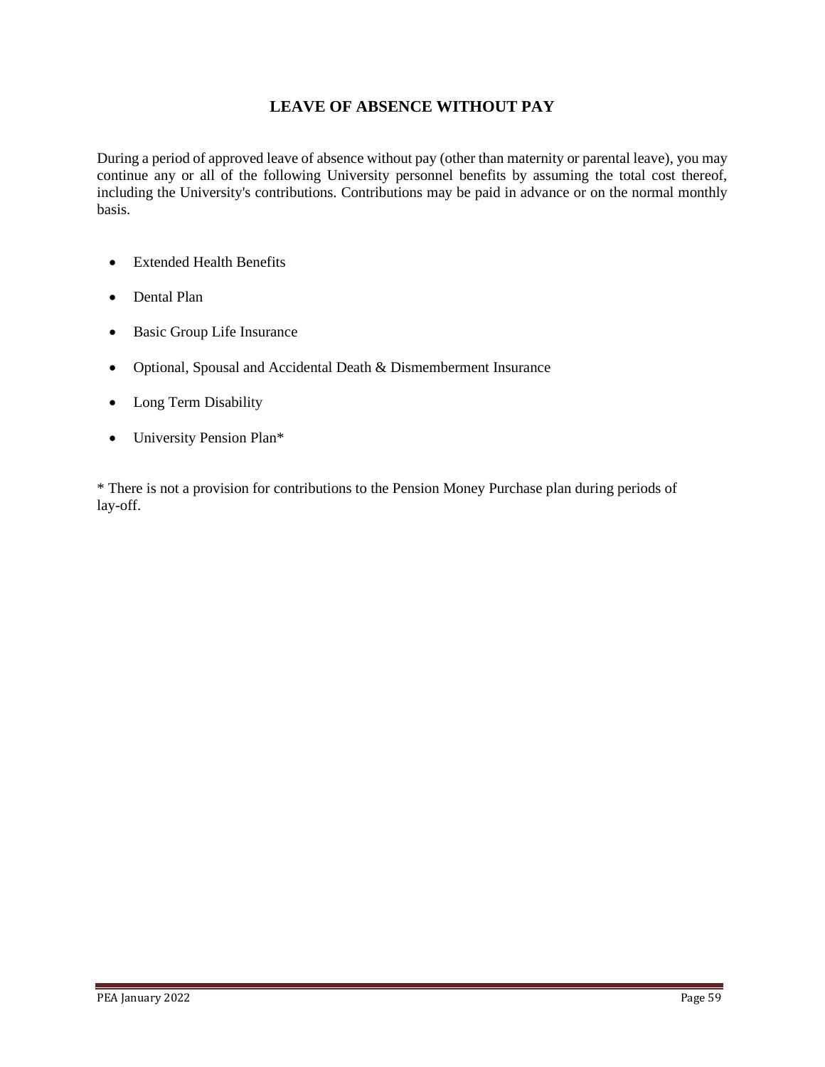# LEAVE OF ABSENCE WITHOUT PAY

During a period of approved leave of absence without pay (other than maternity or parental leave), you may continue any or all of the following University personnel benefits by assuming the total cost thereof, including the University's contributions. Contributions may be paid in advance or on the normal monthly basis.

- Extended Health Benefits
- Dental Plan
- Basic Group Life Insurance
- Optional, Spousal and Accidental Death & Dismemberment Insurance
- Long Term Disability
- University Pension Plan*

* There is not a provision for contributions to the Pension Money Purchase plan during periods of lay-off.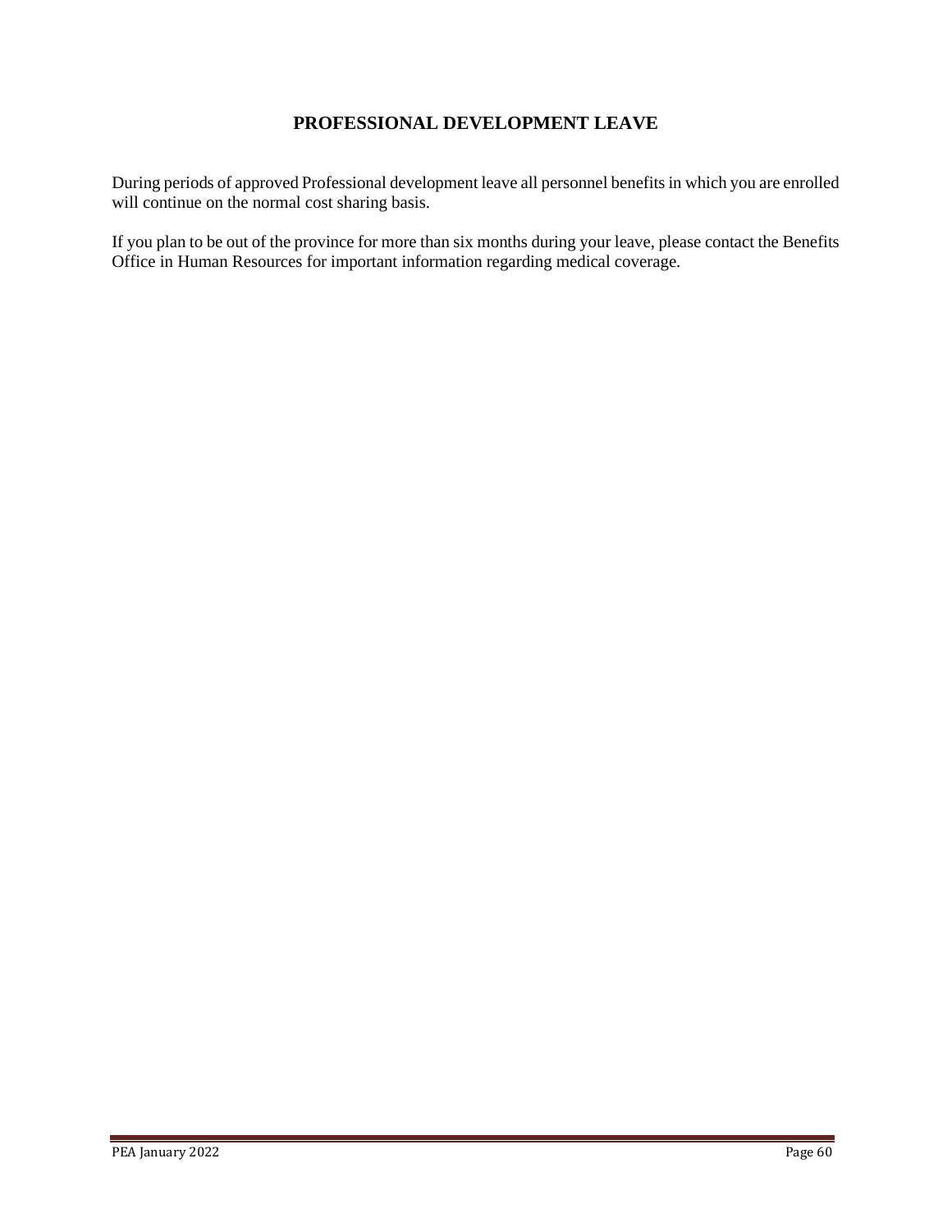## PROFESSIONAL DEVELOPMENT LEAVE

During periods of approved Professional development leave all personnel benefits in which you are enrolled will continue on the normal cost sharing basis.

If you plan to be out of the province for more than six months during your leave, please contact the Benefits Office in Human Resources for important information regarding medical coverage.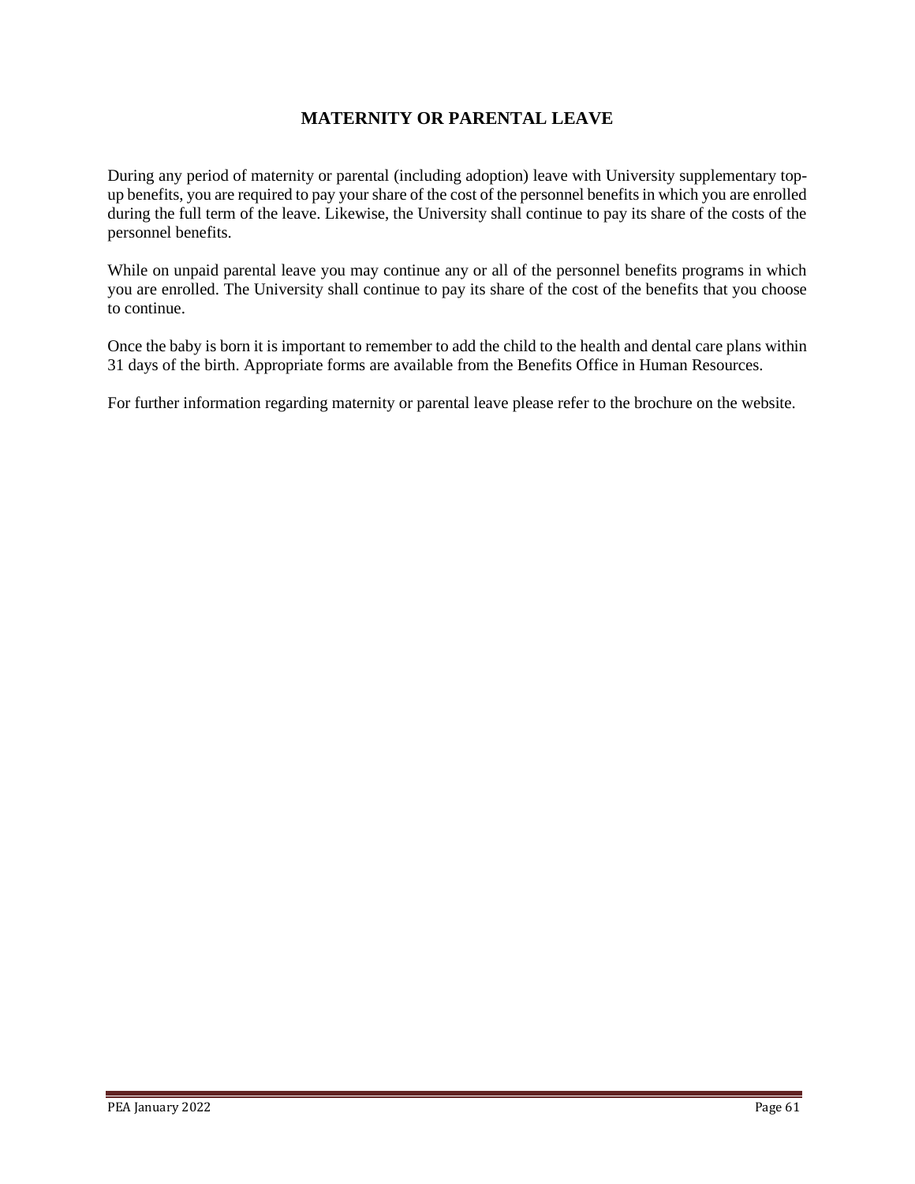## MATERNITY OR PARENTAL LEAVE

During any period of maternity or parental (including adoption) leave with University supplementary top-up benefits, you are required to pay your share of the cost of the personnel benefits in which you are enrolled during the full term of the leave. Likewise, the University shall continue to pay its share of the costs of the personnel benefits.

While on unpaid parental leave you may continue any or all of the personnel benefits programs in which you are enrolled. The University shall continue to pay its share of the cost of the benefits that you choose to continue.

Once the baby is born it is important to remember to add the child to the health and dental care plans within 31 days of the birth. Appropriate forms are available from the Benefits Office in Human Resources.

For further information regarding maternity or parental leave please refer to the brochure on the website.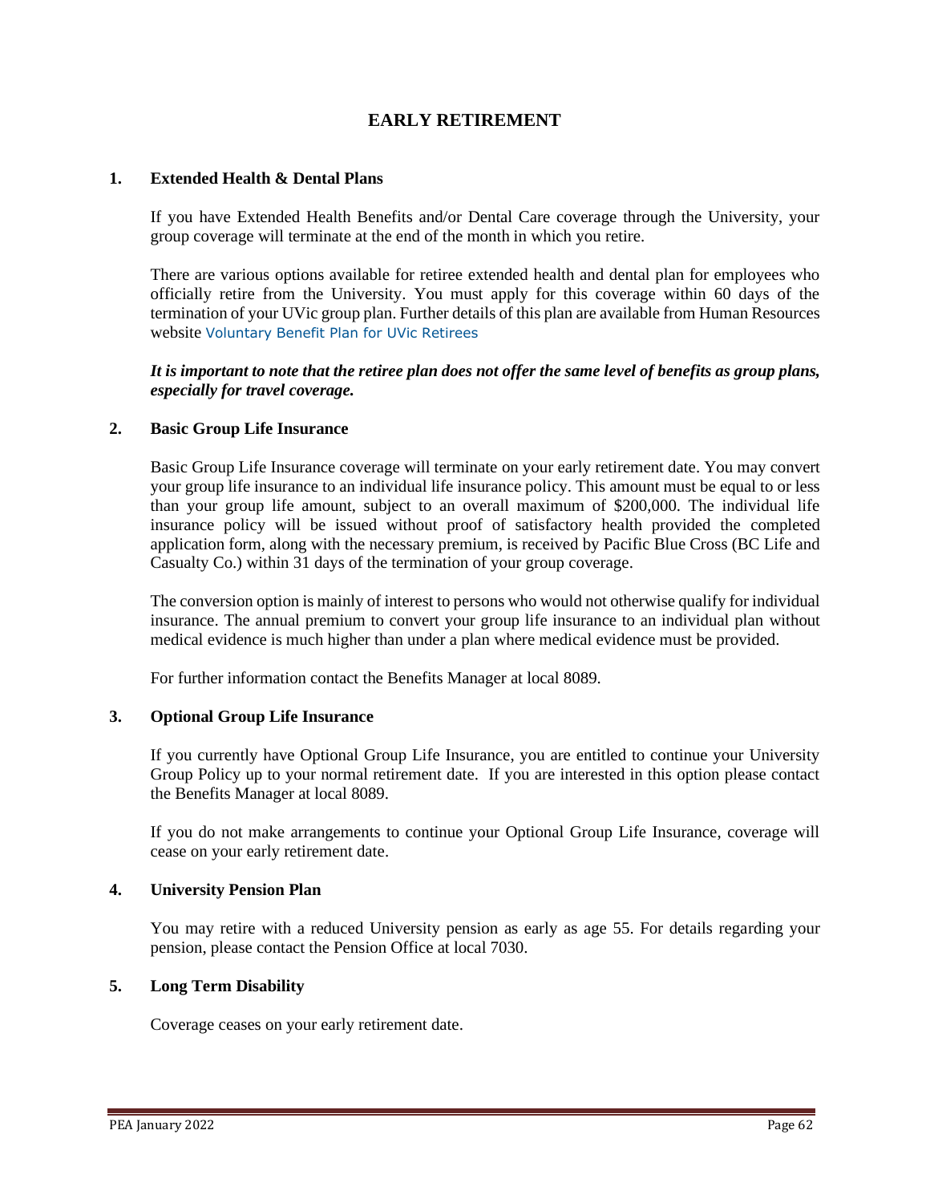# EARLY RETIREMENT

## 1. Extended Health & Dental Plans

If you have Extended Health Benefits and/or Dental Care coverage through the University, your group coverage will terminate at the end of the month in which you retire.

There are various options available for retiree extended health and dental plan for employees who officially retire from the University. You must apply for this coverage within 60 days of the termination of your UVic group plan. Further details of this plan are available from Human Resources website Voluntary Benefit Plan for UVic Retirees

***It is important to note that the retiree plan does not offer the same level of benefits as group plans, especially for travel coverage.***

## 2. Basic Group Life Insurance

Basic Group Life Insurance coverage will terminate on your early retirement date. You may convert your group life insurance to an individual life insurance policy. This amount must be equal to or less than your group life amount, subject to an overall maximum of $200,000. The individual life insurance policy will be issued without proof of satisfactory health provided the completed application form, along with the necessary premium, is received by Pacific Blue Cross (BC Life and Casualty Co.) within 31 days of the termination of your group coverage.

The conversion option is mainly of interest to persons who would not otherwise qualify for individual insurance. The annual premium to convert your group life insurance to an individual plan without medical evidence is much higher than under a plan where medical evidence must be provided.

For further information contact the Benefits Manager at local 8089.

## 3. Optional Group Life Insurance

If you currently have Optional Group Life Insurance, you are entitled to continue your University Group Policy up to your normal retirement date. If you are interested in this option please contact the Benefits Manager at local 8089.

If you do not make arrangements to continue your Optional Group Life Insurance, coverage will cease on your early retirement date.

## 4. University Pension Plan

You may retire with a reduced University pension as early as age 55. For details regarding your pension, please contact the Pension Office at local 7030.

## 5. Long Term Disability

Coverage ceases on your early retirement date.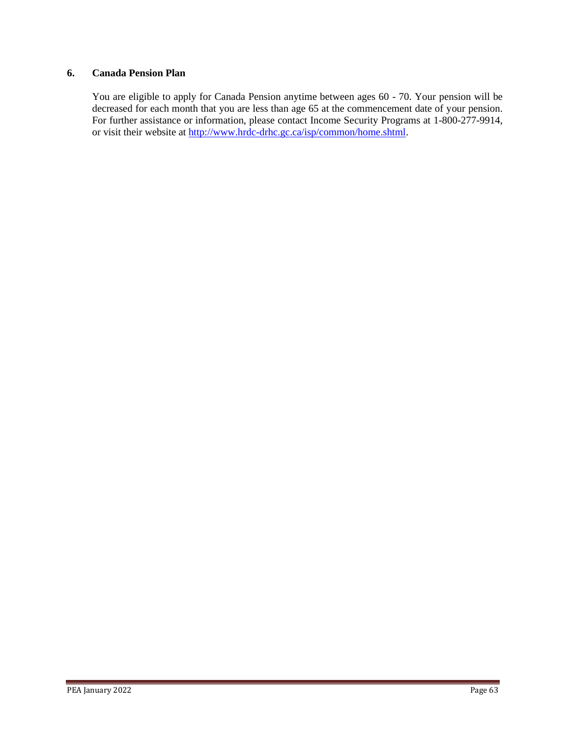## 6. Canada Pension Plan

You are eligible to apply for Canada Pension anytime between ages 60 - 70. Your pension will be decreased for each month that you are less than age 65 at the commencement date of your pension. For further assistance or information, please contact Income Security Programs at 1-800-277-9914, or visit their website at [http://www.hrdc-drhc.gc.ca/isp/common/home.shtml](http://www.hrdc-drhc.gc.ca/isp/common/home.shtml).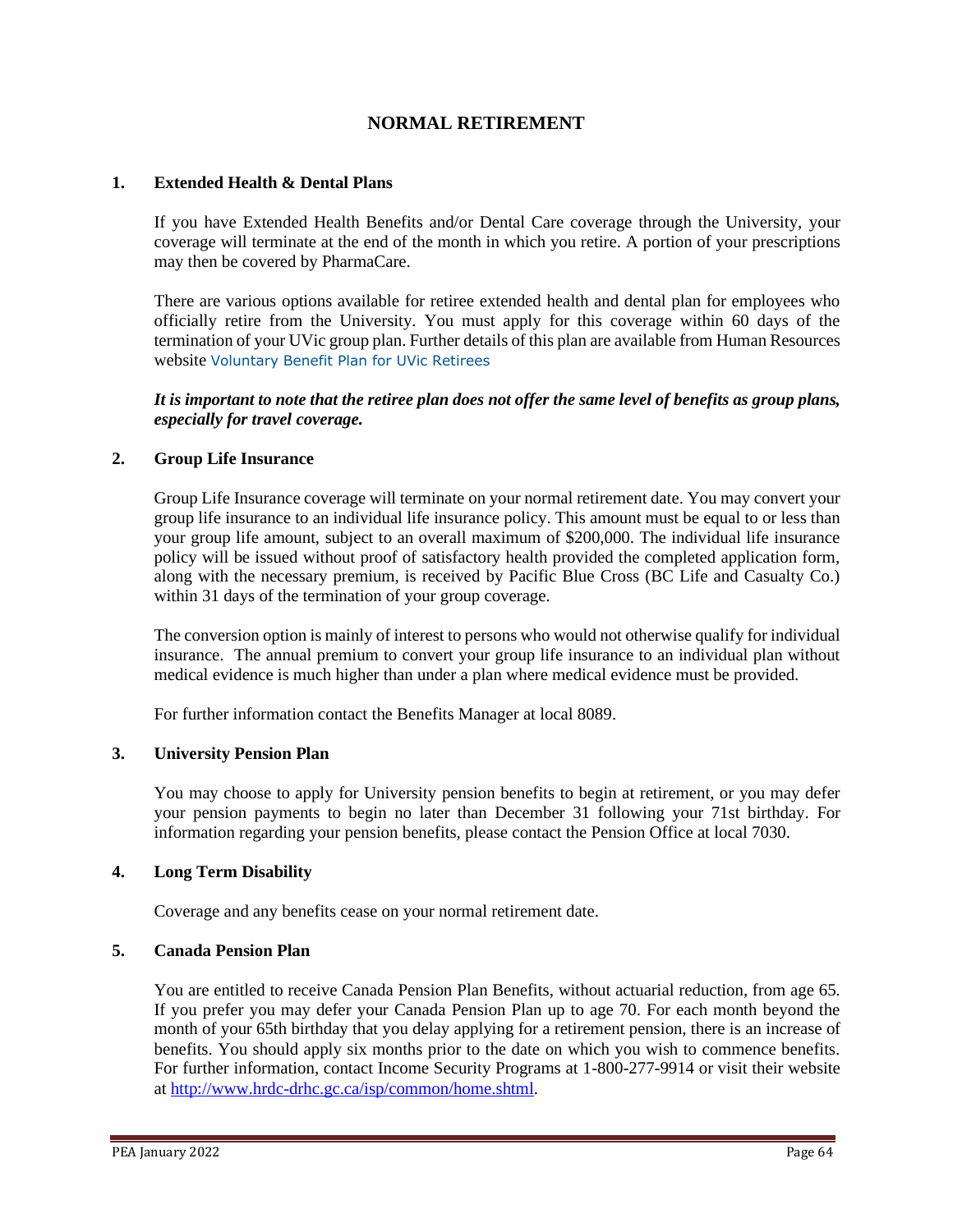# NORMAL RETIREMENT

## 1. Extended Health & Dental Plans

If you have Extended Health Benefits and/or Dental Care coverage through the University, your coverage will terminate at the end of the month in which you retire. A portion of your prescriptions may then be covered by PharmaCare.

There are various options available for retiree extended health and dental plan for employees who officially retire from the University. You must apply for this coverage within 60 days of the termination of your UVic group plan. Further details of this plan are available from Human Resources website Voluntary Benefit Plan for UVic Retirees

***It is important to note that the retiree plan does not offer the same level of benefits as group plans, especially for travel coverage.***

## 2. Group Life Insurance

Group Life Insurance coverage will terminate on your normal retirement date. You may convert your group life insurance to an individual life insurance policy. This amount must be equal to or less than your group life amount, subject to an overall maximum of $200,000. The individual life insurance policy will be issued without proof of satisfactory health provided the completed application form, along with the necessary premium, is received by Pacific Blue Cross (BC Life and Casualty Co.) within 31 days of the termination of your group coverage.

The conversion option is mainly of interest to persons who would not otherwise qualify for individual insurance. The annual premium to convert your group life insurance to an individual plan without medical evidence is much higher than under a plan where medical evidence must be provided.

For further information contact the Benefits Manager at local 8089.

## 3. University Pension Plan

You may choose to apply for University pension benefits to begin at retirement, or you may defer your pension payments to begin no later than December 31 following your 71st birthday. For information regarding your pension benefits, please contact the Pension Office at local 7030.

## 4. Long Term Disability

Coverage and any benefits cease on your normal retirement date.

## 5. Canada Pension Plan

You are entitled to receive Canada Pension Plan Benefits, without actuarial reduction, from age 65. If you prefer you may defer your Canada Pension Plan up to age 70. For each month beyond the month of your 65th birthday that you delay applying for a retirement pension, there is an increase of benefits. You should apply six months prior to the date on which you wish to commence benefits. For further information, contact Income Security Programs at 1-800-277-9914 or visit their website at http://www.hrdc-drhc.gc.ca/isp/common/home.shtml.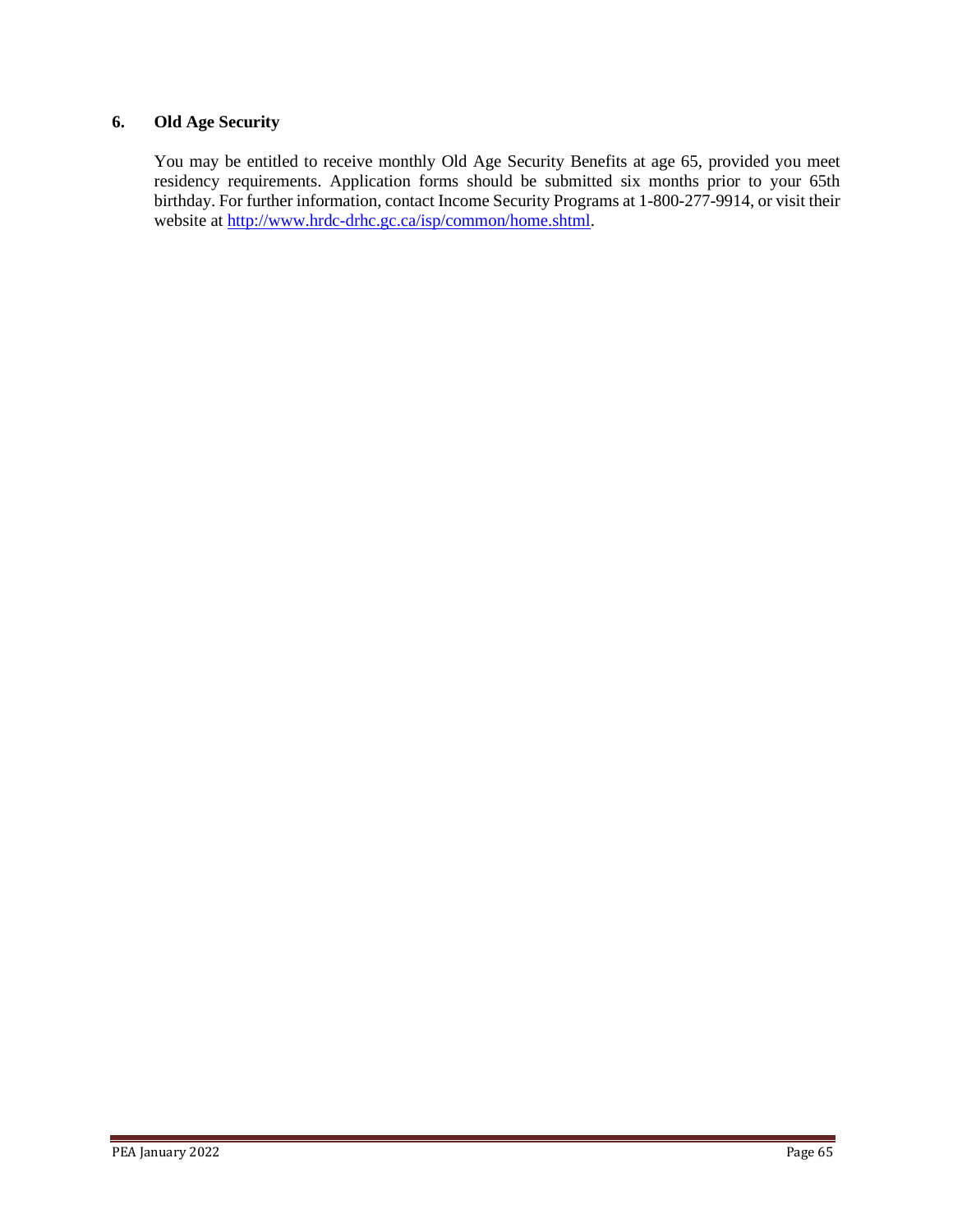## 6. Old Age Security

You may be entitled to receive monthly Old Age Security Benefits at age 65, provided you meet residency requirements. Application forms should be submitted six months prior to your 65th birthday. For further information, contact Income Security Programs at 1-800-277-9914, or visit their website at [http://www.hrdc-drhc.gc.ca/isp/common/home.shtml](http://www.hrdc-drhc.gc.ca/isp/common/home.shtml).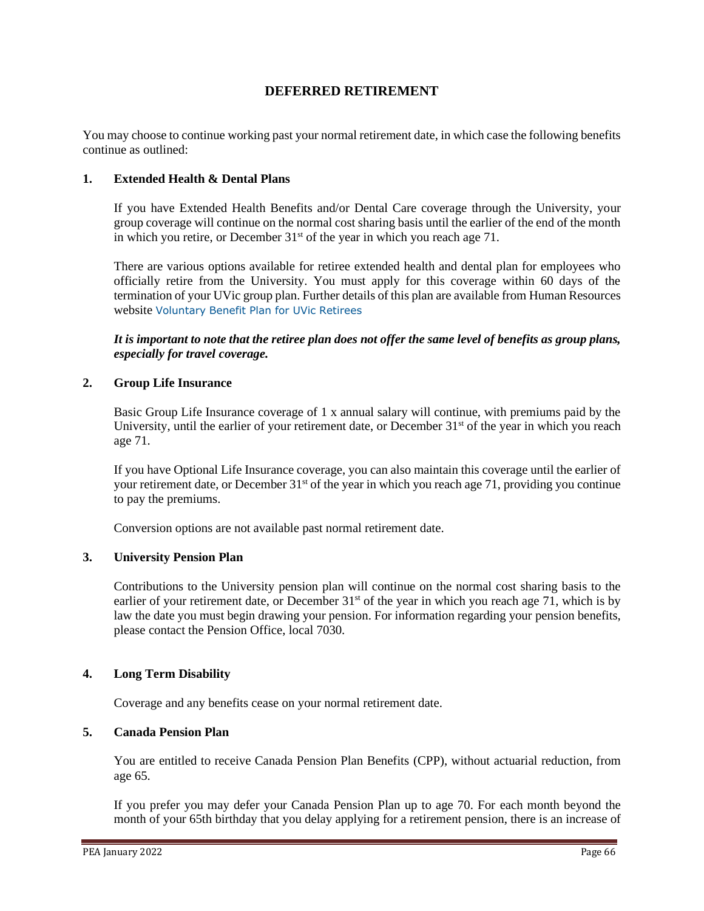# DEFERRED RETIREMENT

You may choose to continue working past your normal retirement date, in which case the following benefits continue as outlined:

## 1. Extended Health & Dental Plans

If you have Extended Health Benefits and/or Dental Care coverage through the University, your group coverage will continue on the normal cost sharing basis until the earlier of the end of the month in which you retire, or December 31st of the year in which you reach age 71.

There are various options available for retiree extended health and dental plan for employees who officially retire from the University. You must apply for this coverage within 60 days of the termination of your UVic group plan. Further details of this plan are available from Human Resources website Voluntary Benefit Plan for UVic Retirees

***It is important to note that the retiree plan does not offer the same level of benefits as group plans, especially for travel coverage.***

## 2. Group Life Insurance

Basic Group Life Insurance coverage of 1 x annual salary will continue, with premiums paid by the University, until the earlier of your retirement date, or December 31st of the year in which you reach age 71.

If you have Optional Life Insurance coverage, you can also maintain this coverage until the earlier of your retirement date, or December 31st of the year in which you reach age 71, providing you continue to pay the premiums.

Conversion options are not available past normal retirement date.

## 3. University Pension Plan

Contributions to the University pension plan will continue on the normal cost sharing basis to the earlier of your retirement date, or December 31st of the year in which you reach age 71, which is by law the date you must begin drawing your pension. For information regarding your pension benefits, please contact the Pension Office, local 7030.

## 4. Long Term Disability

Coverage and any benefits cease on your normal retirement date.

## 5. Canada Pension Plan

You are entitled to receive Canada Pension Plan Benefits (CPP), without actuarial reduction, from age 65.

If you prefer you may defer your Canada Pension Plan up to age 70. For each month beyond the month of your 65th birthday that you delay applying for a retirement pension, there is an increase of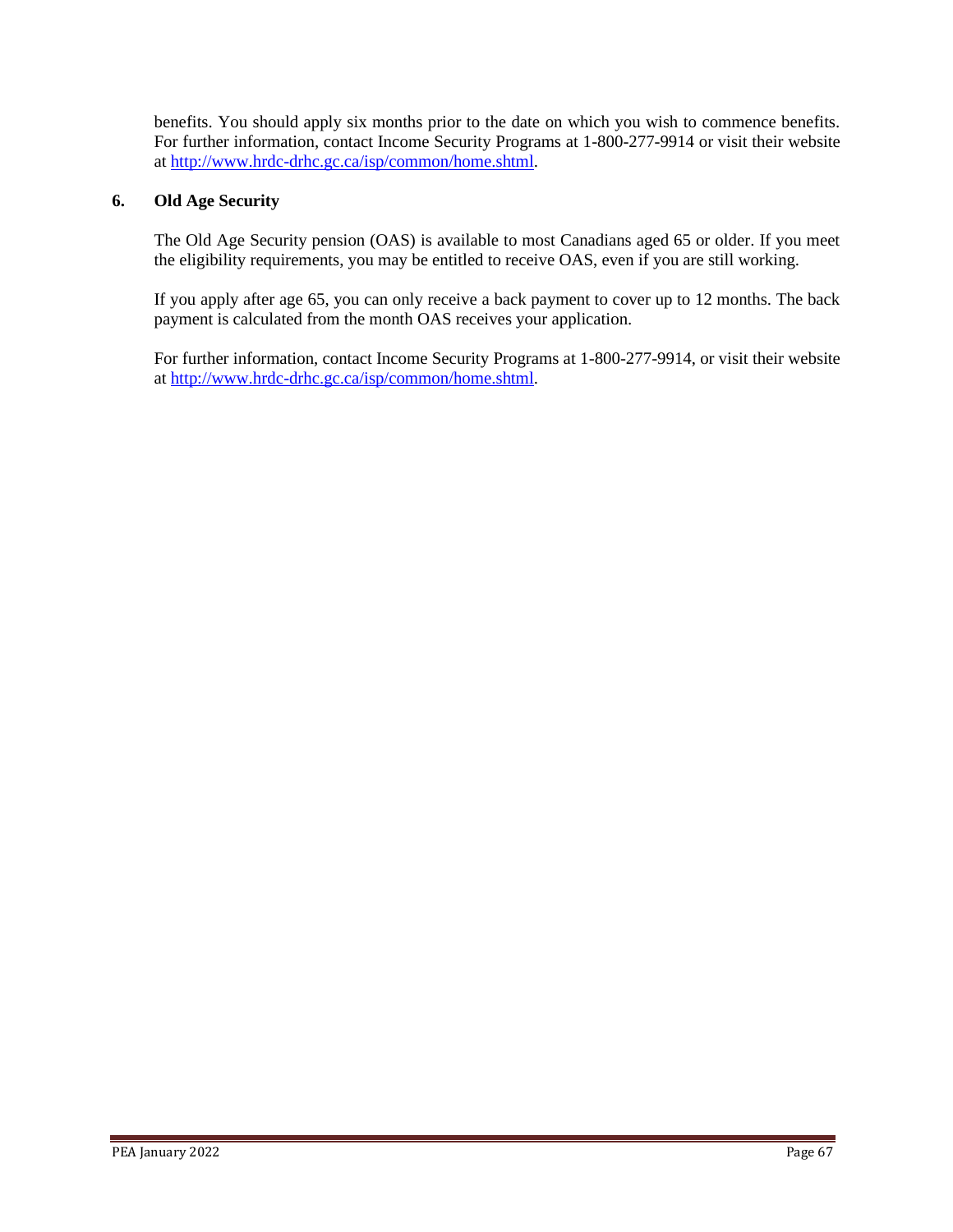benefits. You should apply six months prior to the date on which you wish to commence benefits. For further information, contact Income Security Programs at 1-800-277-9914 or visit their website at [http://www.hrdc-drhc.gc.ca/isp/common/home.shtml](http://www.hrdc-drhc.gc.ca/isp/common/home.shtml).

## 6. Old Age Security

The Old Age Security pension (OAS) is available to most Canadians aged 65 or older. If you meet the eligibility requirements, you may be entitled to receive OAS, even if you are still working.

If you apply after age 65, you can only receive a back payment to cover up to 12 months. The back payment is calculated from the month OAS receives your application.

For further information, contact Income Security Programs at 1-800-277-9914, or visit their website at [http://www.hrdc-drhc.gc.ca/isp/common/home.shtml](http://www.hrdc-drhc.gc.ca/isp/common/home.shtml).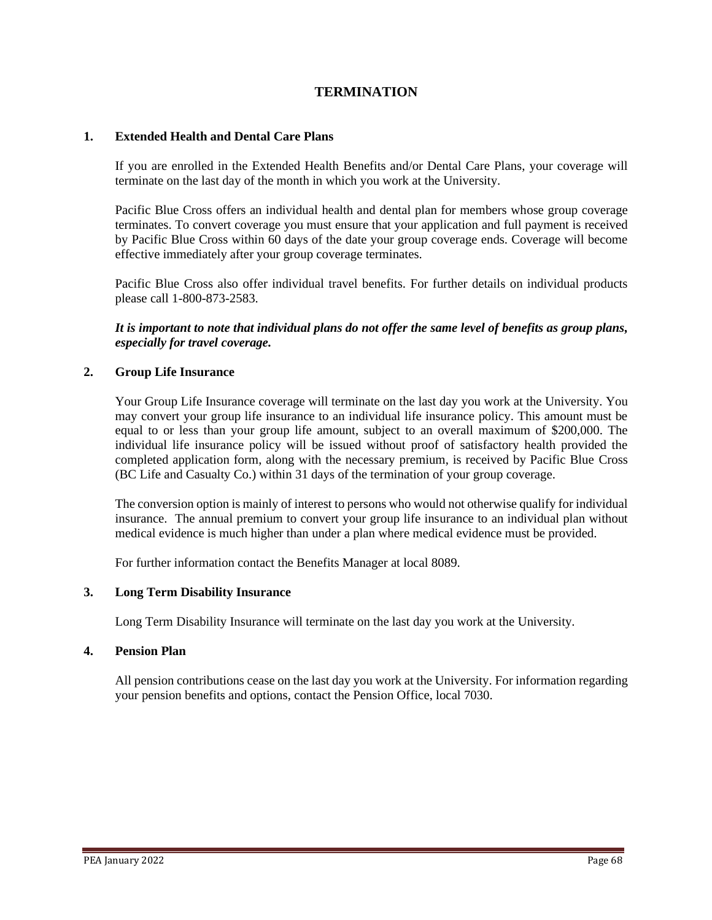# TERMINATION

## 1. Extended Health and Dental Care Plans

If you are enrolled in the Extended Health Benefits and/or Dental Care Plans, your coverage will terminate on the last day of the month in which you work at the University.

Pacific Blue Cross offers an individual health and dental plan for members whose group coverage terminates. To convert coverage you must ensure that your application and full payment is received by Pacific Blue Cross within 60 days of the date your group coverage ends. Coverage will become effective immediately after your group coverage terminates.

Pacific Blue Cross also offer individual travel benefits. For further details on individual products please call 1-800-873-2583.

***It is important to note that individual plans do not offer the same level of benefits as group plans, especially for travel coverage.***

## 2. Group Life Insurance

Your Group Life Insurance coverage will terminate on the last day you work at the University. You may convert your group life insurance to an individual life insurance policy. This amount must be equal to or less than your group life amount, subject to an overall maximum of $200,000. The individual life insurance policy will be issued without proof of satisfactory health provided the completed application form, along with the necessary premium, is received by Pacific Blue Cross (BC Life and Casualty Co.) within 31 days of the termination of your group coverage.

The conversion option is mainly of interest to persons who would not otherwise qualify for individual insurance. The annual premium to convert your group life insurance to an individual plan without medical evidence is much higher than under a plan where medical evidence must be provided.

For further information contact the Benefits Manager at local 8089.

## 3. Long Term Disability Insurance

Long Term Disability Insurance will terminate on the last day you work at the University.

## 4. Pension Plan

All pension contributions cease on the last day you work at the University. For information regarding your pension benefits and options, contact the Pension Office, local 7030.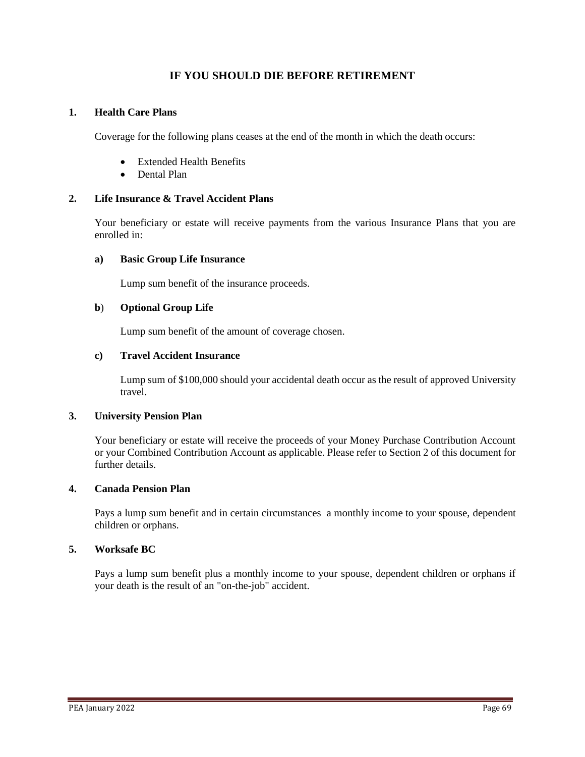# IF YOU SHOULD DIE BEFORE RETIREMENT

## 1. Health Care Plans

Coverage for the following plans ceases at the end of the month in which the death occurs:

- Extended Health Benefits
- Dental Plan

## 2. Life Insurance & Travel Accident Plans

Your beneficiary or estate will receive payments from the various Insurance Plans that you are enrolled in:

### a) Basic Group Life Insurance

Lump sum benefit of the insurance proceeds.

### b) Optional Group Life

Lump sum benefit of the amount of coverage chosen.

### c) Travel Accident Insurance

Lump sum of $100,000 should your accidental death occur as the result of approved University travel.

## 3. University Pension Plan

Your beneficiary or estate will receive the proceeds of your Money Purchase Contribution Account or your Combined Contribution Account as applicable. Please refer to Section 2 of this document for further details.

## 4. Canada Pension Plan

Pays a lump sum benefit and in certain circumstances a monthly income to your spouse, dependent children or orphans.

## 5. Worksafe BC

Pays a lump sum benefit plus a monthly income to your spouse, dependent children or orphans if your death is the result of an "on-the-job" accident.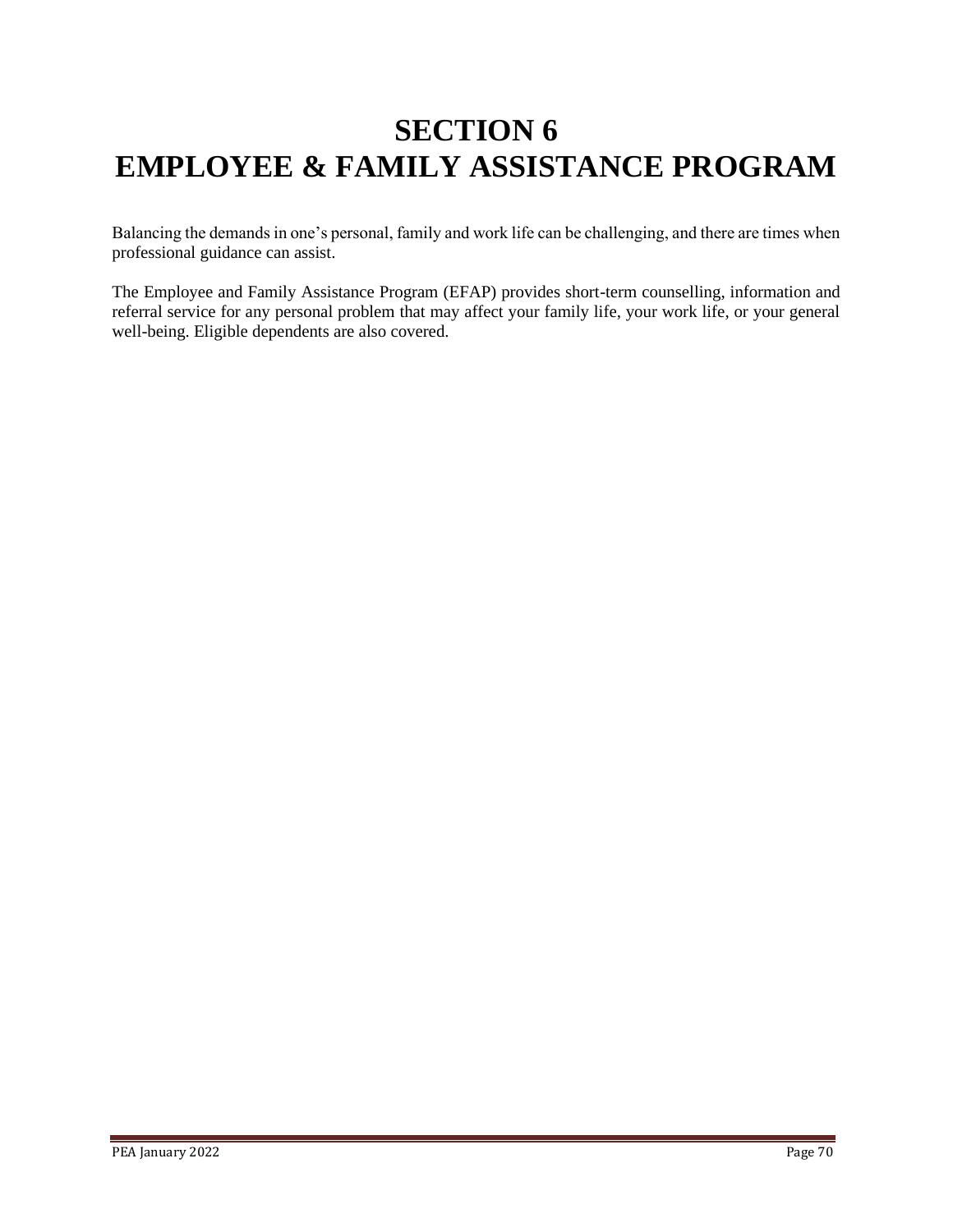# SECTION 6
# EMPLOYEE & FAMILY ASSISTANCE PROGRAM

Balancing the demands in one's personal, family and work life can be challenging, and there are times when professional guidance can assist.

The Employee and Family Assistance Program (EFAP) provides short-term counselling, information and referral service for any personal problem that may affect your family life, your work life, or your general well-being. Eligible dependents are also covered.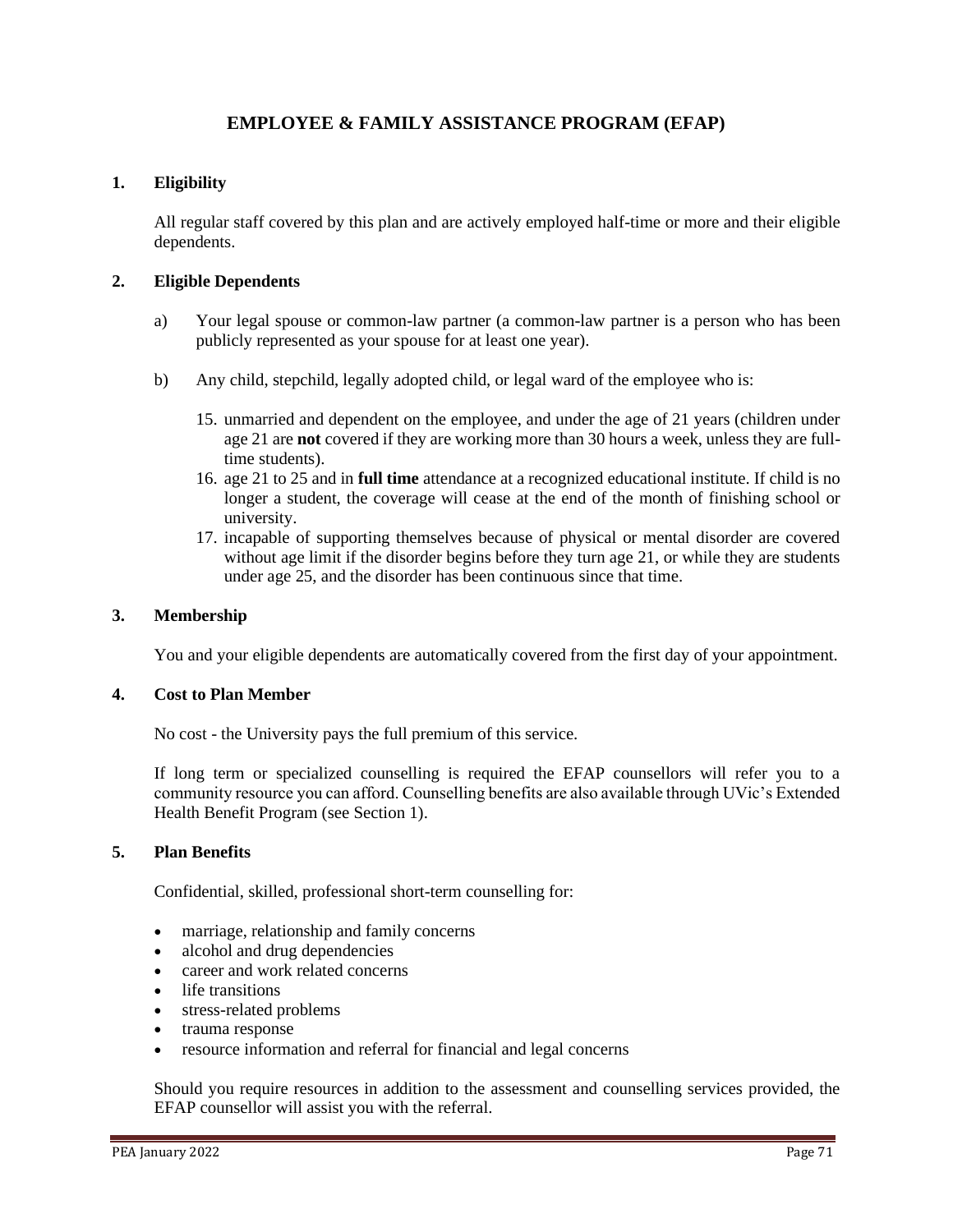# EMPLOYEE & FAMILY ASSISTANCE PROGRAM (EFAP)

## 1. Eligibility

All regular staff covered by this plan and are actively employed half-time or more and their eligible dependents.

## 2. Eligible Dependents

a) Your legal spouse or common-law partner (a common-law partner is a person who has been publicly represented as your spouse for at least one year).

b) Any child, stepchild, legally adopted child, or legal ward of the employee who is:

15. unmarried and dependent on the employee, and under the age of 21 years (children under age 21 are **not** covered if they are working more than 30 hours a week, unless they are full-time students).
16. age 21 to 25 and in **full time** attendance at a recognized educational institute. If child is no longer a student, the coverage will cease at the end of the month of finishing school or university.
17. incapable of supporting themselves because of physical or mental disorder are covered without age limit if the disorder begins before they turn age 21, or while they are students under age 25, and the disorder has been continuous since that time.

## 3. Membership

You and your eligible dependents are automatically covered from the first day of your appointment.

## 4. Cost to Plan Member

No cost - the University pays the full premium of this service.

If long term or specialized counselling is required the EFAP counsellors will refer you to a community resource you can afford. Counselling benefits are also available through UVic's Extended Health Benefit Program (see Section 1).

## 5. Plan Benefits

Confidential, skilled, professional short-term counselling for:

- marriage, relationship and family concerns
- alcohol and drug dependencies
- career and work related concerns
- life transitions
- stress-related problems
- trauma response
- resource information and referral for financial and legal concerns

Should you require resources in addition to the assessment and counselling services provided, the EFAP counsellor will assist you with the referral.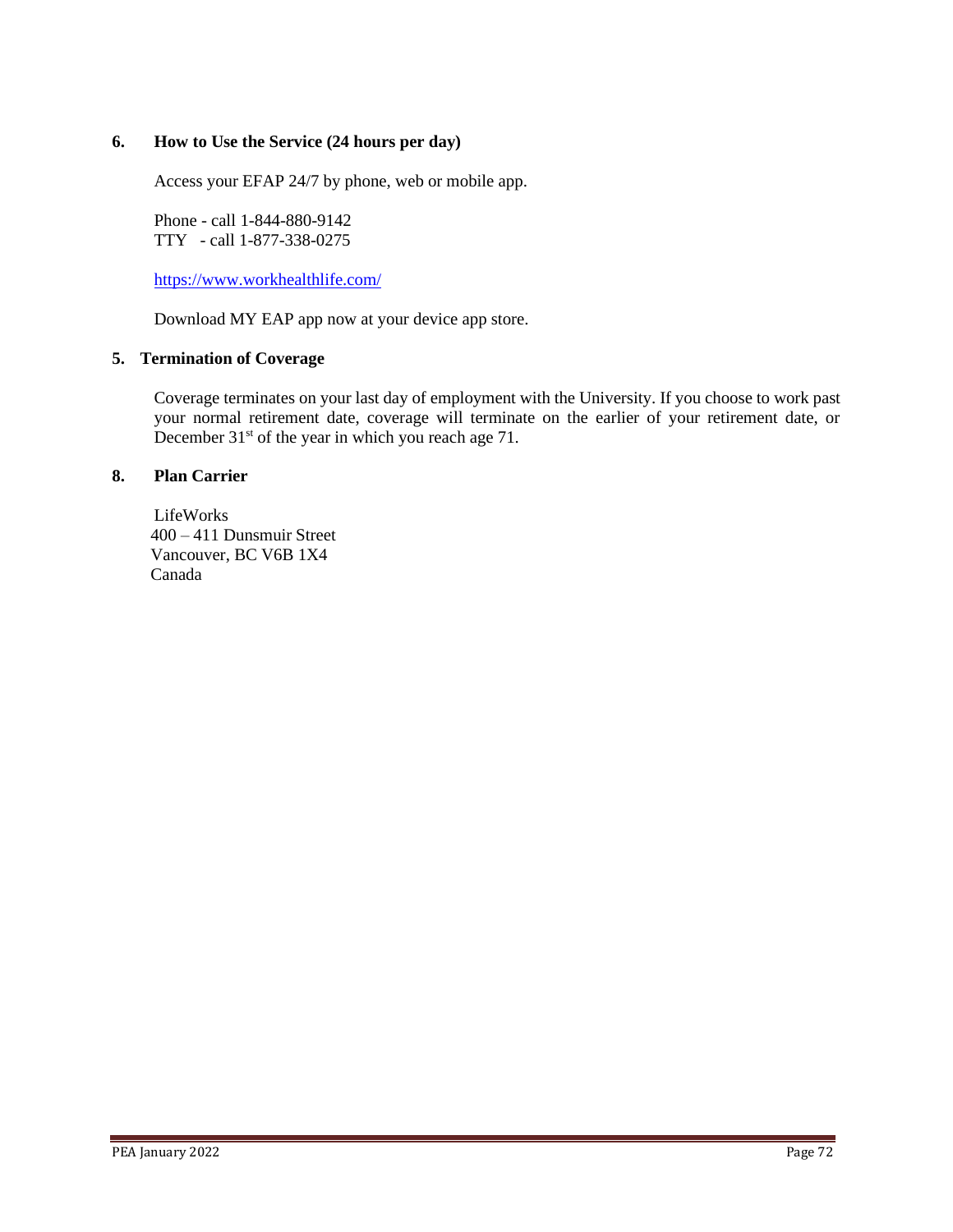### 6. How to Use the Service (24 hours per day)

Access your EFAP 24/7 by phone, web or mobile app.

Phone - call 1-844-880-9142
TTY - call 1-877-338-0275

https://www.workhealthlife.com/

Download MY EAP app now at your device app store.

### 5. Termination of Coverage

Coverage terminates on your last day of employment with the University. If you choose to work past your normal retirement date, coverage will terminate on the earlier of your retirement date, or December 31st of the year in which you reach age 71.

### 8. Plan Carrier

LifeWorks
400 – 411 Dunsmuir Street
Vancouver, BC V6B 1X4
Canada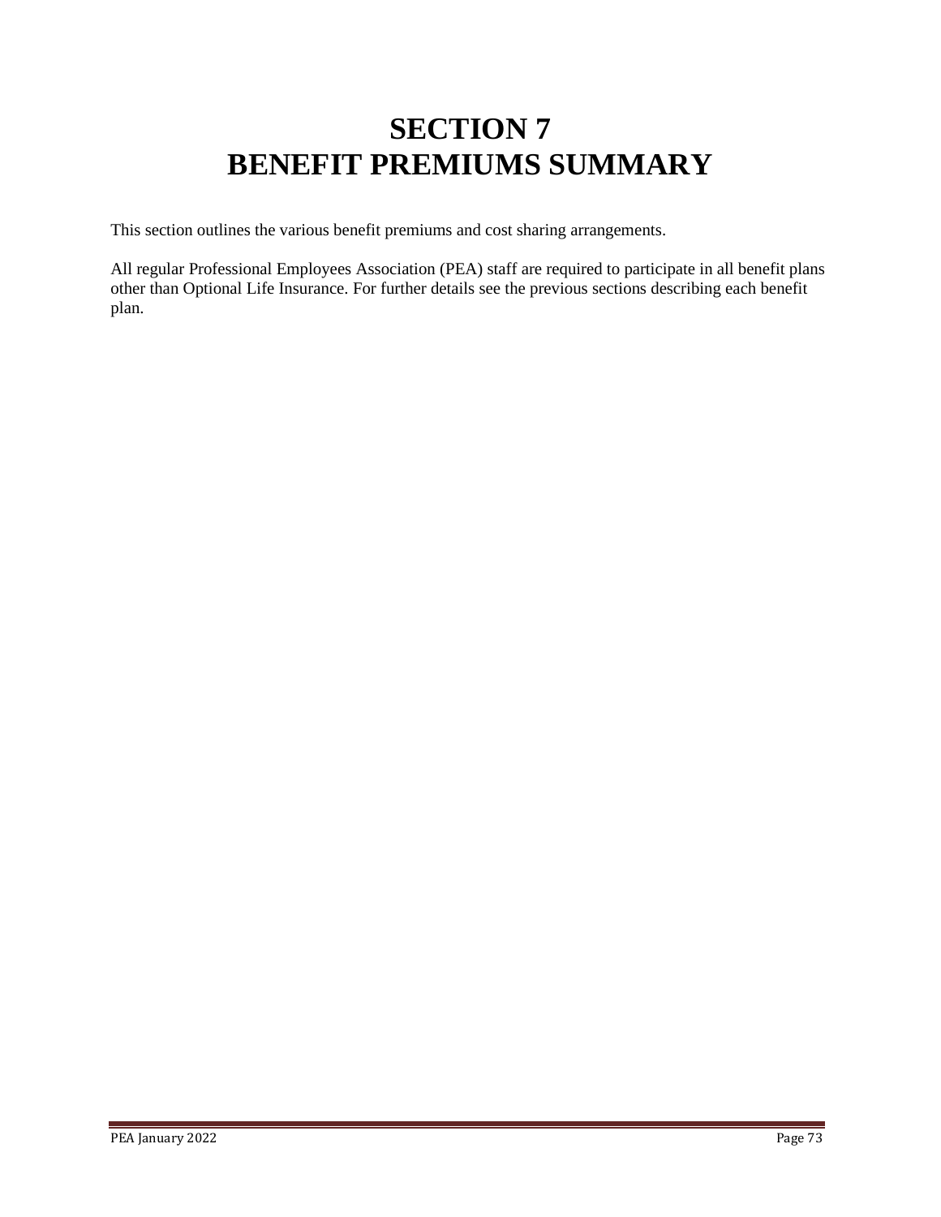# SECTION 7
# BENEFIT PREMIUMS SUMMARY

This section outlines the various benefit premiums and cost sharing arrangements.

All regular Professional Employees Association (PEA) staff are required to participate in all benefit plans other than Optional Life Insurance. For further details see the previous sections describing each benefit plan.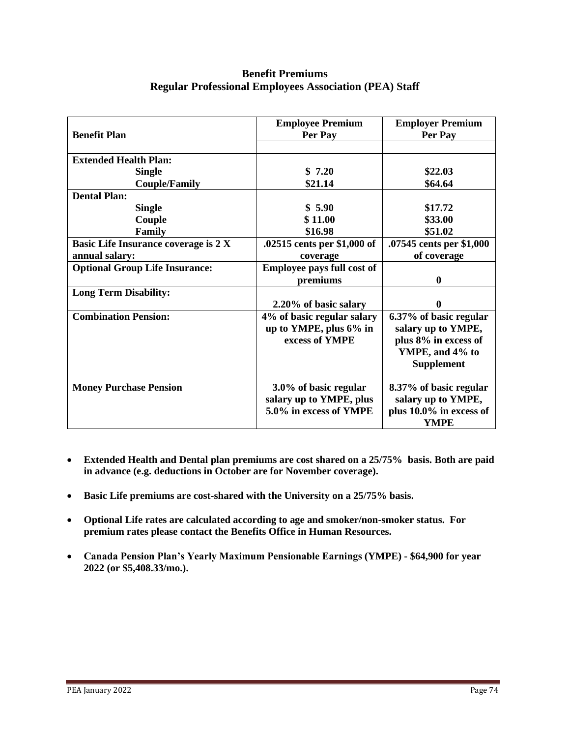## Benefit Premiums
## Regular Professional Employees Association (PEA) Staff

| Benefit Plan | Employee Premium Per Pay | Employer Premium Per Pay |
|---|---|---|
| **Extended Health Plan:** | | |
| Single | $ 7.20 | $22.03 |
| Couple/Family | $21.14 | $64.64 |
| **Dental Plan:** | | |
| Single | $ 5.90 | $17.72 |
| Couple | $ 11.00 | $33.00 |
| Family | $16.98 | $51.02 |
| **Basic Life Insurance coverage is 2 X annual salary:** | .02515 cents per $1,000 of coverage | .07545 cents per $1,000 of coverage |
| **Optional Group Life Insurance:** | Employee pays full cost of premiums | 0 |
| **Long Term Disability:** | 2.20% of basic salary | 0 |
| **Combination Pension:** | 4% of basic regular salary up to YMPE, plus 6% in excess of YMPE | 6.37% of basic regular salary up to YMPE, plus 8% in excess of YMPE, and 4% to Supplement |
| **Money Purchase Pension** | 3.0% of basic regular salary up to YMPE, plus 5.0% in excess of YMPE | 8.37% of basic regular salary up to YMPE, plus 10.0% in excess of YMPE |

- **Extended Health and Dental plan premiums are cost shared on a 25/75% basis. Both are paid in advance (e.g. deductions in October are for November coverage).**
- **Basic Life premiums are cost-shared with the University on a 25/75% basis.**
- **Optional Life rates are calculated according to age and smoker/non-smoker status. For premium rates please contact the Benefits Office in Human Resources.**
- **Canada Pension Plan's Yearly Maximum Pensionable Earnings (YMPE) - $64,900 for year 2022 (or $5,408.33/mo.).**